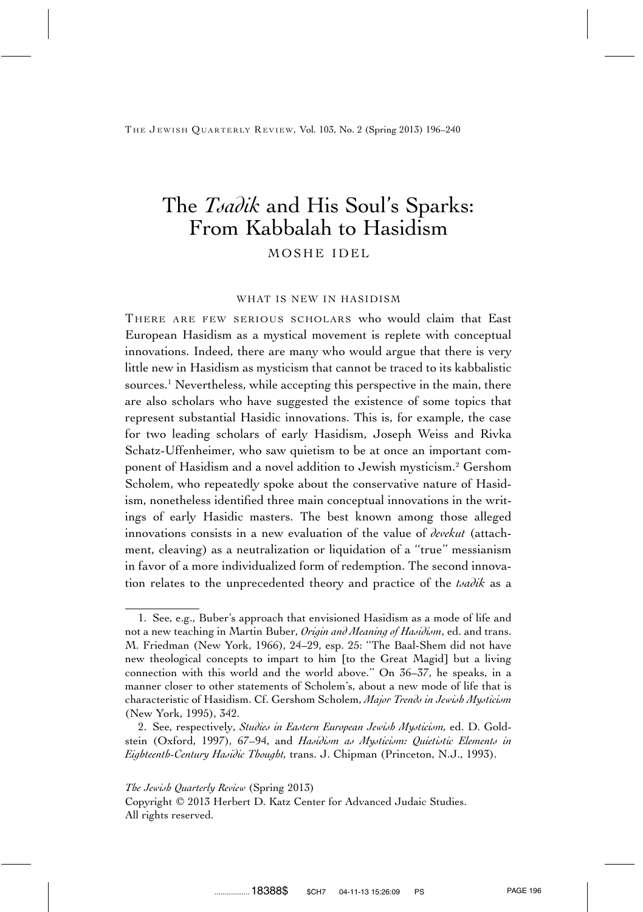# The *Tsadik* and His Soul's Sparks: From Kabbalah to Hasidism

MOSHE IDEL

## WHAT IS NEW IN HASIDISM

THERE ARE FEW SERIOUS SCHOLARS who would claim that East European Hasidism as a mystical movement is replete with conceptual innovations. Indeed, there are many who would argue that there is very little new in Hasidism as mysticism that cannot be traced to its kabbalistic sources.[1] Nevertheless, while accepting this perspective in the main, there are also scholars who have suggested the existence of some topics that represent substantial Hasidic innovations. This is, for example, the case for two leading scholars of early Hasidism, Joseph Weiss and Rivka Schatz-Uffenheimer, who saw quietism to be at once an important component of Hasidism and a novel addition to Jewish mysticism.[2] Gershom Scholem, who repeatedly spoke about the conservative nature of Hasidism, nonetheless identified three main conceptual innovations in the writings of early Hasidic masters. The best known among those alleged innovations consists in a new evaluation of the value of *devekut* (attachment, cleaving) as a neutralization or liquidation of a "true" messianism in favor of a more individualized form of redemption. The second innovation relates to the unprecedented theory and practice of the *tsadik* as a

---

1. See, e.g., Buber's approach that envisioned Hasidism as a mode of life and not a new teaching in Martin Buber, *Origin and Meaning of Hasidism*, ed. and trans. M. Friedman (New York, 1966), 24–29, esp. 25: "The Baal-Shem did not have new theological concepts to impart to him [to the Great Magid] but a living connection with this world and the world above." On 36–37, he speaks, in a manner closer to other statements of Scholem's, about a new mode of life that is characteristic of Hasidism. Cf. Gershom Scholem, *Major Trends in Jewish Mysticism* (New York, 1995), 342.

2. See, respectively, *Studies in Eastern European Jewish Mysticism*, ed. D. Goldstein (Oxford, 1997), 67–94, and *Hasidism as Mysticism: Quietistic Elements in Eighteenth-Century Hasidic Thought*, trans. J. Chipman (Princeton, N.J., 1993).

*The Jewish Quarterly Review* (Spring 2013)
Copyright © 2013 Herbert D. Katz Center for Advanced Judaic Studies.
All rights reserved.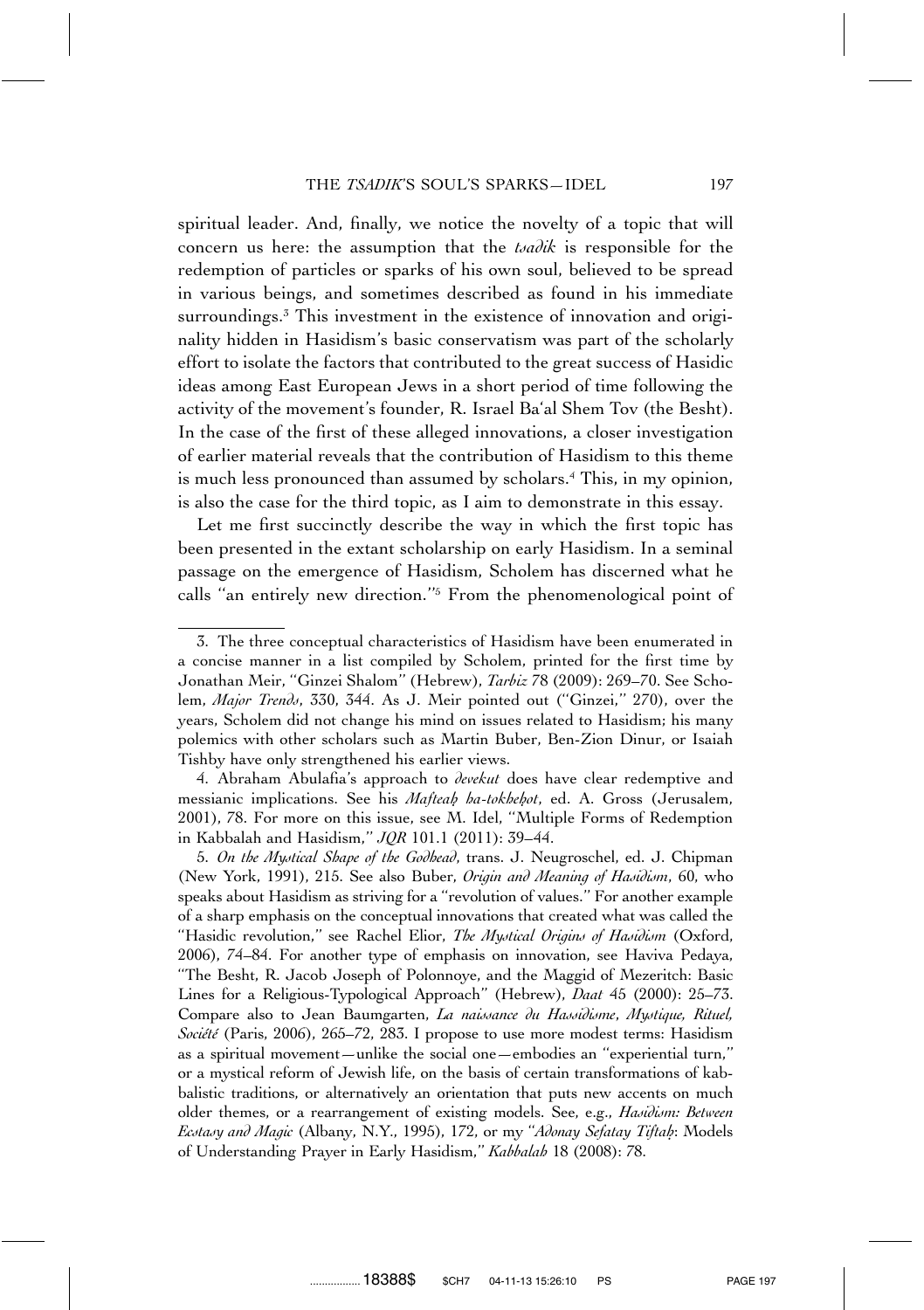spiritual leader. And, finally, we notice the novelty of a topic that will concern us here: the assumption that the *tsadik* is responsible for the redemption of particles or sparks of his own soul, believed to be spread in various beings, and sometimes described as found in his immediate surroundings.[3] This investment in the existence of innovation and originality hidden in Hasidism's basic conservatism was part of the scholarly effort to isolate the factors that contributed to the great success of Hasidic ideas among East European Jews in a short period of time following the activity of the movement's founder, R. Israel Ba'al Shem Tov (the Besht). In the case of the first of these alleged innovations, a closer investigation of earlier material reveals that the contribution of Hasidism to this theme is much less pronounced than assumed by scholars.[4] This, in my opinion, is also the case for the third topic, as I aim to demonstrate in this essay.

Let me first succinctly describe the way in which the first topic has been presented in the extant scholarship on early Hasidism. In a seminal passage on the emergence of Hasidism, Scholem has discerned what he calls "an entirely new direction."[5] From the phenomenological point of

---

3. The three conceptual characteristics of Hasidism have been enumerated in a concise manner in a list compiled by Scholem, printed for the first time by Jonathan Meir, "Ginzei Shalom" (Hebrew), *Tarbiz* 78 (2009): 269–70. See Scholem, *Major Trends*, 330, 344. As J. Meir pointed out ("Ginzei," 270), over the years, Scholem did not change his mind on issues related to Hasidism; his many polemics with other scholars such as Martin Buber, Ben-Zion Dinur, or Isaiah Tishby have only strengthened his earlier views.

4. Abraham Abulafia's approach to *devekut* does have clear redemptive and messianic implications. See his *Mafteaḥ ha-tokheḥot*, ed. A. Gross (Jerusalem, 2001), 78. For more on this issue, see M. Idel, "Multiple Forms of Redemption in Kabbalah and Hasidism," *JQR* 101.1 (2011): 39–44.

5. *On the Mystical Shape of the Godhead*, trans. J. Neugroschel, ed. J. Chipman (New York, 1991), 215. See also Buber, *Origin and Meaning of Hasidism*, 60, who speaks about Hasidism as striving for a "revolution of values." For another example of a sharp emphasis on the conceptual innovations that created what was called the "Hasidic revolution," see Rachel Elior, *The Mystical Origins of Hasidism* (Oxford, 2006), 74–84. For another type of emphasis on innovation, see Haviva Pedaya, "The Besht, R. Jacob Joseph of Polonnoye, and the Maggid of Mezeritch: Basic Lines for a Religious-Typological Approach" (Hebrew), *Daat* 45 (2000): 25–73. Compare also to Jean Baumgarten, *La naissance du Hassidisme, Mystique, Rituel, Société* (Paris, 2006), 265–72, 283. I propose to use more modest terms: Hasidism as a spiritual movement—unlike the social one—embodies an "experiential turn," or a mystical reform of Jewish life, on the basis of certain transformations of kabbalistic traditions, or alternatively an orientation that puts new accents on much older themes, or a rearrangement of existing models. See, e.g., *Hasidism: Between Ecstasy and Magic* (Albany, N.Y., 1995), 172, or my "*Adonay Sefatay Tiftaḥ*: Models of Understanding Prayer in Early Hasidism," *Kabbalah* 18 (2008): 78.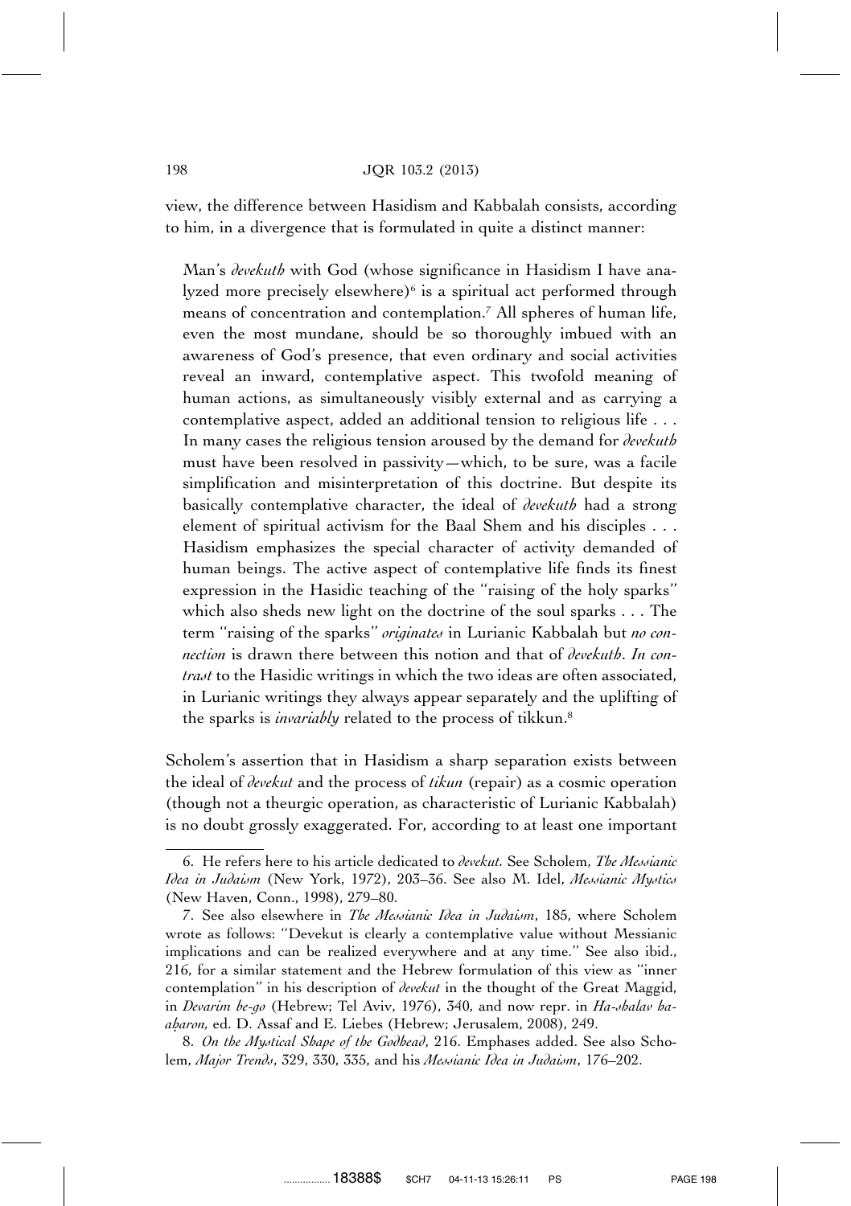view, the difference between Hasidism and Kabbalah consists, according to him, in a divergence that is formulated in quite a distinct manner:

> Man's *devekuth* with God (whose significance in Hasidism I have analyzed more precisely elsewhere)[6] is a spiritual act performed through means of concentration and contemplation.[7] All spheres of human life, even the most mundane, should be so thoroughly imbued with an awareness of God's presence, that even ordinary and social activities reveal an inward, contemplative aspect. This twofold meaning of human actions, as simultaneously visibly external and as carrying a contemplative aspect, added an additional tension to religious life . . . In many cases the religious tension aroused by the demand for *devekuth* must have been resolved in passivity—which, to be sure, was a facile simplification and misinterpretation of this doctrine. But despite its basically contemplative character, the ideal of *devekuth* had a strong element of spiritual activism for the Baal Shem and his disciples . . . Hasidism emphasizes the special character of activity demanded of human beings. The active aspect of contemplative life finds its finest expression in the Hasidic teaching of the "raising of the holy sparks" which also sheds new light on the doctrine of the soul sparks . . . The term "raising of the sparks" *originates* in Lurianic Kabbalah but *no connection* is drawn there between this notion and that of *devekuth*. *In contrast* to the Hasidic writings in which the two ideas are often associated, in Lurianic writings they always appear separately and the uplifting of the sparks is *invariably* related to the process of tikkun.[8]

Scholem's assertion that in Hasidism a sharp separation exists between the ideal of *devekut* and the process of *tikun* (repair) as a cosmic operation (though not a theurgic operation, as characteristic of Lurianic Kabbalah) is no doubt grossly exaggerated. For, according to at least one important

---

6. He refers here to his article dedicated to *devekut.* See Scholem, *The Messianic Idea in Judaism* (New York, 1972), 203–36. See also M. Idel, *Messianic Mystics* (New Haven, Conn., 1998), 279–80.

7. See also elsewhere in *The Messianic Idea in Judaism*, 185, where Scholem wrote as follows: "Devekut is clearly a contemplative value without Messianic implications and can be realized everywhere and at any time." See also ibid., 216, for a similar statement and the Hebrew formulation of this view as "inner contemplation" in his description of *devekut* in the thought of the Great Maggid, in *Devarim be-go* (Hebrew; Tel Aviv, 1976), 340, and now repr. in *Ha-shalav ha-aḥaron,* ed. D. Assaf and E. Liebes (Hebrew; Jerusalem, 2008), 249.

8. *On the Mystical Shape of the Godhead*, 216. Emphases added. See also Scholem, *Major Trends*, 329, 330, 335, and his *Messianic Idea in Judaism*, 176–202.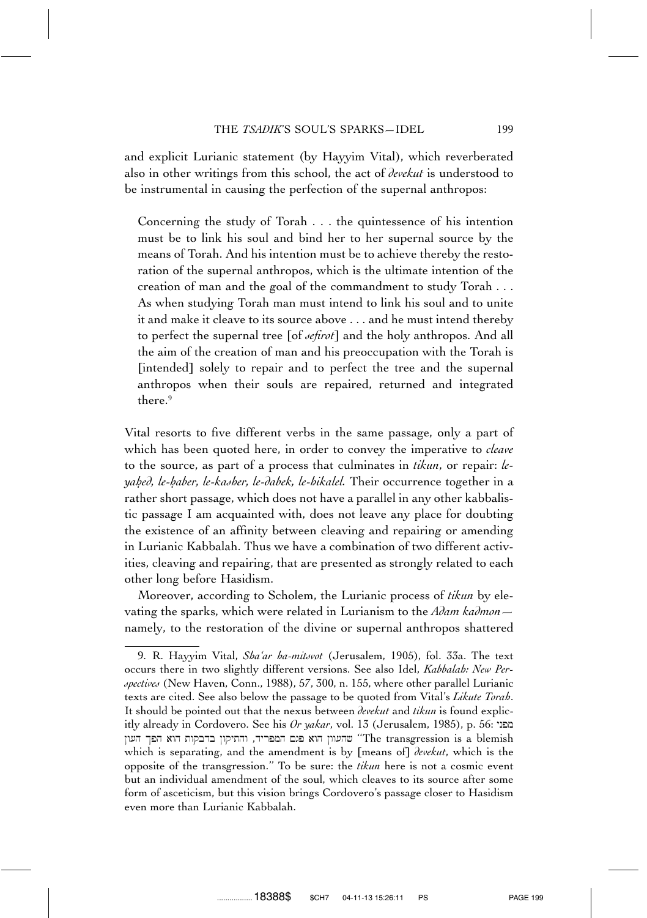and explicit Lurianic statement (by Hayyim Vital), which reverberated also in other writings from this school, the act of *devekut* is understood to be instrumental in causing the perfection of the supernal anthropos:

> Concerning the study of Torah . . . the quintessence of his intention must be to link his soul and bind her to her supernal source by the means of Torah. And his intention must be to achieve thereby the restoration of the supernal anthropos, which is the ultimate intention of the creation of man and the goal of the commandment to study Torah . . . As when studying Torah man must intend to link his soul and to unite it and make it cleave to its source above . . . and he must intend thereby to perfect the supernal tree [of *sefirot*] and the holy anthropos. And all the aim of the creation of man and his preoccupation with the Torah is [intended] solely to repair and to perfect the tree and the supernal anthropos when their souls are repaired, returned and integrated there.[9]

Vital resorts to five different verbs in the same passage, only a part of which has been quoted here, in order to convey the imperative to *cleave* to the source, as part of a process that culminates in *tikun*, or repair: *le-yaḥed, le-ḥaber, le-kasher, le-dabek, le-hikalel.* Their occurrence together in a rather short passage, which does not have a parallel in any other kabbalistic passage I am acquainted with, does not leave any place for doubting the existence of an affinity between cleaving and repairing or amending in Lurianic Kabbalah. Thus we have a combination of two different activities, cleaving and repairing, that are presented as strongly related to each other long before Hasidism.

Moreover, according to Scholem, the Lurianic process of *tikun* by elevating the sparks, which were related in Lurianism to the *Adam kadmon*—namely, to the restoration of the divine or supernal anthropos shattered

---

9. R. Hayyim Vital, *Sha'ar ha-mitsvot* (Jerusalem, 1905), fol. 33a. The text occurs there in two slightly different versions. See also Idel, *Kabbalah: New Perspectives* (New Haven, Conn., 1988), 57, 300, n. 155, where other parallel Lurianic texts are cited. See also below the passage to be quoted from Vital's *Likute Torah*. It should be pointed out that the nexus between *devekut* and *tikun* is found explicitly already in Cordovero. See his *Or yakar*, vol. 13 (Jerusalem, 1985), p. 56: מפני שהעוון הוא פגם המפריד, והתיקון בדבקות הוא הפך העון "The transgression is a blemish which is separating, and the amendment is by [means of] *devekut*, which is the opposite of the transgression." To be sure: the *tikun* here is not a cosmic event but an individual amendment of the soul, which cleaves to its source after some form of asceticism, but this vision brings Cordovero's passage closer to Hasidism even more than Lurianic Kabbalah.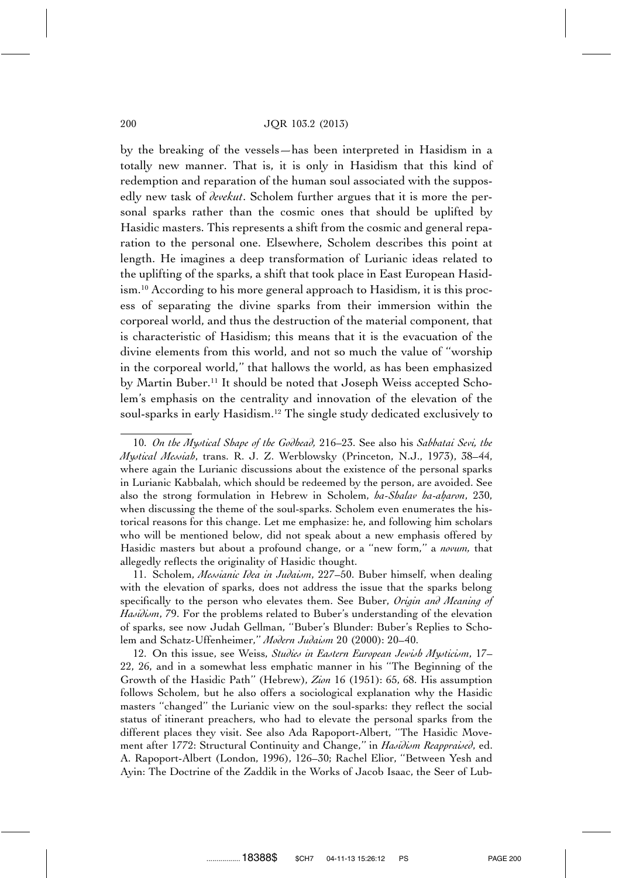by the breaking of the vessels—has been interpreted in Hasidism in a totally new manner. That is, it is only in Hasidism that this kind of redemption and reparation of the human soul associated with the supposedly new task of *devekut*. Scholem further argues that it is more the personal sparks rather than the cosmic ones that should be uplifted by Hasidic masters. This represents a shift from the cosmic and general reparation to the personal one. Elsewhere, Scholem describes this point at length. He imagines a deep transformation of Lurianic ideas related to the uplifting of the sparks, a shift that took place in East European Hasidism.[10] According to his more general approach to Hasidism, it is this process of separating the divine sparks from their immersion within the corporeal world, and thus the destruction of the material component, that is characteristic of Hasidism; this means that it is the evacuation of the divine elements from this world, and not so much the value of "worship in the corporeal world," that hallows the world, as has been emphasized by Martin Buber.[11] It should be noted that Joseph Weiss accepted Scholem's emphasis on the centrality and innovation of the elevation of the soul-sparks in early Hasidism.[12] The single study dedicated exclusively to

---

10. *On the Mystical Shape of the Godhead,* 216–23. See also his *Sabbatai Sevi, the Mystical Messiah*, trans. R. J. Z. Werblowsky (Princeton, N.J., 1973), 38–44, where again the Lurianic discussions about the existence of the personal sparks in Lurianic Kabbalah, which should be redeemed by the person, are avoided. See also the strong formulation in Hebrew in Scholem, *ha-Shalav ha-aḥaron*, 230, when discussing the theme of the soul-sparks. Scholem even enumerates the historical reasons for this change. Let me emphasize: he, and following him scholars who will be mentioned below, did not speak about a new emphasis offered by Hasidic masters but about a profound change, or a "new form," a *novum,* that allegedly reflects the originality of Hasidic thought.

11. Scholem, *Messianic Idea in Judaism*, 227–50. Buber himself, when dealing with the elevation of sparks, does not address the issue that the sparks belong specifically to the person who elevates them. See Buber, *Origin and Meaning of Hasidism*, 79. For the problems related to Buber's understanding of the elevation of sparks, see now Judah Gellman, "Buber's Blunder: Buber's Replies to Scholem and Schatz-Uffenheimer," *Modern Judaism* 20 (2000): 20–40.

12. On this issue, see Weiss, *Studies in Eastern European Jewish Mysticism*, 17–22, 26, and in a somewhat less emphatic manner in his "The Beginning of the Growth of the Hasidic Path" (Hebrew), *Zion* 16 (1951): 65, 68. His assumption follows Scholem, but he also offers a sociological explanation why the Hasidic masters "changed" the Lurianic view on the soul-sparks: they reflect the social status of itinerant preachers, who had to elevate the personal sparks from the different places they visit. See also Ada Rapoport-Albert, "The Hasidic Movement after 1772: Structural Continuity and Change," in *Hasidism Reappraised*, ed. A. Rapoport-Albert (London, 1996), 126–30; Rachel Elior, "Between Yesh and Ayin: The Doctrine of the Zaddik in the Works of Jacob Isaac, the Seer of Lub-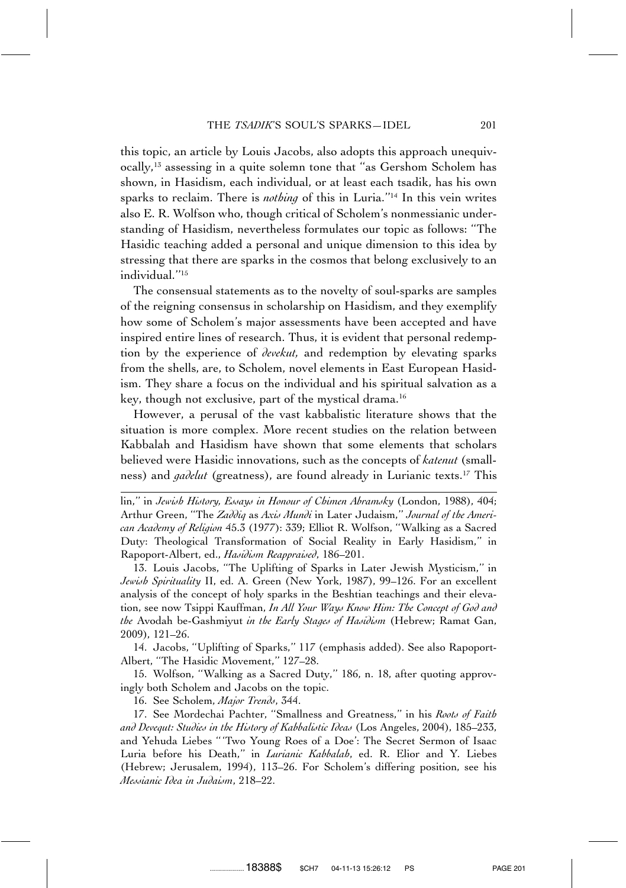this topic, an article by Louis Jacobs, also adopts this approach unequivocally,[13] assessing in a quite solemn tone that "as Gershom Scholem has shown, in Hasidism, each individual, or at least each tsadik, has his own sparks to reclaim. There is *nothing* of this in Luria."[14] In this vein writes also E. R. Wolfson who, though critical of Scholem's nonmessianic understanding of Hasidism, nevertheless formulates our topic as follows: "The Hasidic teaching added a personal and unique dimension to this idea by stressing that there are sparks in the cosmos that belong exclusively to an individual."[15]

The consensual statements as to the novelty of soul-sparks are samples of the reigning consensus in scholarship on Hasidism, and they exemplify how some of Scholem's major assessments have been accepted and have inspired entire lines of research. Thus, it is evident that personal redemption by the experience of *devekut,* and redemption by elevating sparks from the shells, are, to Scholem, novel elements in East European Hasidism. They share a focus on the individual and his spiritual salvation as a key, though not exclusive, part of the mystical drama.[16]

However, a perusal of the vast kabbalistic literature shows that the situation is more complex. More recent studies on the relation between Kabbalah and Hasidism have shown that some elements that scholars believed were Hasidic innovations, such as the concepts of *katenut* (smallness) and *gadelut* (greatness), are found already in Lurianic texts.[17] This

---

lin," in *Jewish History, Essays in Honour of Chimen Abramsky* (London, 1988), 404; Arthur Green, "The *Zaddiq* as *Axis Mundi* in Later Judaism," *Journal of the American Academy of Religion* 45.3 (1977): 339; Elliot R. Wolfson, "Walking as a Sacred Duty: Theological Transformation of Social Reality in Early Hasidism," in Rapoport-Albert, ed., *Hasidism Reappraised*, 186–201.

13. Louis Jacobs, "The Uplifting of Sparks in Later Jewish Mysticism," in *Jewish Spirituality* II, ed. A. Green (New York, 1987), 99–126. For an excellent analysis of the concept of holy sparks in the Beshtian teachings and their elevation, see now Tsippi Kauffman, *In All Your Ways Know Him: The Concept of God and the* Avodah be-Gashmiyut *in the Early Stages of Hasidism* (Hebrew; Ramat Gan, 2009), 121–26.

14. Jacobs, "Uplifting of Sparks," 117 (emphasis added). See also Rapoport-Albert, "The Hasidic Movement," 127–28.

15. Wolfson, "Walking as a Sacred Duty," 186, n. 18, after quoting approvingly both Scholem and Jacobs on the topic.

16. See Scholem, *Major Trends*, 344.

17. See Mordechai Pachter, "Smallness and Greatness," in his *Roots of Faith and Devequt: Studies in the History of Kabbalistic Ideas* (Los Angeles, 2004), 185–233, and Yehuda Liebes "'Two Young Roes of a Doe': The Secret Sermon of Isaac Luria before his Death," in *Lurianic Kabbalah*, ed. R. Elior and Y. Liebes (Hebrew; Jerusalem, 1994), 113–26. For Scholem's differing position, see his *Messianic Idea in Judaism*, 218–22.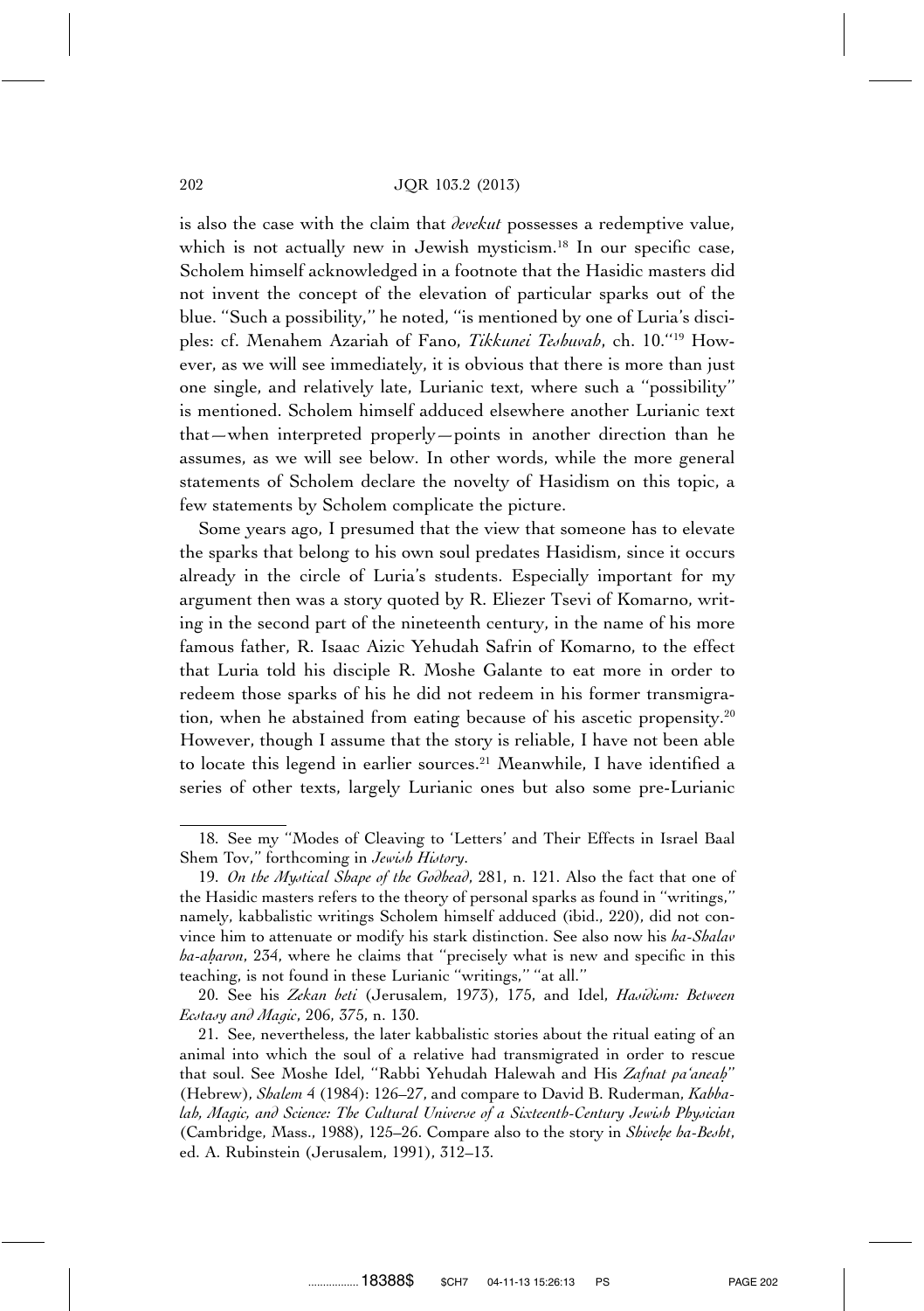is also the case with the claim that *devekut* possesses a redemptive value, which is not actually new in Jewish mysticism.[18] In our specific case, Scholem himself acknowledged in a footnote that the Hasidic masters did not invent the concept of the elevation of particular sparks out of the blue. ''Such a possibility,'' he noted, ''is mentioned by one of Luria's disciples: cf. Menahem Azariah of Fano, *Tikkunei Teshuvah*, ch. 10.''[19] However, as we will see immediately, it is obvious that there is more than just one single, and relatively late, Lurianic text, where such a ''possibility'' is mentioned. Scholem himself adduced elsewhere another Lurianic text that—when interpreted properly—points in another direction than he assumes, as we will see below. In other words, while the more general statements of Scholem declare the novelty of Hasidism on this topic, a few statements by Scholem complicate the picture.

Some years ago, I presumed that the view that someone has to elevate the sparks that belong to his own soul predates Hasidism, since it occurs already in the circle of Luria's students. Especially important for my argument then was a story quoted by R. Eliezer Tsevi of Komarno, writing in the second part of the nineteenth century, in the name of his more famous father, R. Isaac Aizic Yehudah Safrin of Komarno, to the effect that Luria told his disciple R. Moshe Galante to eat more in order to redeem those sparks of his he did not redeem in his former transmigration, when he abstained from eating because of his ascetic propensity.[20] However, though I assume that the story is reliable, I have not been able to locate this legend in earlier sources.[21] Meanwhile, I have identified a series of other texts, largely Lurianic ones but also some pre-Lurianic

---

18. See my ''Modes of Cleaving to 'Letters' and Their Effects in Israel Baal Shem Tov,'' forthcoming in *Jewish History*.

19. *On the Mystical Shape of the Godhead*, 281, n. 121. Also the fact that one of the Hasidic masters refers to the theory of personal sparks as found in ''writings,'' namely, kabbalistic writings Scholem himself adduced (ibid., 220), did not convince him to attenuate or modify his stark distinction. See also now his *ha-Shalav ha-aḥaron*, 234, where he claims that ''precisely what is new and specific in this teaching, is not found in these Lurianic ''writings,'' ''at all.''

20. See his *Zekan beti* (Jerusalem, 1973), 175, and Idel, *Hasidism: Between Ecstasy and Magic*, 206, 375, n. 130.

21. See, nevertheless, the later kabbalistic stories about the ritual eating of an animal into which the soul of a relative had transmigrated in order to rescue that soul. See Moshe Idel, ''Rabbi Yehudah Halewah and His *Zafnat pa'aneaḥ*'' (Hebrew), *Shalem* 4 (1984): 126–27, and compare to David B. Ruderman, *Kabbalah, Magic, and Science: The Cultural Universe of a Sixteenth-Century Jewish Physician* (Cambridge, Mass., 1988), 125–26. Compare also to the story in *Shiveḥe ha-Besht*, ed. A. Rubinstein (Jerusalem, 1991), 312–13.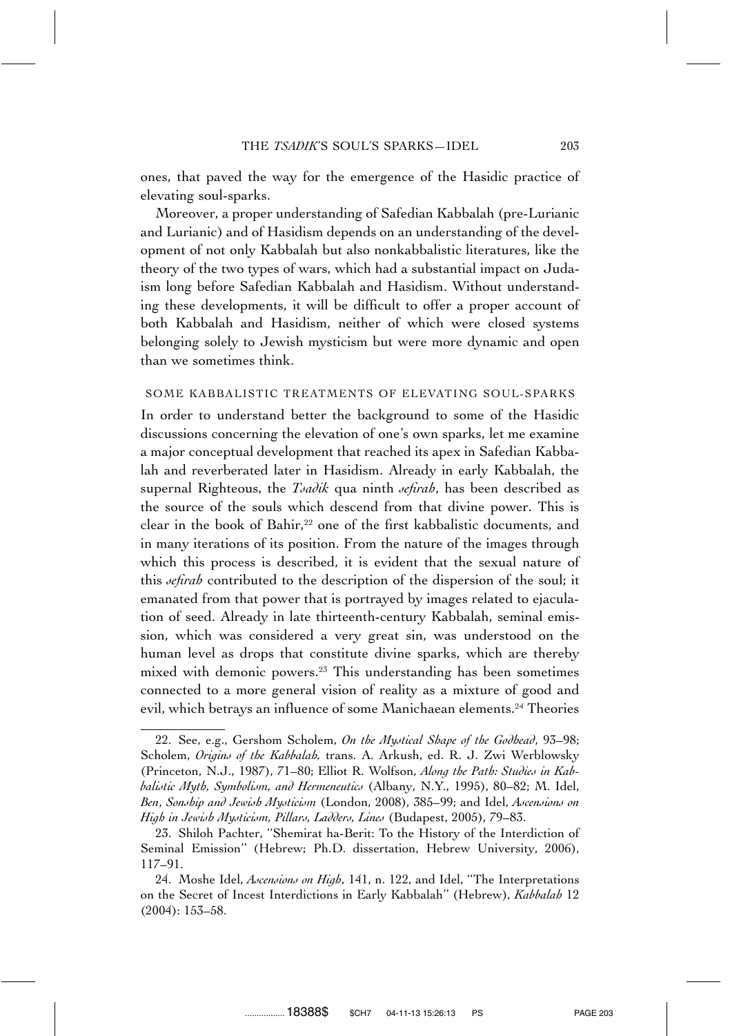ones, that paved the way for the emergence of the Hasidic practice of elevating soul-sparks.

Moreover, a proper understanding of Safedian Kabbalah (pre-Lurianic and Lurianic) and of Hasidism depends on an understanding of the development of not only Kabbalah but also nonkabbalistic literatures, like the theory of the two types of wars, which had a substantial impact on Judaism long before Safedian Kabbalah and Hasidism. Without understanding these developments, it will be difficult to offer a proper account of both Kabbalah and Hasidism, neither of which were closed systems belonging solely to Jewish mysticism but were more dynamic and open than we sometimes think.

## SOME KABBALISTIC TREATMENTS OF ELEVATING SOUL-SPARKS

In order to understand better the background to some of the Hasidic discussions concerning the elevation of one's own sparks, let me examine a major conceptual development that reached its apex in Safedian Kabbalah and reverberated later in Hasidism. Already in early Kabbalah, the supernal Righteous, the *Tsadik* qua ninth *sefirah*, has been described as the source of the souls which descend from that divine power. This is clear in the book of Bahir,[22] one of the first kabbalistic documents, and in many iterations of its position. From the nature of the images through which this process is described, it is evident that the sexual nature of this *sefirah* contributed to the description of the dispersion of the soul; it emanated from that power that is portrayed by images related to ejaculation of seed. Already in late thirteenth-century Kabbalah, seminal emission, which was considered a very great sin, was understood on the human level as drops that constitute divine sparks, which are thereby mixed with demonic powers.[23] This understanding has been sometimes connected to a more general vision of reality as a mixture of good and evil, which betrays an influence of some Manichaean elements.[24] Theories

---

22. See, e.g., Gershom Scholem, *On the Mystical Shape of the Godhead*, 93–98; Scholem, *Origins of the Kabbalah*, trans. A. Arkush, ed. R. J. Zwi Werblowsky (Princeton, N.J., 1987), 71–80; Elliot R. Wolfson, *Along the Path: Studies in Kabbalistic Myth, Symbolism, and Hermeneutics* (Albany, N.Y., 1995), 80–82; M. Idel, *Ben*, *Sonship and Jewish Mysticism* (London, 2008), 385–99; and Idel, *Ascensions on High in Jewish Mysticism, Pillars, Ladders, Lines* (Budapest, 2005), 79–83.

23. Shiloh Pachter, "Shemirat ha-Berit: To the History of the Interdiction of Seminal Emission" (Hebrew; Ph.D. dissertation, Hebrew University, 2006), 117–91.

24. Moshe Idel, *Ascensions on High*, 141, n. 122, and Idel, "The Interpretations on the Secret of Incest Interdictions in Early Kabbalah" (Hebrew), *Kabbalah* 12 (2004): 153–58.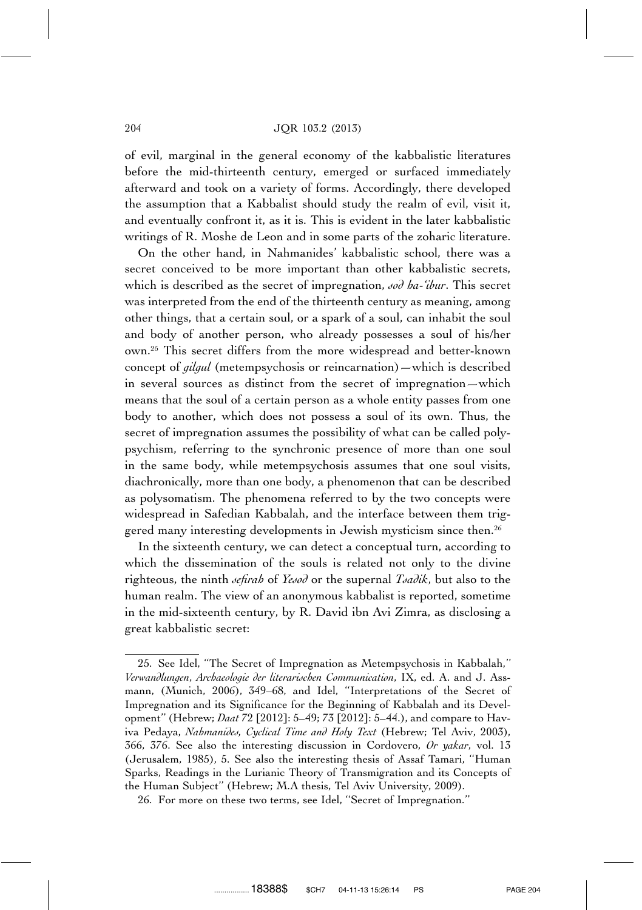of evil, marginal in the general economy of the kabbalistic literatures before the mid-thirteenth century, emerged or surfaced immediately afterward and took on a variety of forms. Accordingly, there developed the assumption that a Kabbalist should study the realm of evil, visit it, and eventually confront it, as it is. This is evident in the later kabbalistic writings of R. Moshe de Leon and in some parts of the zoharic literature.

On the other hand, in Nahmanides' kabbalistic school, there was a secret conceived to be more important than other kabbalistic secrets, which is described as the secret of impregnation, *sod ha-'ibur*. This secret was interpreted from the end of the thirteenth century as meaning, among other things, that a certain soul, or a spark of a soul, can inhabit the soul and body of another person, who already possesses a soul of his/her own.[25] This secret differs from the more widespread and better-known concept of *gilgul* (metempsychosis or reincarnation)—which is described in several sources as distinct from the secret of impregnation—which means that the soul of a certain person as a whole entity passes from one body to another, which does not possess a soul of its own. Thus, the secret of impregnation assumes the possibility of what can be called polypsychism, referring to the synchronic presence of more than one soul in the same body, while metempsychosis assumes that one soul visits, diachronically, more than one body, a phenomenon that can be described as polysomatism. The phenomena referred to by the two concepts were widespread in Safedian Kabbalah, and the interface between them triggered many interesting developments in Jewish mysticism since then.[26]

In the sixteenth century, we can detect a conceptual turn, according to which the dissemination of the souls is related not only to the divine righteous, the ninth *sefirah* of *Yesod* or the supernal *Tsadik*, but also to the human realm. The view of an anonymous kabbalist is reported, sometime in the mid-sixteenth century, by R. David ibn Avi Zimra, as disclosing a great kabbalistic secret:

---

25. See Idel, "The Secret of Impregnation as Metempsychosis in Kabbalah," *Verwandlungen*, *Archaeologie der literarischen Communication*, IX, ed. A. and J. Assmann, (Munich, 2006), 349–68, and Idel, "Interpretations of the Secret of Impregnation and its Significance for the Beginning of Kabbalah and its Development" (Hebrew; *Daat* 72 [2012]: 5–49; 73 [2012]: 5–44.), and compare to Haviva Pedaya, *Nahmanides, Cyclical Time and Holy Text* (Hebrew; Tel Aviv, 2003), 366, 376. See also the interesting discussion in Cordovero, *Or yakar*, vol. 13 (Jerusalem, 1985), 5. See also the interesting thesis of Assaf Tamari, "Human Sparks, Readings in the Lurianic Theory of Transmigration and its Concepts of the Human Subject" (Hebrew; M.A thesis, Tel Aviv University, 2009).

26. For more on these two terms, see Idel, "Secret of Impregnation."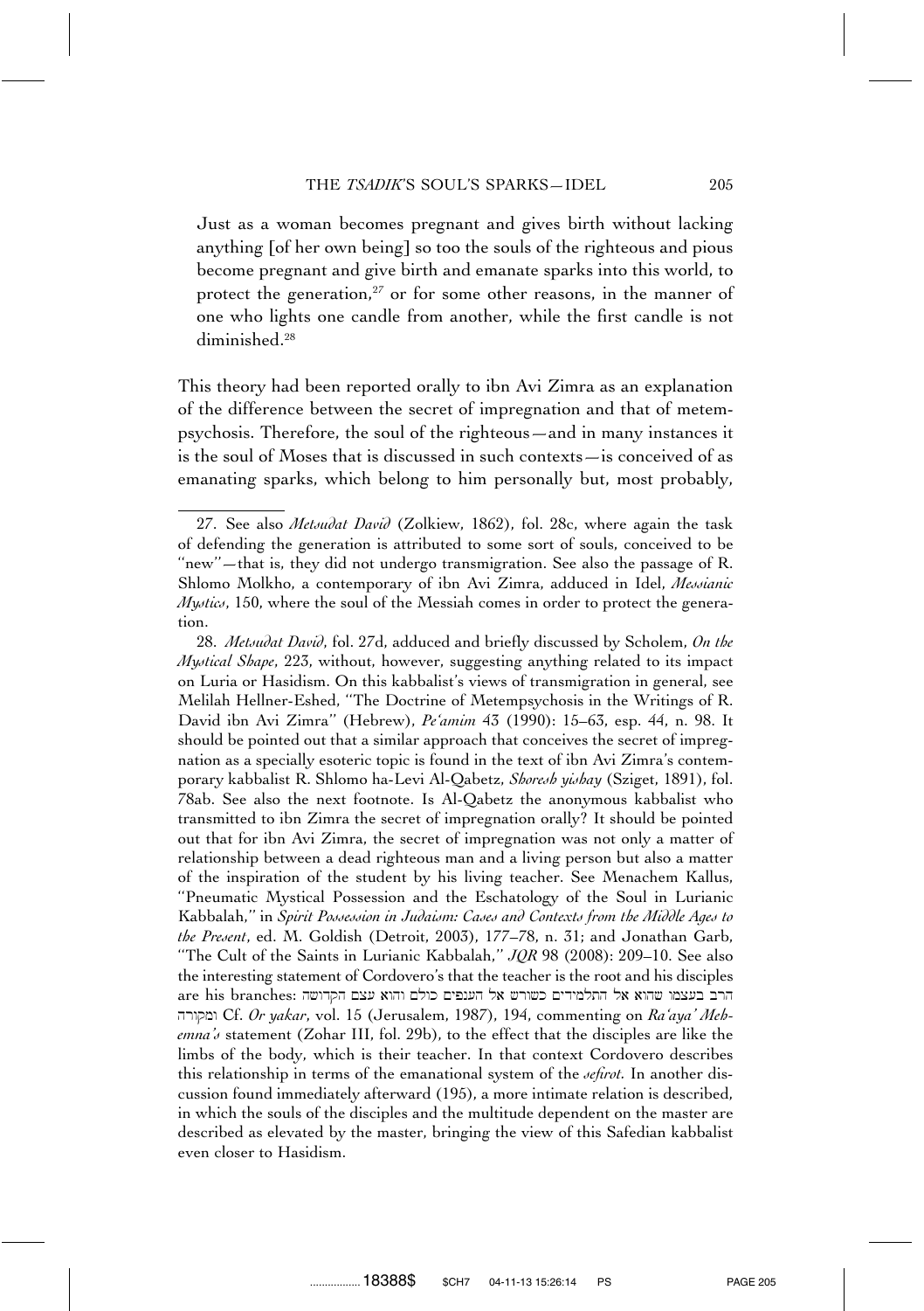> Just as a woman becomes pregnant and gives birth without lacking anything [of her own being] so too the souls of the righteous and pious become pregnant and give birth and emanate sparks into this world, to protect the generation,[27] or for some other reasons, in the manner of one who lights one candle from another, while the first candle is not diminished.[28]

This theory had been reported orally to ibn Avi Zimra as an explanation of the difference between the secret of impregnation and that of metempsychosis. Therefore, the soul of the righteous—and in many instances it is the soul of Moses that is discussed in such contexts—is conceived of as emanating sparks, which belong to him personally but, most probably,

---

27. See also *Metsudat David* (Zolkiew, 1862), fol. 28c, where again the task of defending the generation is attributed to some sort of souls, conceived to be "new"—that is, they did not undergo transmigration. See also the passage of R. Shlomo Molkho, a contemporary of ibn Avi Zimra, adduced in Idel, *Messianic Mystics*, 150, where the soul of the Messiah comes in order to protect the generation.

28. *Metsudat David*, fol. 27d, adduced and briefly discussed by Scholem, *On the Mystical Shape*, 223, without, however, suggesting anything related to its impact on Luria or Hasidism. On this kabbalist's views of transmigration in general, see Melilah Hellner-Eshed, "The Doctrine of Metempsychosis in the Writings of R. David ibn Avi Zimra" (Hebrew), *Pe'amim* 43 (1990): 15–63, esp. 44, n. 98. It should be pointed out that a similar approach that conceives the secret of impregnation as a specially esoteric topic is found in the text of ibn Avi Zimra's contemporary kabbalist R. Shlomo ha-Levi Al-Qabetz, *Shoresh yishay* (Sziget, 1891), fol. 78ab. See also the next footnote. Is Al-Qabetz the anonymous kabbalist who transmitted to ibn Zimra the secret of impregnation orally? It should be pointed out that for ibn Avi Zimra, the secret of impregnation was not only a matter of relationship between a dead righteous man and a living person but also a matter of the inspiration of the student by his living teacher. See Menachem Kallus, "Pneumatic Mystical Possession and the Eschatology of the Soul in Lurianic Kabbalah," in *Spirit Possession in Judaism: Cases and Contexts from the Middle Ages to the Present*, ed. M. Goldish (Detroit, 2003), 177–78, n. 31; and Jonathan Garb, "The Cult of the Saints in Lurianic Kabbalah," *JQR* 98 (2008): 209–10. See also the interesting statement of Cordovero's that the teacher is the root and his disciples are his branches: הרב בעצמו שהוא אל התלמידים כשורש אל הענפים כולם והוא עצם הקדושה ומקורה Cf. *Or yakar*, vol. 15 (Jerusalem, 1987), 194, commenting on *Ra'aya' Mehemna's* statement (Zohar III, fol. 29b), to the effect that the disciples are like the limbs of the body, which is their teacher. In that context Cordovero describes this relationship in terms of the emanational system of the *sefirot*. In another discussion found immediately afterward (195), a more intimate relation is described, in which the souls of the disciples and the multitude dependent on the master are described as elevated by the master, bringing the view of this Safedian kabbalist even closer to Hasidism.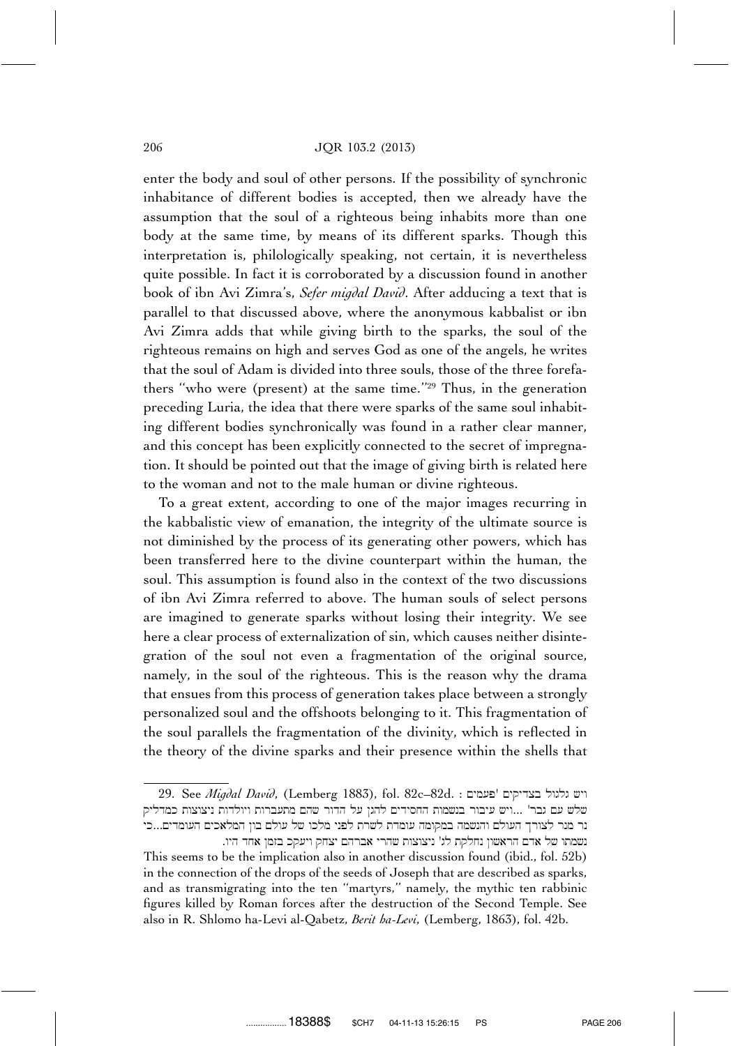enter the body and soul of other persons. If the possibility of synchronic inhabitance of different bodies is accepted, then we already have the assumption that the soul of a righteous being inhabits more than one body at the same time, by means of its different sparks. Though this interpretation is, philologically speaking, not certain, it is nevertheless quite possible. In fact it is corroborated by a discussion found in another book of ibn Avi Zimra's, *Sefer migdal David*. After adducing a text that is parallel to that discussed above, where the anonymous kabbalist or ibn Avi Zimra adds that while giving birth to the sparks, the soul of the righteous remains on high and serves God as one of the angels, he writes that the soul of Adam is divided into three souls, those of the three forefathers "who were (present) at the same time."[29] Thus, in the generation preceding Luria, the idea that there were sparks of the same soul inhabiting different bodies synchronically was found in a rather clear manner, and this concept has been explicitly connected to the secret of impregnation. It should be pointed out that the image of giving birth is related here to the woman and not to the male human or divine righteous.

To a great extent, according to one of the major images recurring in the kabbalistic view of emanation, the integrity of the ultimate source is not diminished by the process of its generating other powers, which has been transferred here to the divine counterpart within the human, the soul. This assumption is found also in the context of the two discussions of ibn Avi Zimra referred to above. The human souls of select persons are imagined to generate sparks without losing their integrity. We see here a clear process of externalization of sin, which causes neither disintegration of the soul not even a fragmentation of the original source, namely, in the soul of the righteous. This is the reason why the drama that ensues from this process of generation takes place between a strongly personalized soul and the offshoots belonging to it. This fragmentation of the soul parallels the fragmentation of the divinity, which is reflected in the theory of the divine sparks and their presence within the shells that

---

29. See *Migdal David*, (Lemberg 1883), fol. 82c–82d. : ויש גלגול בצדיקים 'פעמים שלש עם גבר' ...ויש עיבור בנשמות החסידים להגן על הדור שהם מתעברות ויולדות ניצוצות כמדליק נר מנר לצורך העולם והנשמה במקומה עומדת לשרת לפני מלכו של עולם בון המלאכים העומדים...כי נשמתו של אדם הראשון נחלקת לג' ניצוצות שהרי אברהם יצחק ויעקב בזמן אחד היו.
This seems to be the implication also in another discussion found (ibid., fol. 52b) in the connection of the drops of the seeds of Joseph that are described as sparks, and as transmigrating into the ten "martyrs," namely, the mythic ten rabbinic figures killed by Roman forces after the destruction of the Second Temple. See also in R. Shlomo ha-Levi al-Qabetz, *Berit ha-Levi*, (Lemberg, 1863), fol. 42b.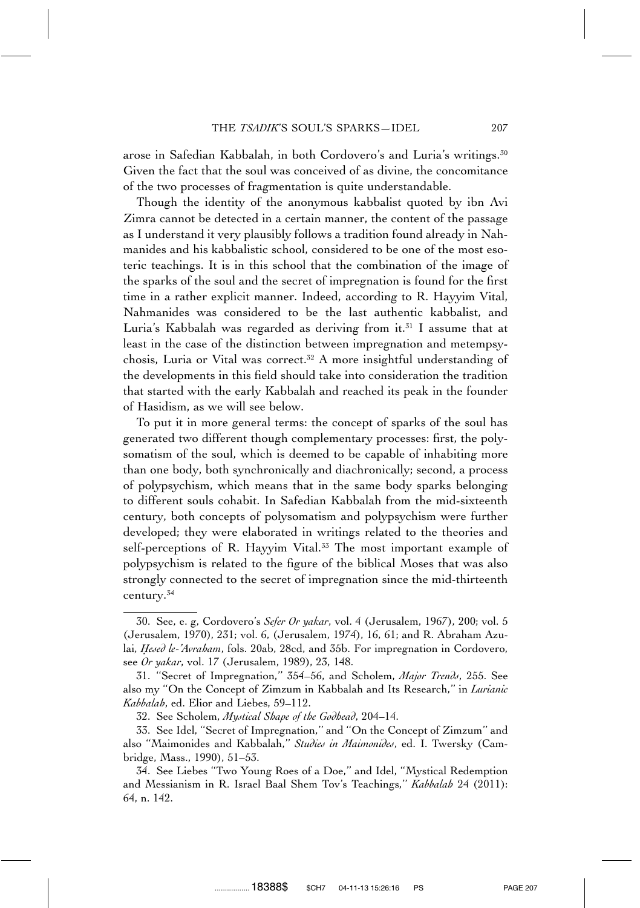arose in Safedian Kabbalah, in both Cordovero's and Luria's writings.[30] Given the fact that the soul was conceived of as divine, the concomitance of the two processes of fragmentation is quite understandable.

Though the identity of the anonymous kabbalist quoted by ibn Avi Zimra cannot be detected in a certain manner, the content of the passage as I understand it very plausibly follows a tradition found already in Nahmanides and his kabbalistic school, considered to be one of the most esoteric teachings. It is in this school that the combination of the image of the sparks of the soul and the secret of impregnation is found for the first time in a rather explicit manner. Indeed, according to R. Hayyim Vital, Nahmanides was considered to be the last authentic kabbalist, and Luria's Kabbalah was regarded as deriving from it.[31] I assume that at least in the case of the distinction between impregnation and metempsychosis, Luria or Vital was correct.[32] A more insightful understanding of the developments in this field should take into consideration the tradition that started with the early Kabbalah and reached its peak in the founder of Hasidism, as we will see below.

To put it in more general terms: the concept of sparks of the soul has generated two different though complementary processes: first, the polysomatism of the soul, which is deemed to be capable of inhabiting more than one body, both synchronically and diachronically; second, a process of polypsychism, which means that in the same body sparks belonging to different souls cohabit. In Safedian Kabbalah from the mid-sixteenth century, both concepts of polysomatism and polypsychism were further developed; they were elaborated in writings related to the theories and self-perceptions of R. Hayyim Vital.[33] The most important example of polypsychism is related to the figure of the biblical Moses that was also strongly connected to the secret of impregnation since the mid-thirteenth century.[34]

---

30. See, e. g, Cordovero's *Sefer Or yakar*, vol. 4 (Jerusalem, 1967), 200; vol. 5 (Jerusalem, 1970), 231; vol. 6, (Jerusalem, 1974), 16, 61; and R. Abraham Azulai, *Ḥesed le-'Avraham*, fols. 20ab, 28cd, and 35b. For impregnation in Cordovero, see *Or yakar*, vol. 17 (Jerusalem, 1989), 23, 148.

31. "Secret of Impregnation," 354–56, and Scholem, *Major Trends*, 255. See also my "On the Concept of Zimzum in Kabbalah and Its Research," in *Lurianic Kabbalah*, ed. Elior and Liebes, 59–112.

32. See Scholem, *Mystical Shape of the Godhead*, 204–14.

33. See Idel, "Secret of Impregnation," and "On the Concept of Zimzum" and also "Maimonides and Kabbalah," *Studies in Maimonides*, ed. I. Twersky (Cambridge, Mass., 1990), 51–53.

34. See Liebes "Two Young Roes of a Doe," and Idel, "Mystical Redemption and Messianism in R. Israel Baal Shem Tov's Teachings," *Kabbalah* 24 (2011): 64, n. 142.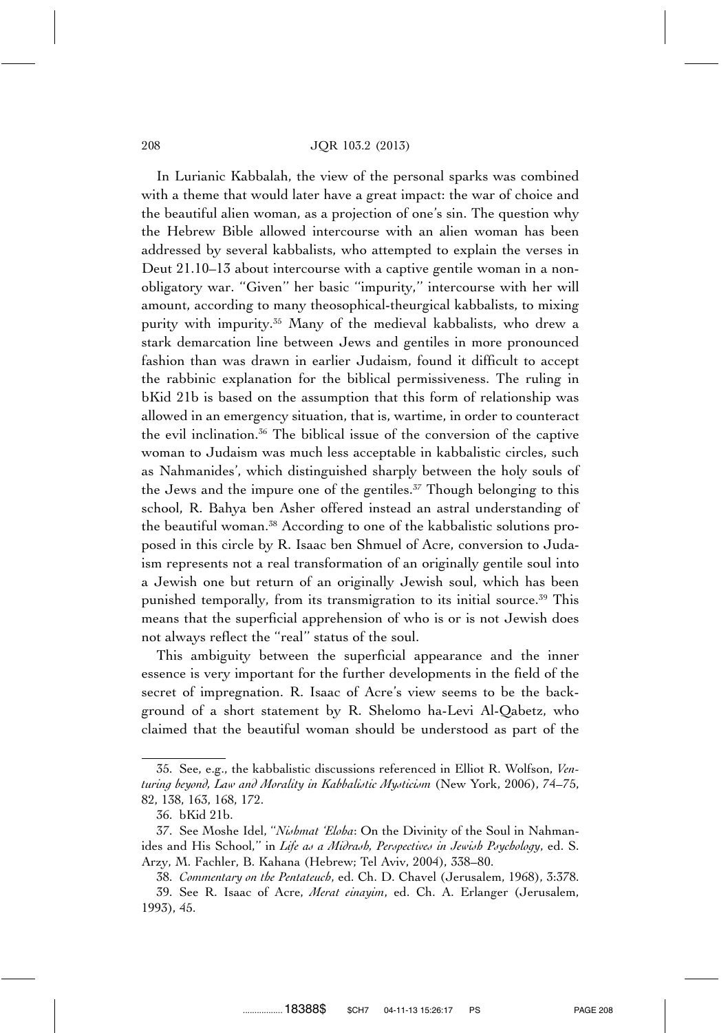In Lurianic Kabbalah, the view of the personal sparks was combined with a theme that would later have a great impact: the war of choice and the beautiful alien woman, as a projection of one's sin. The question why the Hebrew Bible allowed intercourse with an alien woman has been addressed by several kabbalists, who attempted to explain the verses in Deut 21.10–13 about intercourse with a captive gentile woman in a non-obligatory war. "Given" her basic "impurity," intercourse with her will amount, according to many theosophical-theurgical kabbalists, to mixing purity with impurity.[35] Many of the medieval kabbalists, who drew a stark demarcation line between Jews and gentiles in more pronounced fashion than was drawn in earlier Judaism, found it difficult to accept the rabbinic explanation for the biblical permissiveness. The ruling in bKid 21b is based on the assumption that this form of relationship was allowed in an emergency situation, that is, wartime, in order to counteract the evil inclination.[36] The biblical issue of the conversion of the captive woman to Judaism was much less acceptable in kabbalistic circles, such as Nahmanides', which distinguished sharply between the holy souls of the Jews and the impure one of the gentiles.[37] Though belonging to this school, R. Bahya ben Asher offered instead an astral understanding of the beautiful woman.[38] According to one of the kabbalistic solutions proposed in this circle by R. Isaac ben Shmuel of Acre, conversion to Judaism represents not a real transformation of an originally gentile soul into a Jewish one but return of an originally Jewish soul, which has been punished temporally, from its transmigration to its initial source.[39] This means that the superficial apprehension of who is or is not Jewish does not always reflect the "real" status of the soul.

This ambiguity between the superficial appearance and the inner essence is very important for the further developments in the field of the secret of impregnation. R. Isaac of Acre's view seems to be the background of a short statement by R. Shelomo ha-Levi Al-Qabetz, who claimed that the beautiful woman should be understood as part of the

---

35. See, e.g., the kabbalistic discussions referenced in Elliot R. Wolfson, *Venturing beyond, Law and Morality in Kabbalistic Mysticism* (New York, 2006), 74–75, 82, 138, 163, 168, 172.

36. bKid 21b.

37. See Moshe Idel, "*Nishmat 'Eloha*: On the Divinity of the Soul in Nahmanides and His School," in *Life as a Midrash, Perspectives in Jewish Psychology*, ed. S. Arzy, M. Fachler, B. Kahana (Hebrew; Tel Aviv, 2004), 338–80.

38. *Commentary on the Pentateuch*, ed. Ch. D. Chavel (Jerusalem, 1968), 3:378.

39. See R. Isaac of Acre, *Merat einayim*, ed. Ch. A. Erlanger (Jerusalem, 1993), 45.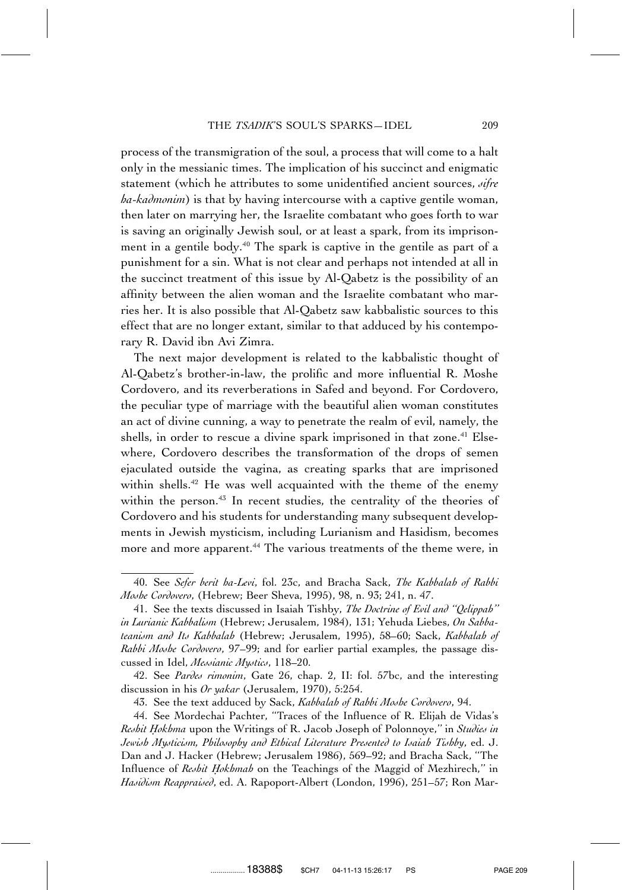process of the transmigration of the soul, a process that will come to a halt only in the messianic times. The implication of his succinct and enigmatic statement (which he attributes to some unidentified ancient sources, *sifre ha-kadmonim*) is that by having intercourse with a captive gentile woman, then later on marrying her, the Israelite combatant who goes forth to war is saving an originally Jewish soul, or at least a spark, from its imprisonment in a gentile body.[40] The spark is captive in the gentile as part of a punishment for a sin. What is not clear and perhaps not intended at all in the succinct treatment of this issue by Al-Qabetz is the possibility of an affinity between the alien woman and the Israelite combatant who marries her. It is also possible that Al-Qabetz saw kabbalistic sources to this effect that are no longer extant, similar to that adduced by his contemporary R. David ibn Avi Zimra.

The next major development is related to the kabbalistic thought of Al-Qabetz's brother-in-law, the prolific and more influential R. Moshe Cordovero, and its reverberations in Safed and beyond. For Cordovero, the peculiar type of marriage with the beautiful alien woman constitutes an act of divine cunning, a way to penetrate the realm of evil, namely, the shells, in order to rescue a divine spark imprisoned in that zone.[41] Elsewhere, Cordovero describes the transformation of the drops of semen ejaculated outside the vagina, as creating sparks that are imprisoned within shells.[42] He was well acquainted with the theme of the enemy within the person.[43] In recent studies, the centrality of the theories of Cordovero and his students for understanding many subsequent developments in Jewish mysticism, including Lurianism and Hasidism, becomes more and more apparent.[44] The various treatments of the theme were, in

40. See *Sefer berit ha-Levi*, fol. 23c, and Bracha Sack, *The Kabbalah of Rabbi Moshe Cordovero*, (Hebrew; Beer Sheva, 1995), 98, n. 93; 241, n. 47.

41. See the texts discussed in Isaiah Tishby, *The Doctrine of Evil and "Qelippah" in Lurianic Kabbalism* (Hebrew; Jerusalem, 1984), 131; Yehuda Liebes, *On Sabbateanism and Its Kabbalah* (Hebrew; Jerusalem, 1995), 58–60; Sack, *Kabbalah of Rabbi Moshe Cordovero*, 97–99; and for earlier partial examples, the passage discussed in Idel, *Messianic Mystics*, 118–20.

42. See *Pardes rimonim*, Gate 26, chap. 2, II: fol. 57bc, and the interesting discussion in his *Or yakar* (Jerusalem, 1970), 5:254.

43. See the text adduced by Sack, *Kabbalah of Rabbi Moshe Cordovero*, 94.

44. See Mordechai Pachter, "Traces of the Influence of R. Elijah de Vidas's *Reshit Ḥokhma* upon the Writings of R. Jacob Joseph of Polonnoye," in *Studies in Jewish Mysticism, Philosophy and Ethical Literature Presented to Isaiah Tishby*, ed. J. Dan and J. Hacker (Hebrew; Jerusalem 1986), 569–92; and Bracha Sack, "The Influence of *Reshit Ḥokhmah* on the Teachings of the Maggid of Mezhirech," in *Hasidism Reappraised*, ed. A. Rapoport-Albert (London, 1996), 251–57; Ron Mar-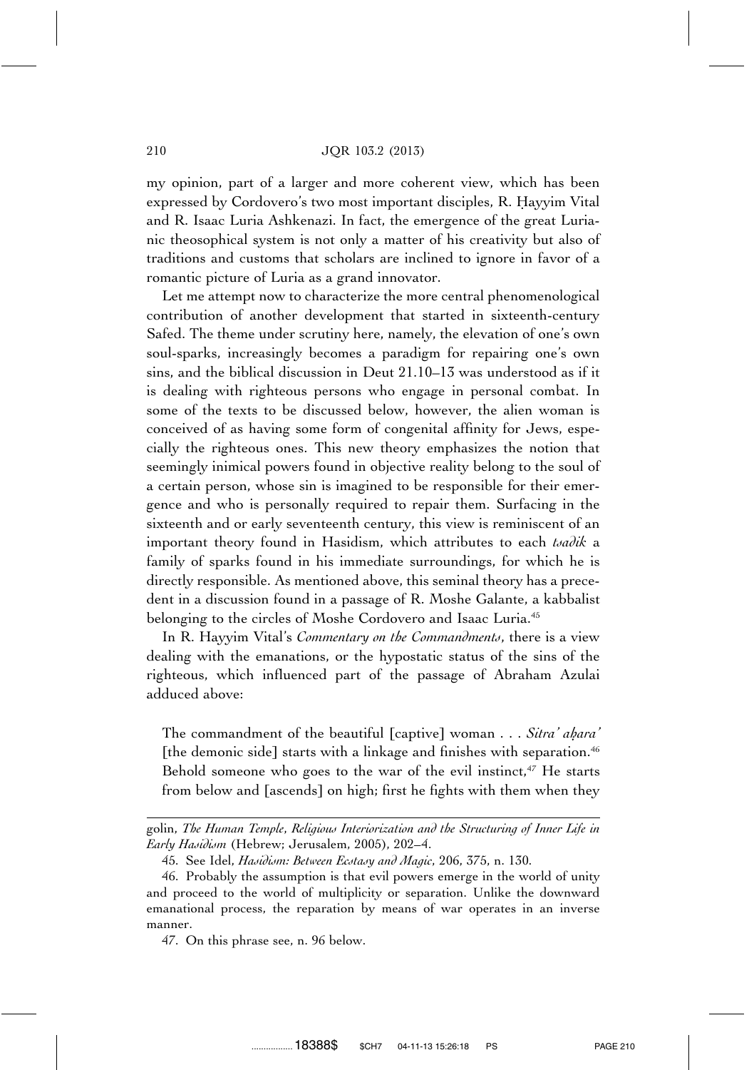my opinion, part of a larger and more coherent view, which has been expressed by Cordovero's two most important disciples, R. Ḥayyim Vital and R. Isaac Luria Ashkenazi. In fact, the emergence of the great Lurianic theosophical system is not only a matter of his creativity but also of traditions and customs that scholars are inclined to ignore in favor of a romantic picture of Luria as a grand innovator.

Let me attempt now to characterize the more central phenomenological contribution of another development that started in sixteenth-century Safed. The theme under scrutiny here, namely, the elevation of one's own soul-sparks, increasingly becomes a paradigm for repairing one's own sins, and the biblical discussion in Deut 21.10–13 was understood as if it is dealing with righteous persons who engage in personal combat. In some of the texts to be discussed below, however, the alien woman is conceived of as having some form of congenital affinity for Jews, especially the righteous ones. This new theory emphasizes the notion that seemingly inimical powers found in objective reality belong to the soul of a certain person, whose sin is imagined to be responsible for their emergence and who is personally required to repair them. Surfacing in the sixteenth and or early seventeenth century, this view is reminiscent of an important theory found in Hasidism, which attributes to each *tsadik* a family of sparks found in his immediate surroundings, for which he is directly responsible. As mentioned above, this seminal theory has a precedent in a discussion found in a passage of R. Moshe Galante, a kabbalist belonging to the circles of Moshe Cordovero and Isaac Luria.[45]

In R. Hayyim Vital's *Commentary on the Commandments*, there is a view dealing with the emanations, or the hypostatic status of the sins of the righteous, which influenced part of the passage of Abraham Azulai adduced above:

> The commandment of the beautiful [captive] woman . . . *Sitra' aḥara'* [the demonic side] starts with a linkage and finishes with separation.[46] Behold someone who goes to the war of the evil instinct,[47] He starts from below and [ascends] on high; first he fights with them when they

---

golin, *The Human Temple, Religious Interiorization and the Structuring of Inner Life in Early Hasidism* (Hebrew; Jerusalem, 2005), 202–4.

45. See Idel, *Hasidism: Between Ecstasy and Magic*, 206, 375, n. 130.

46. Probably the assumption is that evil powers emerge in the world of unity and proceed to the world of multiplicity or separation. Unlike the downward emanational process, the reparation by means of war operates in an inverse manner.

47. On this phrase see, n. 96 below.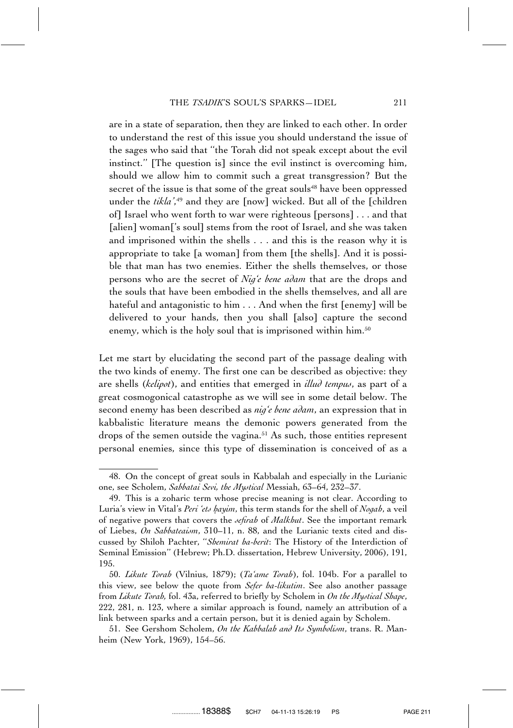are in a state of separation, then they are linked to each other. In order to understand the rest of this issue you should understand the issue of the sages who said that ''the Torah did not speak except about the evil instinct.'' [The question is] since the evil instinct is overcoming him, should we allow him to commit such a great transgression? But the secret of the issue is that some of the great souls[48] have been oppressed under the *tikla'*,[49] and they are [now] wicked. But all of the [children of] Israel who went forth to war were righteous [persons] . . . and that [alien] woman['s soul] stems from the root of Israel, and she was taken and imprisoned within the shells . . . and this is the reason why it is appropriate to take [a woman] from them [the shells]. And it is possible that man has two enemies. Either the shells themselves, or those persons who are the secret of *Nig'e bene adam* that are the drops and the souls that have been embodied in the shells themselves, and all are hateful and antagonistic to him . . . And when the first [enemy] will be delivered to your hands, then you shall [also] capture the second enemy, which is the holy soul that is imprisoned within him.[50]

Let me start by elucidating the second part of the passage dealing with the two kinds of enemy. The first one can be described as objective: they are shells (*kelipot*), and entities that emerged in *illud tempus*, as part of a great cosmogonical catastrophe as we will see in some detail below. The second enemy has been described as *nig'e bene adam*, an expression that in kabbalistic literature means the demonic powers generated from the drops of the semen outside the vagina.[51] As such, those entities represent personal enemies, since this type of dissemination is conceived of as a

---

48. On the concept of great souls in Kabbalah and especially in the Lurianic one, see Scholem, *Sabbatai Sevi, the Mystical* Messiah, 63–64, 232–37.

49. This is a zoharic term whose precise meaning is not clear. According to Luria's view in Vital's *Peri 'ets ḥayim*, this term stands for the shell of *Nogah*, a veil of negative powers that covers the *sefirah* of *Malkhut*. See the important remark of Liebes, *On Sabbateaism*, 310–11, n. 88, and the Lurianic texts cited and discussed by Shiloh Pachter, ''*Shemirat ha-berit*: The History of the Interdiction of Seminal Emission'' (Hebrew; Ph.D. dissertation, Hebrew University, 2006), 191, 195.

50. *Likute Torah* (Vilnius, 1879); (*Ta'ame Torah*), fol. 104b. For a parallel to this view, see below the quote from *Sefer ha-likutim*. See also another passage from *Likute Torah,* fol. 43a, referred to briefly by Scholem in *On the Mystical Shape*, 222, 281, n. 123, where a similar approach is found, namely an attribution of a link between sparks and a certain person, but it is denied again by Scholem.

51. See Gershom Scholem, *On the Kabbalah and Its Symbolism*, trans. R. Manheim (New York, 1969), 154–56.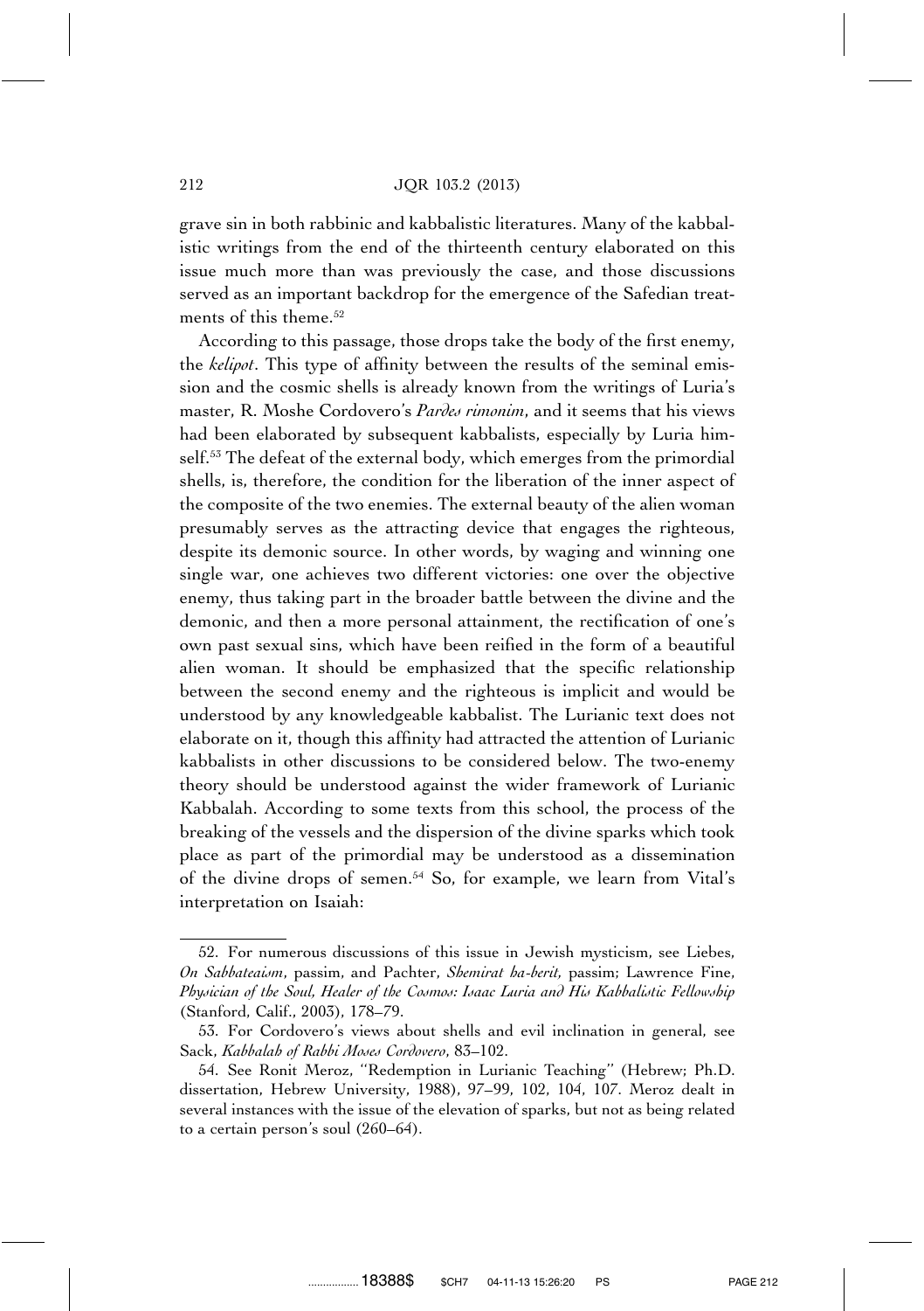grave sin in both rabbinic and kabbalistic literatures. Many of the kabbalistic writings from the end of the thirteenth century elaborated on this issue much more than was previously the case, and those discussions served as an important backdrop for the emergence of the Safedian treatments of this theme.[52]

According to this passage, those drops take the body of the first enemy, the *kelipot*. This type of affinity between the results of the seminal emission and the cosmic shells is already known from the writings of Luria's master, R. Moshe Cordovero's *Pardes rimonim*, and it seems that his views had been elaborated by subsequent kabbalists, especially by Luria himself.[53] The defeat of the external body, which emerges from the primordial shells, is, therefore, the condition for the liberation of the inner aspect of the composite of the two enemies. The external beauty of the alien woman presumably serves as the attracting device that engages the righteous, despite its demonic source. In other words, by waging and winning one single war, one achieves two different victories: one over the objective enemy, thus taking part in the broader battle between the divine and the demonic, and then a more personal attainment, the rectification of one's own past sexual sins, which have been reified in the form of a beautiful alien woman. It should be emphasized that the specific relationship between the second enemy and the righteous is implicit and would be understood by any knowledgeable kabbalist. The Lurianic text does not elaborate on it, though this affinity had attracted the attention of Lurianic kabbalists in other discussions to be considered below. The two-enemy theory should be understood against the wider framework of Lurianic Kabbalah. According to some texts from this school, the process of the breaking of the vessels and the dispersion of the divine sparks which took place as part of the primordial may be understood as a dissemination of the divine drops of semen.[54] So, for example, we learn from Vital's interpretation on Isaiah:

---

52. For numerous discussions of this issue in Jewish mysticism, see Liebes, *On Sabbateaism*, passim, and Pachter, *Shemirat ha-berit,* passim; Lawrence Fine, *Physician of the Soul, Healer of the Cosmos: Isaac Luria and His Kabbalistic Fellowship* (Stanford, Calif., 2003), 178–79.

53. For Cordovero's views about shells and evil inclination in general, see Sack, *Kabbalah of Rabbi Moses Cordovero*, 83–102.

54. See Ronit Meroz, "Redemption in Lurianic Teaching" (Hebrew; Ph.D. dissertation, Hebrew University, 1988), 97–99, 102, 104, 107. Meroz dealt in several instances with the issue of the elevation of sparks, but not as being related to a certain person's soul (260–64).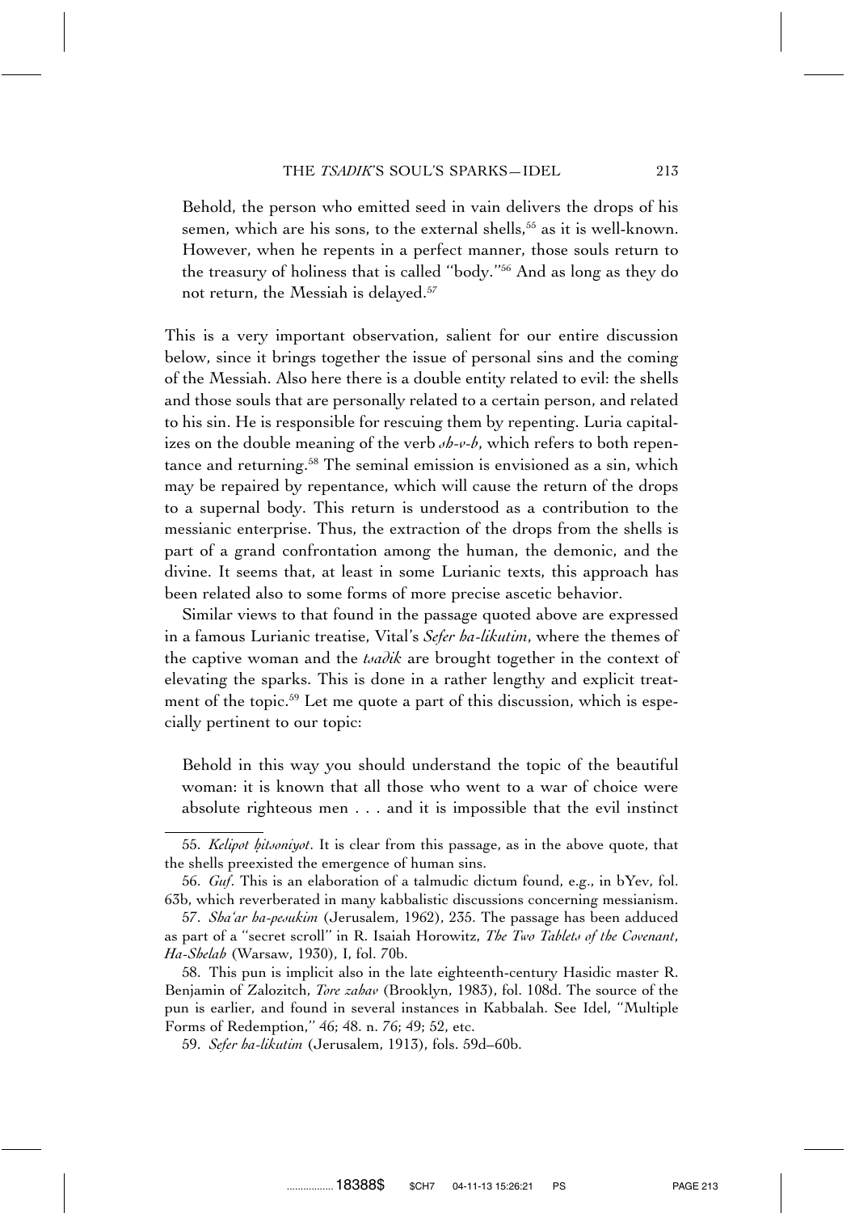> Behold, the person who emitted seed in vain delivers the drops of his semen, which are his sons, to the external shells,[55] as it is well-known. However, when he repents in a perfect manner, those souls return to the treasury of holiness that is called "body."[56] And as long as they do not return, the Messiah is delayed.[57]

This is a very important observation, salient for our entire discussion below, since it brings together the issue of personal sins and the coming of the Messiah. Also here there is a double entity related to evil: the shells and those souls that are personally related to a certain person, and related to his sin. He is responsible for rescuing them by repenting. Luria capitalizes on the double meaning of the verb *sh-v-b*, which refers to both repentance and returning.[58] The seminal emission is envisioned as a sin, which may be repaired by repentance, which will cause the return of the drops to a supernal body. This return is understood as a contribution to the messianic enterprise. Thus, the extraction of the drops from the shells is part of a grand confrontation among the human, the demonic, and the divine. It seems that, at least in some Lurianic texts, this approach has been related also to some forms of more precise ascetic behavior.

Similar views to that found in the passage quoted above are expressed in a famous Lurianic treatise, Vital's *Sefer ha-likutim*, where the themes of the captive woman and the *tsadik* are brought together in the context of elevating the sparks. This is done in a rather lengthy and explicit treatment of the topic.[59] Let me quote a part of this discussion, which is especially pertinent to our topic:

> Behold in this way you should understand the topic of the beautiful woman: it is known that all those who went to a war of choice were absolute righteous men . . . and it is impossible that the evil instinct

---

55. *Kelipot ḥitsoniyot*. It is clear from this passage, as in the above quote, that the shells preexisted the emergence of human sins.

56. *Guf*. This is an elaboration of a talmudic dictum found, e.g., in bYev, fol. 63b, which reverberated in many kabbalistic discussions concerning messianism.

57. *Sha'ar ha-pesukim* (Jerusalem, 1962), 235. The passage has been adduced as part of a "secret scroll" in R. Isaiah Horowitz, *The Two Tablets of the Covenant*, *Ha-Shelah* (Warsaw, 1930), I, fol. 70b.

58. This pun is implicit also in the late eighteenth-century Hasidic master R. Benjamin of Zalozitch, *Tore zahav* (Brooklyn, 1983), fol. 108d. The source of the pun is earlier, and found in several instances in Kabbalah. See Idel, "Multiple Forms of Redemption," 46; 48. n. 76; 49; 52, etc.

59. *Sefer ha-likutim* (Jerusalem, 1913), fols. 59d–60b.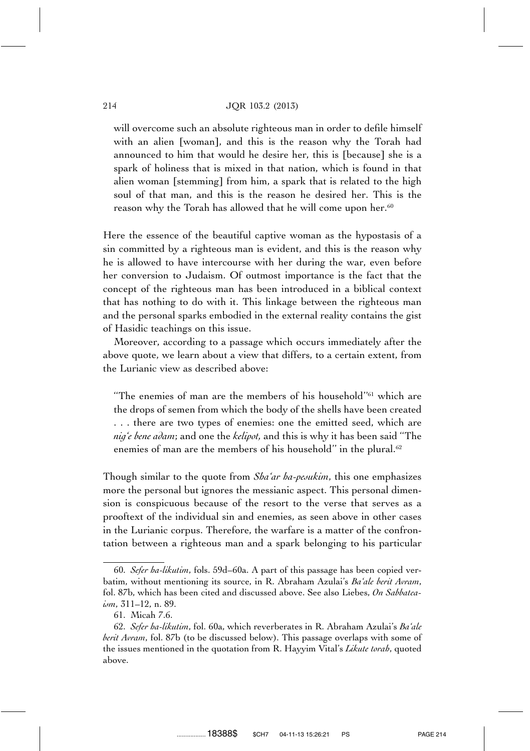will overcome such an absolute righteous man in order to defile himself with an alien [woman], and this is the reason why the Torah had announced to him that would he desire her, this is [because] she is a spark of holiness that is mixed in that nation, which is found in that alien woman [stemming] from him, a spark that is related to the high soul of that man, and this is the reason he desired her. This is the reason why the Torah has allowed that he will come upon her.[60]

Here the essence of the beautiful captive woman as the hypostasis of a sin committed by a righteous man is evident, and this is the reason why he is allowed to have intercourse with her during the war, even before her conversion to Judaism. Of outmost importance is the fact that the concept of the righteous man has been introduced in a biblical context that has nothing to do with it. This linkage between the righteous man and the personal sparks embodied in the external reality contains the gist of Hasidic teachings on this issue.

Moreover, according to a passage which occurs immediately after the above quote, we learn about a view that differs, to a certain extent, from the Lurianic view as described above:

> "The enemies of man are the members of his household"[61] which are the drops of semen from which the body of the shells have been created . . . there are two types of enemies: one the emitted seed, which are *nig'e bene adam*; and one the *kelipot,* and this is why it has been said "The enemies of man are the members of his household" in the plural.[62]

Though similar to the quote from *Sha'ar ha-pesukim*, this one emphasizes more the personal but ignores the messianic aspect. This personal dimension is conspicuous because of the resort to the verse that serves as a prooftext of the individual sin and enemies, as seen above in other cases in the Lurianic corpus. Therefore, the warfare is a matter of the confrontation between a righteous man and a spark belonging to his particular

---

60. *Sefer ha-likutim*, fols. 59d–60a. A part of this passage has been copied verbatim, without mentioning its source, in R. Abraham Azulai's *Ba'ale berit Avram*, fol. 87b, which has been cited and discussed above. See also Liebes, *On Sabbateaism*, 311–12, n. 89.

61. Micah 7.6.

62. *Sefer ha-likutim*, fol. 60a, which reverberates in R. Abraham Azulai's *Ba'ale berit Avram*, fol. 87b (to be discussed below). This passage overlaps with some of the issues mentioned in the quotation from R. Hayyim Vital's *Likute torah*, quoted above.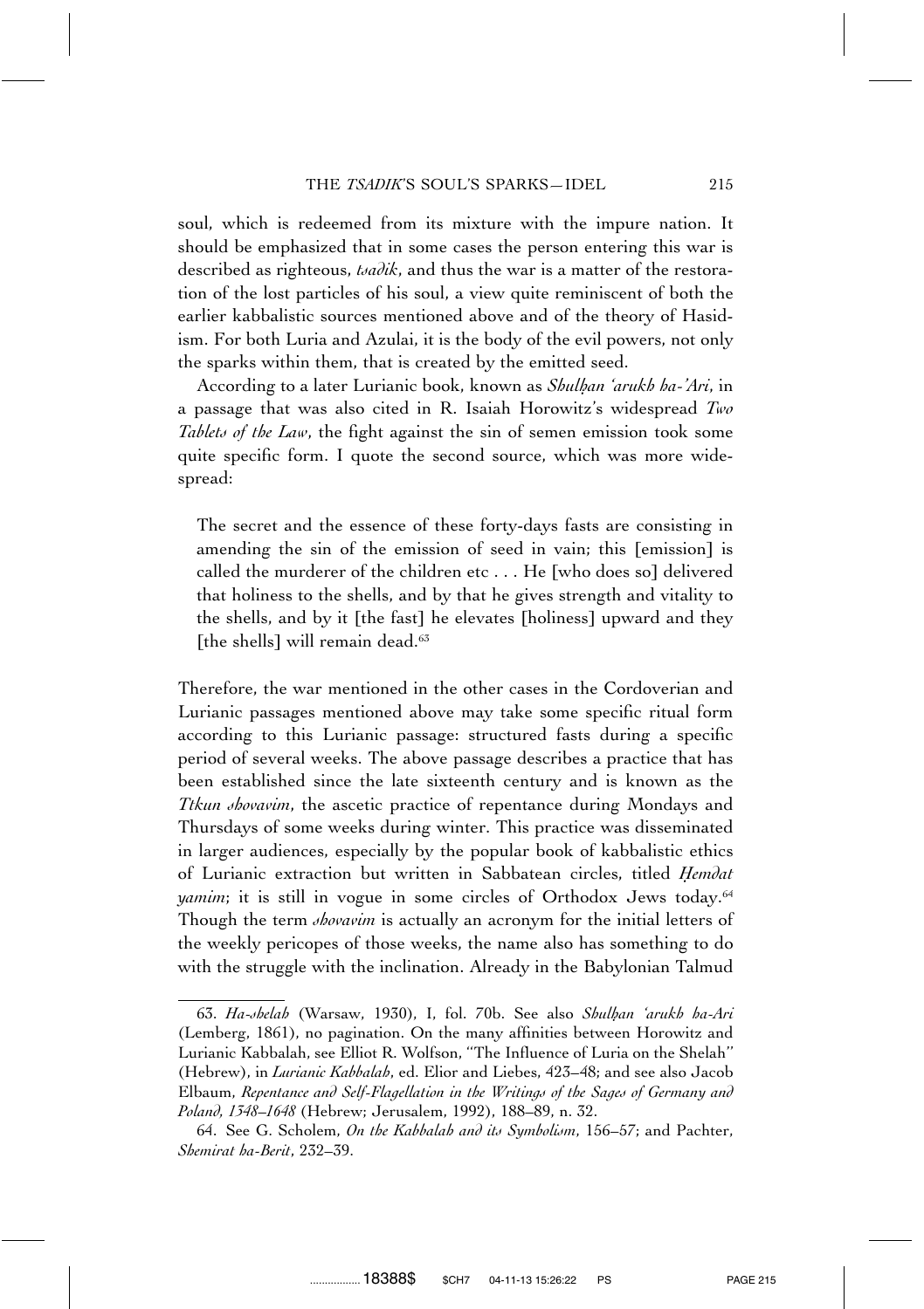soul, which is redeemed from its mixture with the impure nation. It should be emphasized that in some cases the person entering this war is described as righteous, *tsadik*, and thus the war is a matter of the restoration of the lost particles of his soul, a view quite reminiscent of both the earlier kabbalistic sources mentioned above and of the theory of Hasidism. For both Luria and Azulai, it is the body of the evil powers, not only the sparks within them, that is created by the emitted seed.

According to a later Lurianic book, known as *Shulḥan 'arukh ha-'Ari*, in a passage that was also cited in R. Isaiah Horowitz's widespread *Two Tablets of the Law*, the fight against the sin of semen emission took some quite specific form. I quote the second source, which was more widespread:

> The secret and the essence of these forty-days fasts are consisting in amending the sin of the emission of seed in vain; this [emission] is called the murderer of the children etc . . . He [who does so] delivered that holiness to the shells, and by that he gives strength and vitality to the shells, and by it [the fast] he elevates [holiness] upward and they [the shells] will remain dead.[63]

Therefore, the war mentioned in the other cases in the Cordoverian and Lurianic passages mentioned above may take some specific ritual form according to this Lurianic passage: structured fasts during a specific period of several weeks. The above passage describes a practice that has been established since the late sixteenth century and is known as the *Ttkun shovavim*, the ascetic practice of repentance during Mondays and Thursdays of some weeks during winter. This practice was disseminated in larger audiences, especially by the popular book of kabbalistic ethics of Lurianic extraction but written in Sabbatean circles, titled *Ḥemdat yamim*; it is still in vogue in some circles of Orthodox Jews today.[64] Though the term *shovavim* is actually an acronym for the initial letters of the weekly pericopes of those weeks, the name also has something to do with the struggle with the inclination. Already in the Babylonian Talmud

---

63. *Ha-shelah* (Warsaw, 1930), I, fol. 70b. See also *Shulḥan 'arukh ha-Ari* (Lemberg, 1861), no pagination. On the many affinities between Horowitz and Lurianic Kabbalah, see Elliot R. Wolfson, "The Influence of Luria on the Shelah" (Hebrew), in *Lurianic Kabbalah*, ed. Elior and Liebes, 423–48; and see also Jacob Elbaum, *Repentance and Self-Flagellation in the Writings of the Sages of Germany and Poland, 1348–1648* (Hebrew; Jerusalem, 1992), 188–89, n. 32.

64. See G. Scholem, *On the Kabbalah and its Symbolism*, 156–57; and Pachter, *Shemirat ha-Berit*, 232–39.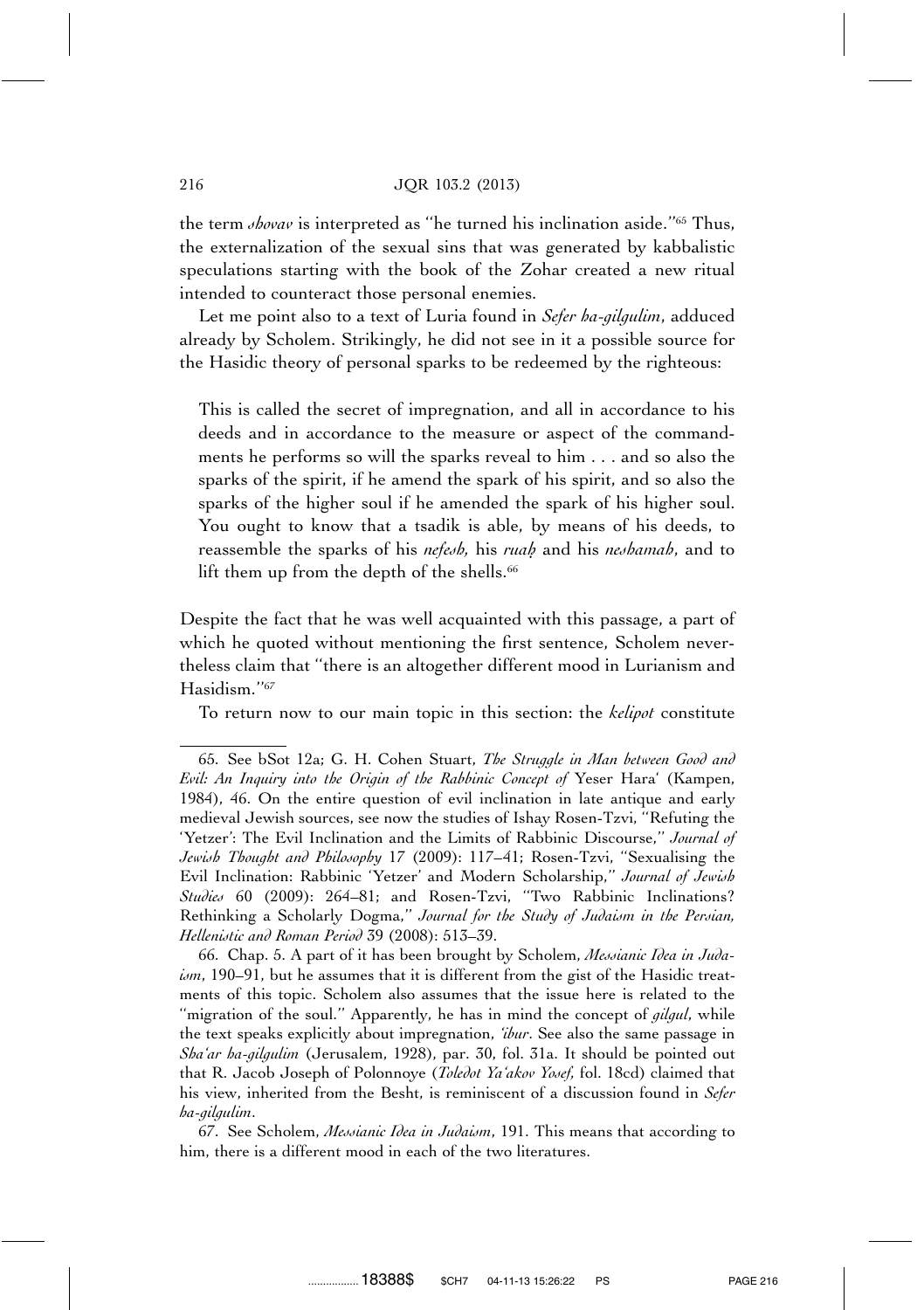the term *shovav* is interpreted as "he turned his inclination aside."[65] Thus, the externalization of the sexual sins that was generated by kabbalistic speculations starting with the book of the Zohar created a new ritual intended to counteract those personal enemies.

Let me point also to a text of Luria found in *Sefer ha-gilgulim*, adduced already by Scholem. Strikingly, he did not see in it a possible source for the Hasidic theory of personal sparks to be redeemed by the righteous:

> This is called the secret of impregnation, and all in accordance to his deeds and in accordance to the measure or aspect of the commandments he performs so will the sparks reveal to him . . . and so also the sparks of the spirit, if he amend the spark of his spirit, and so also the sparks of the higher soul if he amended the spark of his higher soul. You ought to know that a tsadik is able, by means of his deeds, to reassemble the sparks of his *nefesh,* his *ruaḥ* and his *neshamah*, and to lift them up from the depth of the shells.[66]

Despite the fact that he was well acquainted with this passage, a part of which he quoted without mentioning the first sentence, Scholem nevertheless claim that "there is an altogether different mood in Lurianism and Hasidism."[67]

To return now to our main topic in this section: the *kelipot* constitute

---

65. See bSot 12a; G. H. Cohen Stuart, *The Struggle in Man between Good and Evil: An Inquiry into the Origin of the Rabbinic Concept of* Yeser Hara' (Kampen, 1984), 46. On the entire question of evil inclination in late antique and early medieval Jewish sources, see now the studies of Ishay Rosen-Tzvi, "Refuting the 'Yetzer': The Evil Inclination and the Limits of Rabbinic Discourse," *Journal of Jewish Thought and Philosophy* 17 (2009): 117–41; Rosen-Tzvi, "Sexualising the Evil Inclination: Rabbinic 'Yetzer' and Modern Scholarship," *Journal of Jewish Studies* 60 (2009): 264–81; and Rosen-Tzvi, "Two Rabbinic Inclinations? Rethinking a Scholarly Dogma," *Journal for the Study of Judaism in the Persian, Hellenistic and Roman Period* 39 (2008): 513–39.

66. Chap. 5. A part of it has been brought by Scholem, *Messianic Idea in Judaism*, 190–91, but he assumes that it is different from the gist of the Hasidic treatments of this topic. Scholem also assumes that the issue here is related to the "migration of the soul." Apparently, he has in mind the concept of *gilgul*, while the text speaks explicitly about impregnation, *'ibur*. See also the same passage in *Sha'ar ha-gilgulim* (Jerusalem, 1928), par. 30, fol. 31a. It should be pointed out that R. Jacob Joseph of Polonnoye (*Toledot Ya'akov Yosef,* fol. 18cd) claimed that his view, inherited from the Besht, is reminiscent of a discussion found in *Sefer ha-gilgulim*.

67. See Scholem, *Messianic Idea in Judaism*, 191. This means that according to him, there is a different mood in each of the two literatures.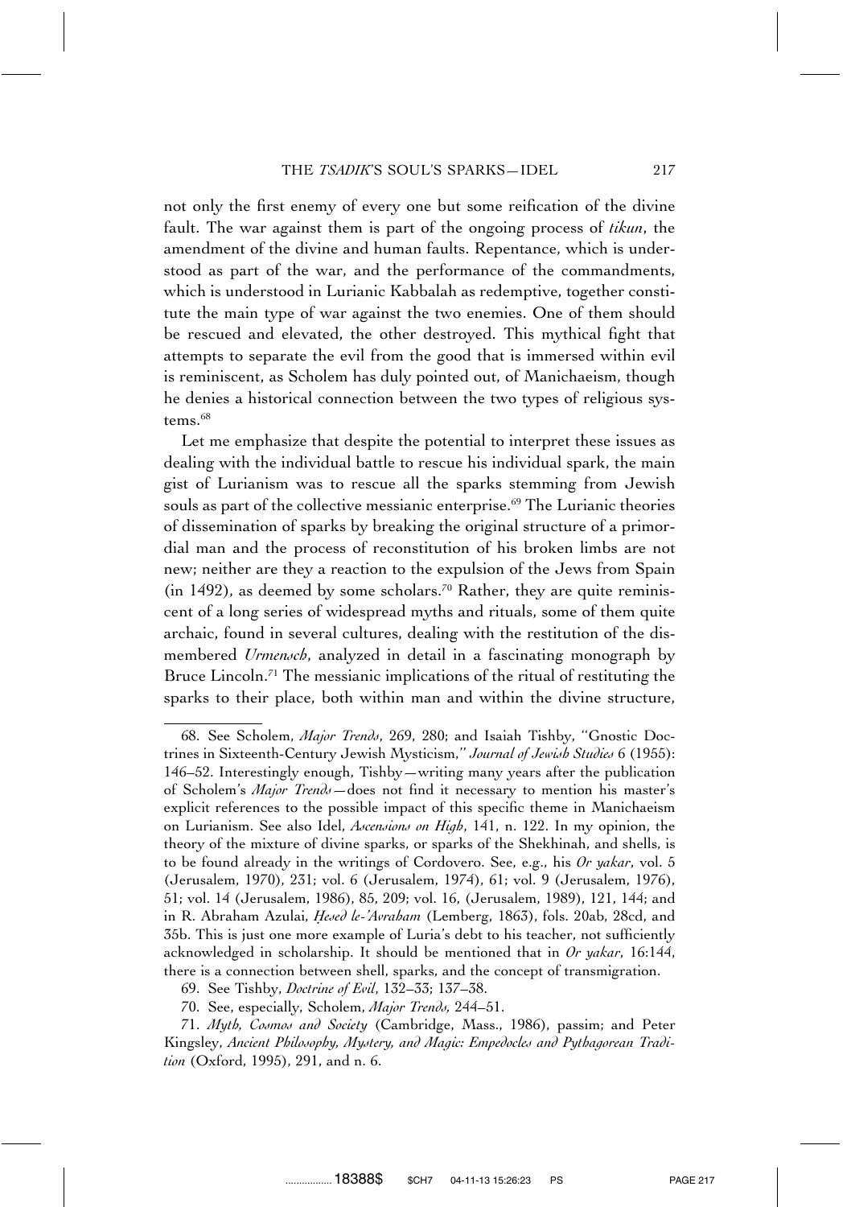not only the first enemy of every one but some reification of the divine fault. The war against them is part of the ongoing process of *tikun*, the amendment of the divine and human faults. Repentance, which is understood as part of the war, and the performance of the commandments, which is understood in Lurianic Kabbalah as redemptive, together constitute the main type of war against the two enemies. One of them should be rescued and elevated, the other destroyed. This mythical fight that attempts to separate the evil from the good that is immersed within evil is reminiscent, as Scholem has duly pointed out, of Manichaeism, though he denies a historical connection between the two types of religious systems.[68]

Let me emphasize that despite the potential to interpret these issues as dealing with the individual battle to rescue his individual spark, the main gist of Lurianism was to rescue all the sparks stemming from Jewish souls as part of the collective messianic enterprise.[69] The Lurianic theories of dissemination of sparks by breaking the original structure of a primordial man and the process of reconstitution of his broken limbs are not new; neither are they a reaction to the expulsion of the Jews from Spain (in 1492), as deemed by some scholars.[70] Rather, they are quite reminiscent of a long series of widespread myths and rituals, some of them quite archaic, found in several cultures, dealing with the restitution of the dismembered *Urmensch*, analyzed in detail in a fascinating monograph by Bruce Lincoln.[71] The messianic implications of the ritual of restituting the sparks to their place, both within man and within the divine structure,

---

68. See Scholem, *Major Trends*, 269, 280; and Isaiah Tishby, "Gnostic Doctrines in Sixteenth-Century Jewish Mysticism," *Journal of Jewish Studies* 6 (1955): 146–52. Interestingly enough, Tishby—writing many years after the publication of Scholem's *Major Trends*—does not find it necessary to mention his master's explicit references to the possible impact of this specific theme in Manichaeism on Lurianism. See also Idel, *Ascensions on High*, 141, n. 122. In my opinion, the theory of the mixture of divine sparks, or sparks of the Shekhinah, and shells, is to be found already in the writings of Cordovero. See, e.g., his *Or yakar*, vol. 5 (Jerusalem, 1970), 231; vol. 6 (Jerusalem, 1974), 61; vol. 9 (Jerusalem, 1976), 51; vol. 14 (Jerusalem, 1986), 85, 209; vol. 16, (Jerusalem, 1989), 121, 144; and in R. Abraham Azulai, *Ḥesed le-'Avraham* (Lemberg, 1863), fols. 20ab, 28cd, and 35b. This is just one more example of Luria's debt to his teacher, not sufficiently acknowledged in scholarship. It should be mentioned that in *Or yakar*, 16:144, there is a connection between shell, sparks, and the concept of transmigration.

69. See Tishby, *Doctrine of Evil*, 132–33; 137–38.

70. See, especially, Scholem, *Major Trends*, 244–51.

71. *Myth, Cosmos and Society* (Cambridge, Mass., 1986), passim; and Peter Kingsley, *Ancient Philosophy, Mystery, and Magic: Empedocles and Pythagorean Tradition* (Oxford, 1995), 291, and n. 6.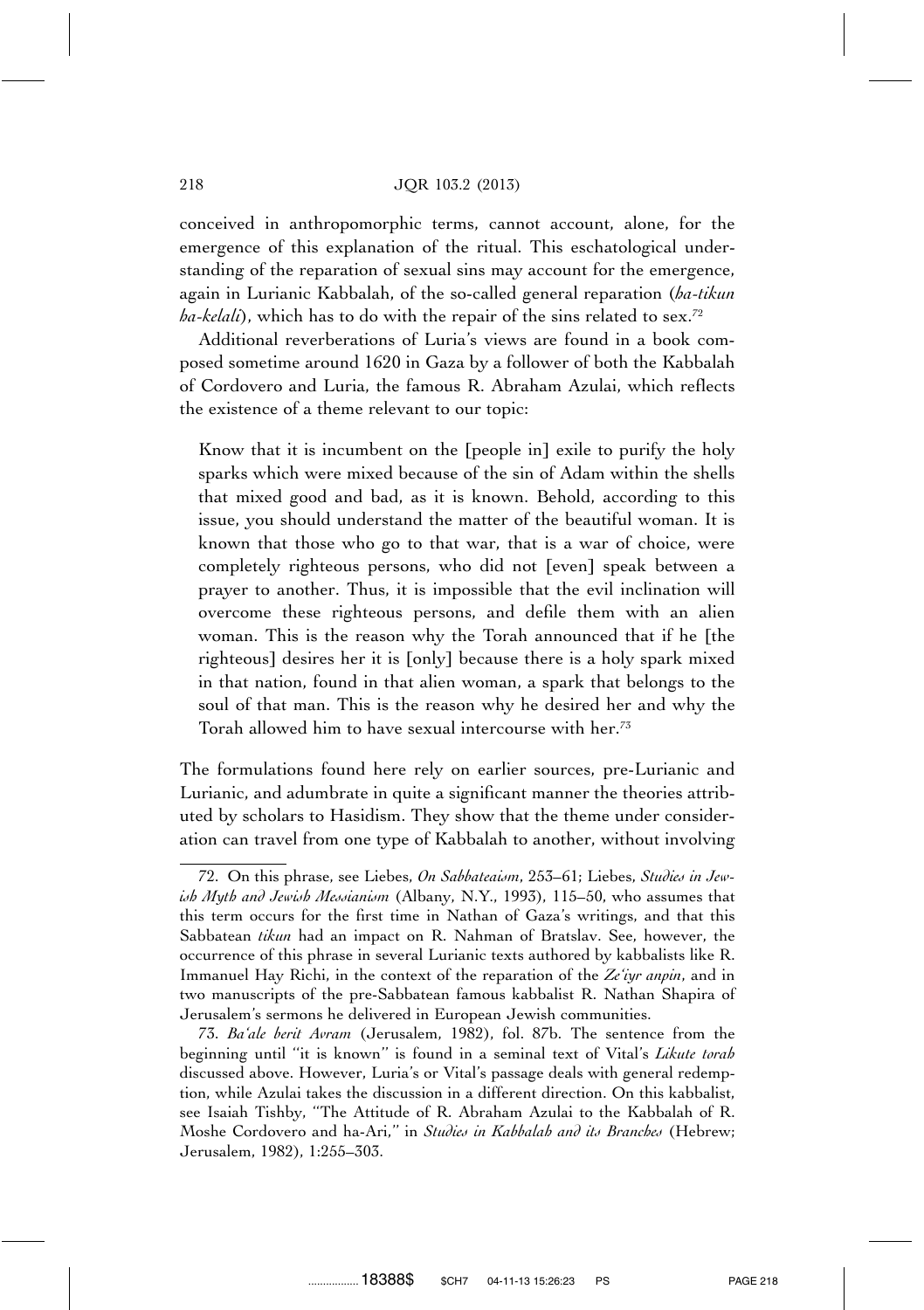conceived in anthropomorphic terms, cannot account, alone, for the emergence of this explanation of the ritual. This eschatological understanding of the reparation of sexual sins may account for the emergence, again in Lurianic Kabbalah, of the so-called general reparation (*ha-tikun ha-kelali*), which has to do with the repair of the sins related to sex.[72]

Additional reverberations of Luria's views are found in a book composed sometime around 1620 in Gaza by a follower of both the Kabbalah of Cordovero and Luria, the famous R. Abraham Azulai, which reflects the existence of a theme relevant to our topic:

> Know that it is incumbent on the [people in] exile to purify the holy sparks which were mixed because of the sin of Adam within the shells that mixed good and bad, as it is known. Behold, according to this issue, you should understand the matter of the beautiful woman. It is known that those who go to that war, that is a war of choice, were completely righteous persons, who did not [even] speak between a prayer to another. Thus, it is impossible that the evil inclination will overcome these righteous persons, and defile them with an alien woman. This is the reason why the Torah announced that if he [the righteous] desires her it is [only] because there is a holy spark mixed in that nation, found in that alien woman, a spark that belongs to the soul of that man. This is the reason why he desired her and why the Torah allowed him to have sexual intercourse with her.[73]

The formulations found here rely on earlier sources, pre-Lurianic and Lurianic, and adumbrate in quite a significant manner the theories attributed by scholars to Hasidism. They show that the theme under consideration can travel from one type of Kabbalah to another, without involving

---

72. On this phrase, see Liebes, *On Sabbateaism*, 253–61; Liebes, *Studies in Jewish Myth and Jewish Messianism* (Albany, N.Y., 1993), 115–50, who assumes that this term occurs for the first time in Nathan of Gaza's writings, and that this Sabbatean *tikun* had an impact on R. Nahman of Bratslav. See, however, the occurrence of this phrase in several Lurianic texts authored by kabbalists like R. Immanuel Hay Richi, in the context of the reparation of the *Ze'iyr anpin*, and in two manuscripts of the pre-Sabbatean famous kabbalist R. Nathan Shapira of Jerusalem's sermons he delivered in European Jewish communities.

73. *Ba'ale berit Avram* (Jerusalem, 1982), fol. 87b. The sentence from the beginning until "it is known" is found in a seminal text of Vital's *Likute torah* discussed above. However, Luria's or Vital's passage deals with general redemption, while Azulai takes the discussion in a different direction. On this kabbalist, see Isaiah Tishby, "The Attitude of R. Abraham Azulai to the Kabbalah of R. Moshe Cordovero and ha-Ari," in *Studies in Kabbalah and its Branches* (Hebrew; Jerusalem, 1982), 1:255–303.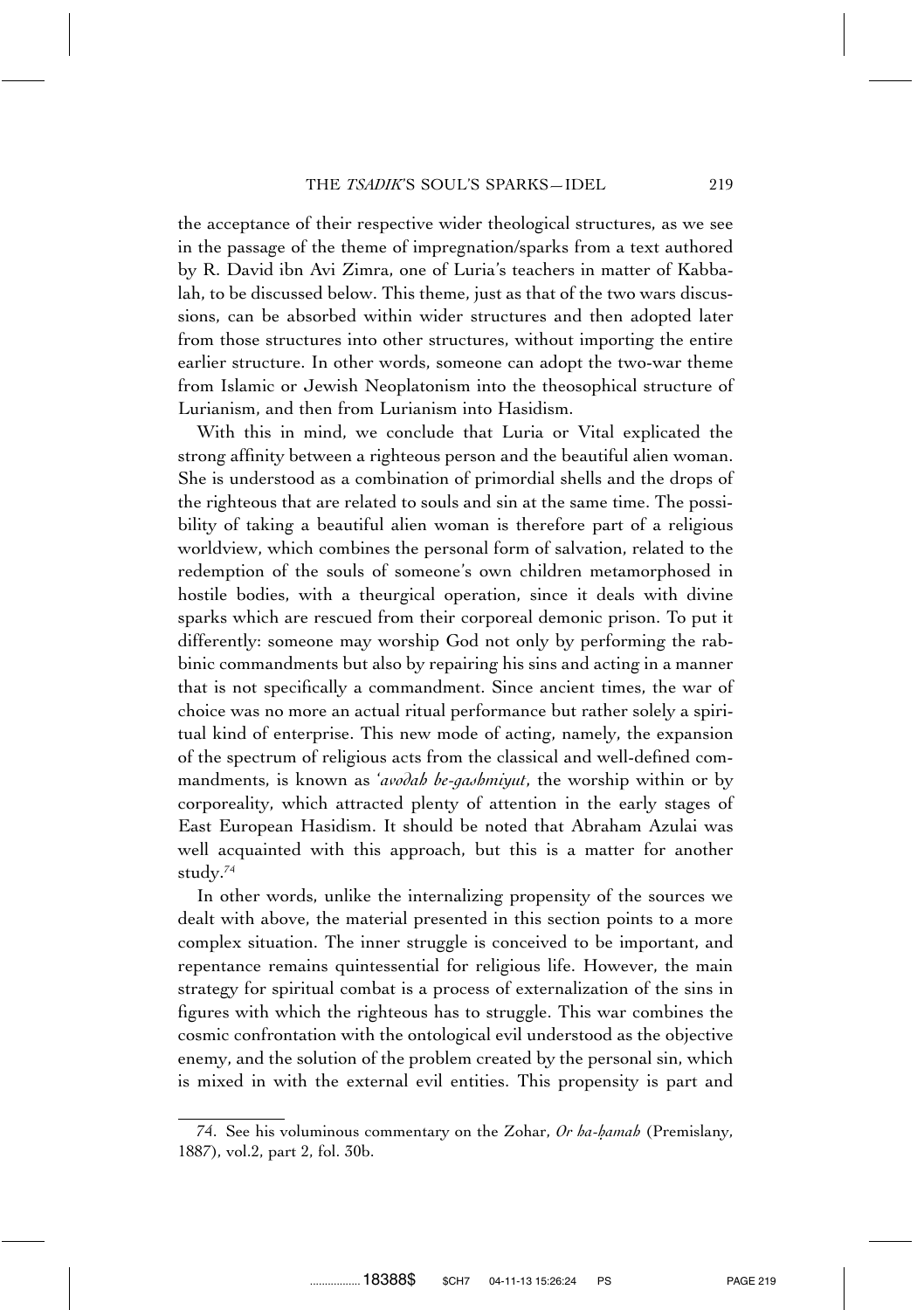the acceptance of their respective wider theological structures, as we see in the passage of the theme of impregnation/sparks from a text authored by R. David ibn Avi Zimra, one of Luria's teachers in matter of Kabbalah, to be discussed below. This theme, just as that of the two wars discussions, can be absorbed within wider structures and then adopted later from those structures into other structures, without importing the entire earlier structure. In other words, someone can adopt the two-war theme from Islamic or Jewish Neoplatonism into the theosophical structure of Lurianism, and then from Lurianism into Hasidism.

With this in mind, we conclude that Luria or Vital explicated the strong affinity between a righteous person and the beautiful alien woman. She is understood as a combination of primordial shells and the drops of the righteous that are related to souls and sin at the same time. The possibility of taking a beautiful alien woman is therefore part of a religious worldview, which combines the personal form of salvation, related to the redemption of the souls of someone's own children metamorphosed in hostile bodies, with a theurgical operation, since it deals with divine sparks which are rescued from their corporeal demonic prison. To put it differently: someone may worship God not only by performing the rabbinic commandments but also by repairing his sins and acting in a manner that is not specifically a commandment. Since ancient times, the war of choice was no more an actual ritual performance but rather solely a spiritual kind of enterprise. This new mode of acting, namely, the expansion of the spectrum of religious acts from the classical and well-defined commandments, is known as *'avodah be-gashmiyut*, the worship within or by corporeality, which attracted plenty of attention in the early stages of East European Hasidism. It should be noted that Abraham Azulai was well acquainted with this approach, but this is a matter for another study.[74]

In other words, unlike the internalizing propensity of the sources we dealt with above, the material presented in this section points to a more complex situation. The inner struggle is conceived to be important, and repentance remains quintessential for religious life. However, the main strategy for spiritual combat is a process of externalization of the sins in figures with which the righteous has to struggle. This war combines the cosmic confrontation with the ontological evil understood as the objective enemy, and the solution of the problem created by the personal sin, which is mixed in with the external evil entities. This propensity is part and

74. See his voluminous commentary on the Zohar, *Or ha-ḥamah* (Premislany, 1887), vol.2, part 2, fol. 30b.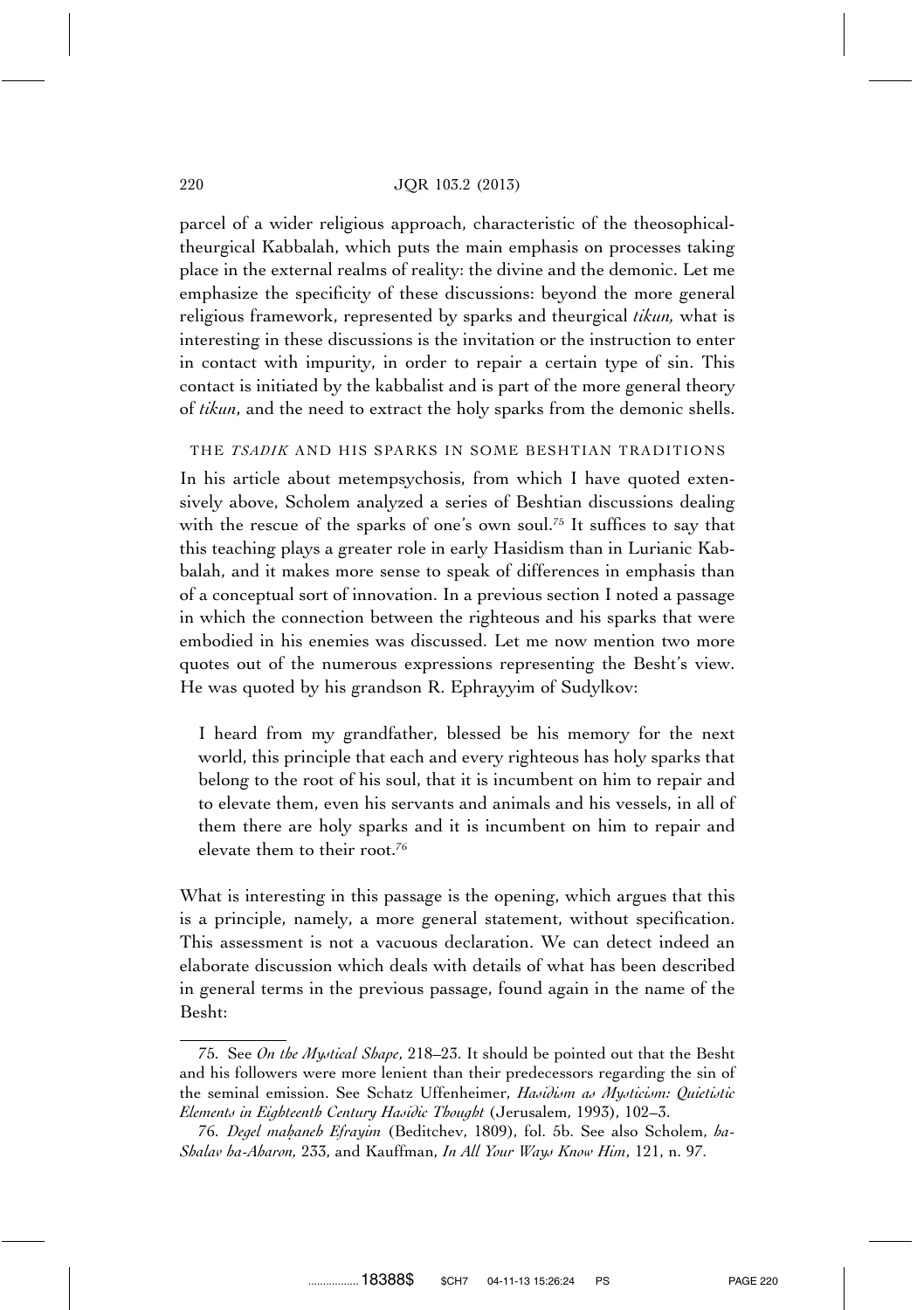parcel of a wider religious approach, characteristic of the theosophical-theurgical Kabbalah, which puts the main emphasis on processes taking place in the external realms of reality: the divine and the demonic. Let me emphasize the specificity of these discussions: beyond the more general religious framework, represented by sparks and theurgical *tikun,* what is interesting in these discussions is the invitation or the instruction to enter in contact with impurity, in order to repair a certain type of sin. This contact is initiated by the kabbalist and is part of the more general theory of *tikun*, and the need to extract the holy sparks from the demonic shells.

## THE *TSADIK* AND HIS SPARKS IN SOME BESHTIAN TRADITIONS

In his article about metempsychosis, from which I have quoted extensively above, Scholem analyzed a series of Beshtian discussions dealing with the rescue of the sparks of one's own soul.[75] It suffices to say that this teaching plays a greater role in early Hasidism than in Lurianic Kabbalah, and it makes more sense to speak of differences in emphasis than of a conceptual sort of innovation. In a previous section I noted a passage in which the connection between the righteous and his sparks that were embodied in his enemies was discussed. Let me now mention two more quotes out of the numerous expressions representing the Besht's view. He was quoted by his grandson R. Ephrayyim of Sudylkov:

> I heard from my grandfather, blessed be his memory for the next world, this principle that each and every righteous has holy sparks that belong to the root of his soul, that it is incumbent on him to repair and to elevate them, even his servants and animals and his vessels, in all of them there are holy sparks and it is incumbent on him to repair and elevate them to their root.[76]

What is interesting in this passage is the opening, which argues that this is a principle, namely, a more general statement, without specification. This assessment is not a vacuous declaration. We can detect indeed an elaborate discussion which deals with details of what has been described in general terms in the previous passage, found again in the name of the Besht:

---

75. See *On the Mystical Shape*, 218–23. It should be pointed out that the Besht and his followers were more lenient than their predecessors regarding the sin of the seminal emission. See Schatz Uffenheimer, *Hasidism as Mysticism: Quietistic Elements in Eighteenth Century Hasidic Thought* (Jerusalem, 1993), 102–3.

76. *Degel maḥaneh Efrayim* (Beditchev, 1809), fol. 5b. See also Scholem, *ha-Shalav ha-Aharon,* 233, and Kauffman, *In All Your Ways Know Him*, 121, n. 97.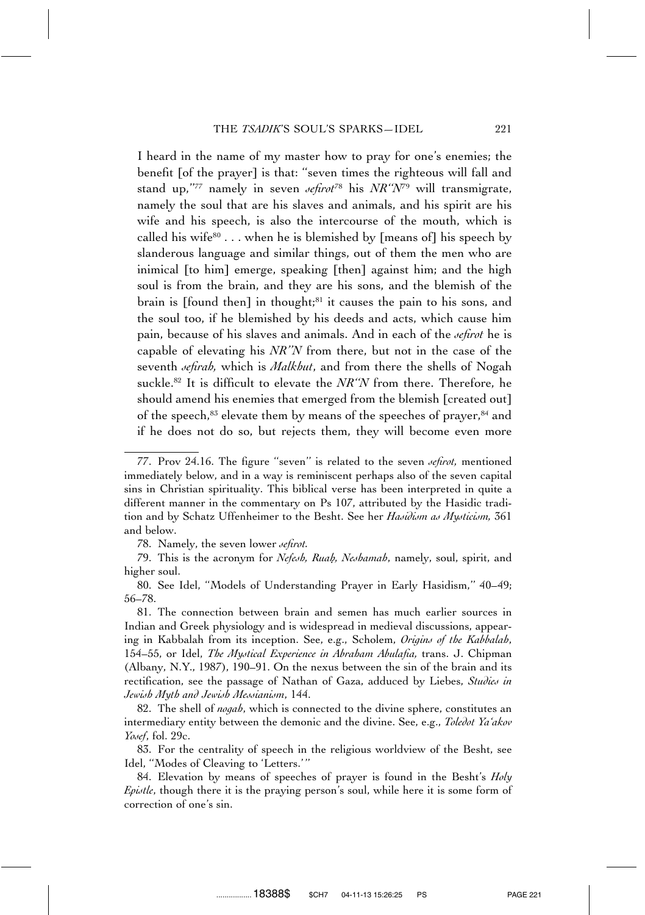I heard in the name of my master how to pray for one's enemies; the benefit [of the prayer] is that: "seven times the righteous will fall and stand up,"[77] namely in seven *sefirot*[78] his *NR"N*[79] will transmigrate, namely the soul that are his slaves and animals, and his spirit are his wife and his speech, is also the intercourse of the mouth, which is called his wife[80] . . . when he is blemished by [means of] his speech by slanderous language and similar things, out of them the men who are inimical [to him] emerge, speaking [then] against him; and the high soul is from the brain, and they are his sons, and the blemish of the brain is [found then] in thought;[81] it causes the pain to his sons, and the soul too, if he blemished by his deeds and acts, which cause him pain, because of his slaves and animals. And in each of the *sefirot* he is capable of elevating his *NR"N* from there, but not in the case of the seventh *sefirah*, which is *Malkhut*, and from there the shells of Nogah suckle.[82] It is difficult to elevate the *NR"N* from there. Therefore, he should amend his enemies that emerged from the blemish [created out] of the speech,[83] elevate them by means of the speeches of prayer,[84] and if he does not do so, but rejects them, they will become even more

---

77. Prov 24.16. The figure "seven" is related to the seven *sefirot*, mentioned immediately below, and in a way is reminiscent perhaps also of the seven capital sins in Christian spirituality. This biblical verse has been interpreted in quite a different manner in the commentary on Ps 107, attributed by the Hasidic tradition and by Schatz Uffenheimer to the Besht. See her *Hasidism as Mysticism*, 361 and below.

78. Namely, the seven lower *sefirot*.

79. This is the acronym for *Nefesh, Ruaḥ, Neshamah*, namely, soul, spirit, and higher soul.

80. See Idel, "Models of Understanding Prayer in Early Hasidism," 40–49; 56–78.

81. The connection between brain and semen has much earlier sources in Indian and Greek physiology and is widespread in medieval discussions, appearing in Kabbalah from its inception. See, e.g., Scholem, *Origins of the Kabbalah*, 154–55, or Idel, *The Mystical Experience in Abraham Abulafia*, trans. J. Chipman (Albany, N.Y., 1987), 190–91. On the nexus between the sin of the brain and its rectification, see the passage of Nathan of Gaza, adduced by Liebes, *Studies in Jewish Myth and Jewish Messianism*, 144.

82. The shell of *nogah*, which is connected to the divine sphere, constitutes an intermediary entity between the demonic and the divine. See, e.g., *Toledot Ya'akov Yosef*, fol. 29c.

83. For the centrality of speech in the religious worldview of the Besht, see Idel, "Modes of Cleaving to 'Letters.'"

84. Elevation by means of speeches of prayer is found in the Besht's *Holy Epistle*, though there it is the praying person's soul, while here it is some form of correction of one's sin.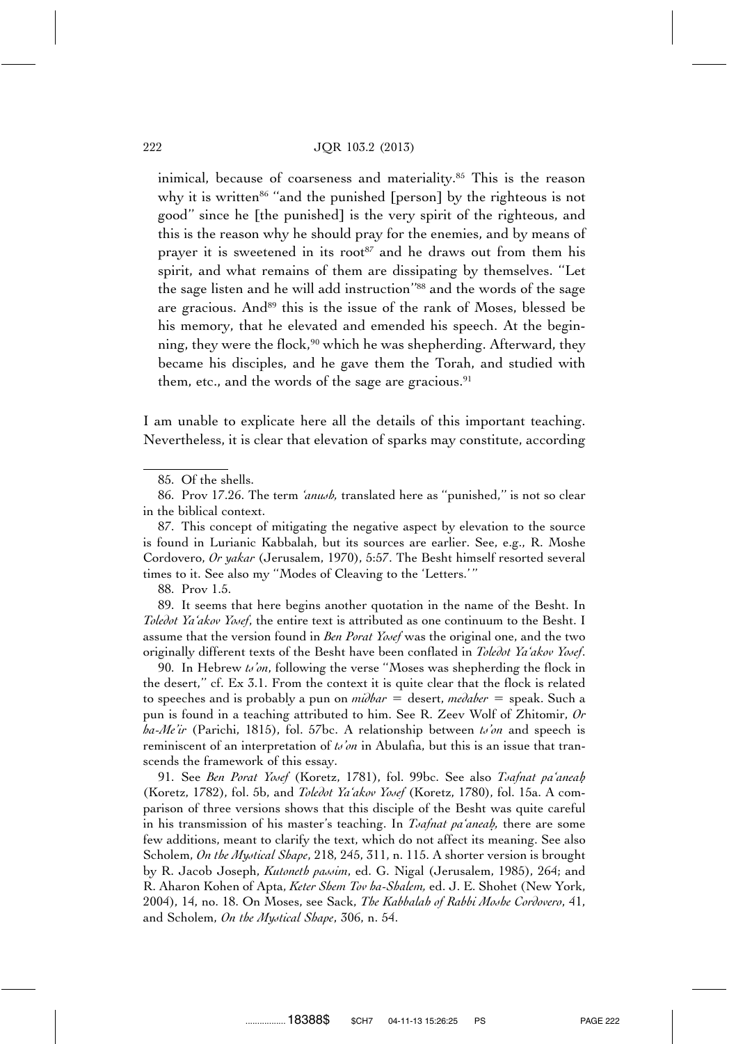> inimical, because of coarseness and materiality.[85] This is the reason why it is written[86] "and the punished [person] by the righteous is not good" since he [the punished] is the very spirit of the righteous, and this is the reason why he should pray for the enemies, and by means of prayer it is sweetened in its root[87] and he draws out from them his spirit, and what remains of them are dissipating by themselves. "Let the sage listen and he will add instruction"[88] and the words of the sage are gracious. And[89] this is the issue of the rank of Moses, blessed be his memory, that he elevated and emended his speech. At the beginning, they were the flock,[90] which he was shepherding. Afterward, they became his disciples, and he gave them the Torah, and studied with them, etc., and the words of the sage are gracious.[91]

I am unable to explicate here all the details of this important teaching. Nevertheless, it is clear that elevation of sparks may constitute, according

---

85. Of the shells.

86. Prov 17.26. The term *'anush,* translated here as "punished," is not so clear in the biblical context.

87. This concept of mitigating the negative aspect by elevation to the source is found in Lurianic Kabbalah, but its sources are earlier. See, e.g., R. Moshe Cordovero, *Or yakar* (Jerusalem, 1970), 5:57. The Besht himself resorted several times to it. See also my "Modes of Cleaving to the 'Letters.'"

88. Prov 1.5.

89. It seems that here begins another quotation in the name of the Besht. In *Toledot Ya'akov Yosef*, the entire text is attributed as one continuum to the Besht. I assume that the version found in *Ben Porat Yosef* was the original one, and the two originally different texts of the Besht have been conflated in *Toledot Ya'akov Yosef*.

90. In Hebrew *ts'on*, following the verse "Moses was shepherding the flock in the desert," cf. Ex 3.1. From the context it is quite clear that the flock is related to speeches and is probably a pun on *midbar* = desert, *medaber* = speak. Such a pun is found in a teaching attributed to him. See R. Zeev Wolf of Zhitomir, *Or ha-Me'ir* (Parichi, 1815), fol. 57bc. A relationship between *ts'on* and speech is reminiscent of an interpretation of *ts'on* in Abulafia, but this is an issue that transcends the framework of this essay.

91. See *Ben Porat Yosef* (Koretz, 1781), fol. 99bc. See also *Tsafnat pa'aneaḥ* (Koretz, 1782), fol. 5b, and *Toledot Ya'akov Yosef* (Koretz, 1780), fol. 15a. A comparison of three versions shows that this disciple of the Besht was quite careful in his transmission of his master's teaching. In *Tsafnat pa'aneaḥ,* there are some few additions, meant to clarify the text, which do not affect its meaning. See also Scholem, *On the Mystical Shape*, 218, 245, 311, n. 115. A shorter version is brought by R. Jacob Joseph, *Kutoneth passim*, ed. G. Nigal (Jerusalem, 1985), 264; and R. Aharon Kohen of Apta, *Keter Shem Tov ha-Shalem,* ed. J. E. Shohet (New York, 2004), 14, no. 18. On Moses, see Sack, *The Kabbalah of Rabbi Moshe Cordovero*, 41, and Scholem, *On the Mystical Shape*, 306, n. 54.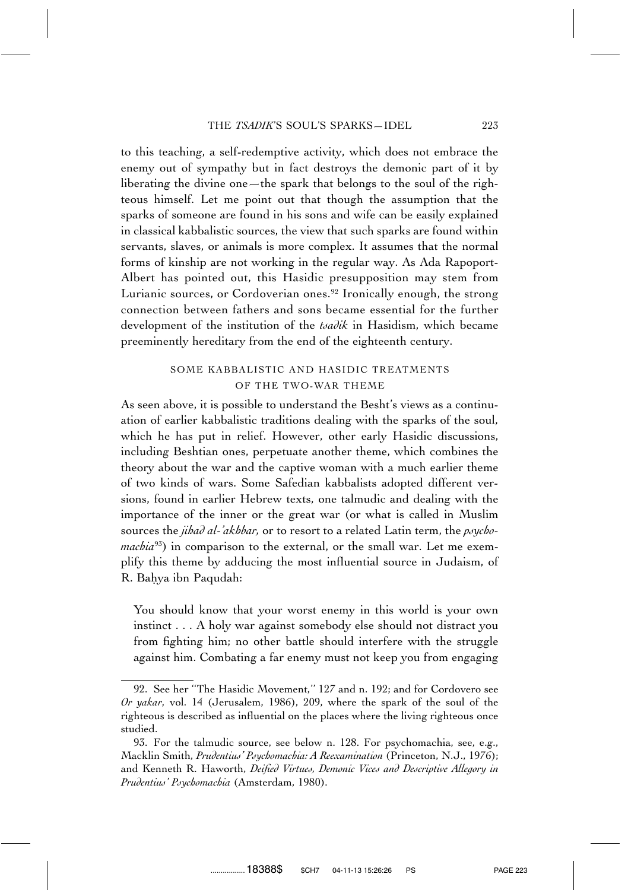to this teaching, a self-redemptive activity, which does not embrace the enemy out of sympathy but in fact destroys the demonic part of it by liberating the divine one—the spark that belongs to the soul of the righteous himself. Let me point out that though the assumption that the sparks of someone are found in his sons and wife can be easily explained in classical kabbalistic sources, the view that such sparks are found within servants, slaves, or animals is more complex. It assumes that the normal forms of kinship are not working in the regular way. As Ada Rapoport-Albert has pointed out, this Hasidic presupposition may stem from Lurianic sources, or Cordoverian ones.[92] Ironically enough, the strong connection between fathers and sons became essential for the further development of the institution of the *tsadik* in Hasidism, which became preeminently hereditary from the end of the eighteenth century.

## SOME KABBALISTIC AND HASIDIC TREATMENTS OF THE TWO-WAR THEME

As seen above, it is possible to understand the Besht's views as a continuation of earlier kabbalistic traditions dealing with the sparks of the soul, which he has put in relief. However, other early Hasidic discussions, including Beshtian ones, perpetuate another theme, which combines the theory about the war and the captive woman with a much earlier theme of two kinds of wars. Some Safedian kabbalists adopted different versions, found in earlier Hebrew texts, one talmudic and dealing with the importance of the inner or the great war (or what is called in Muslim sources the *jihad al-'akhbar,* or to resort to a related Latin term, the *psychomachia*[93]) in comparison to the external, or the small war. Let me exemplify this theme by adducing the most influential source in Judaism, of R. Baḥya ibn Paqudah:

> You should know that your worst enemy in this world is your own instinct . . . A holy war against somebody else should not distract you from fighting him; no other battle should interfere with the struggle against him. Combating a far enemy must not keep you from engaging

---

92. See her "The Hasidic Movement," 127 and n. 192; and for Cordovero see *Or yakar*, vol. 14 (Jerusalem, 1986), 209, where the spark of the soul of the righteous is described as influential on the places where the living righteous once studied.

93. For the talmudic source, see below n. 128. For psychomachia, see, e.g., Macklin Smith, *Prudentius' Psychomachia: A Reexamination* (Princeton, N.J., 1976); and Kenneth R. Haworth, *Deified Virtues, Demonic Vices and Descriptive Allegory in Prudentius' Psychomachia* (Amsterdam, 1980).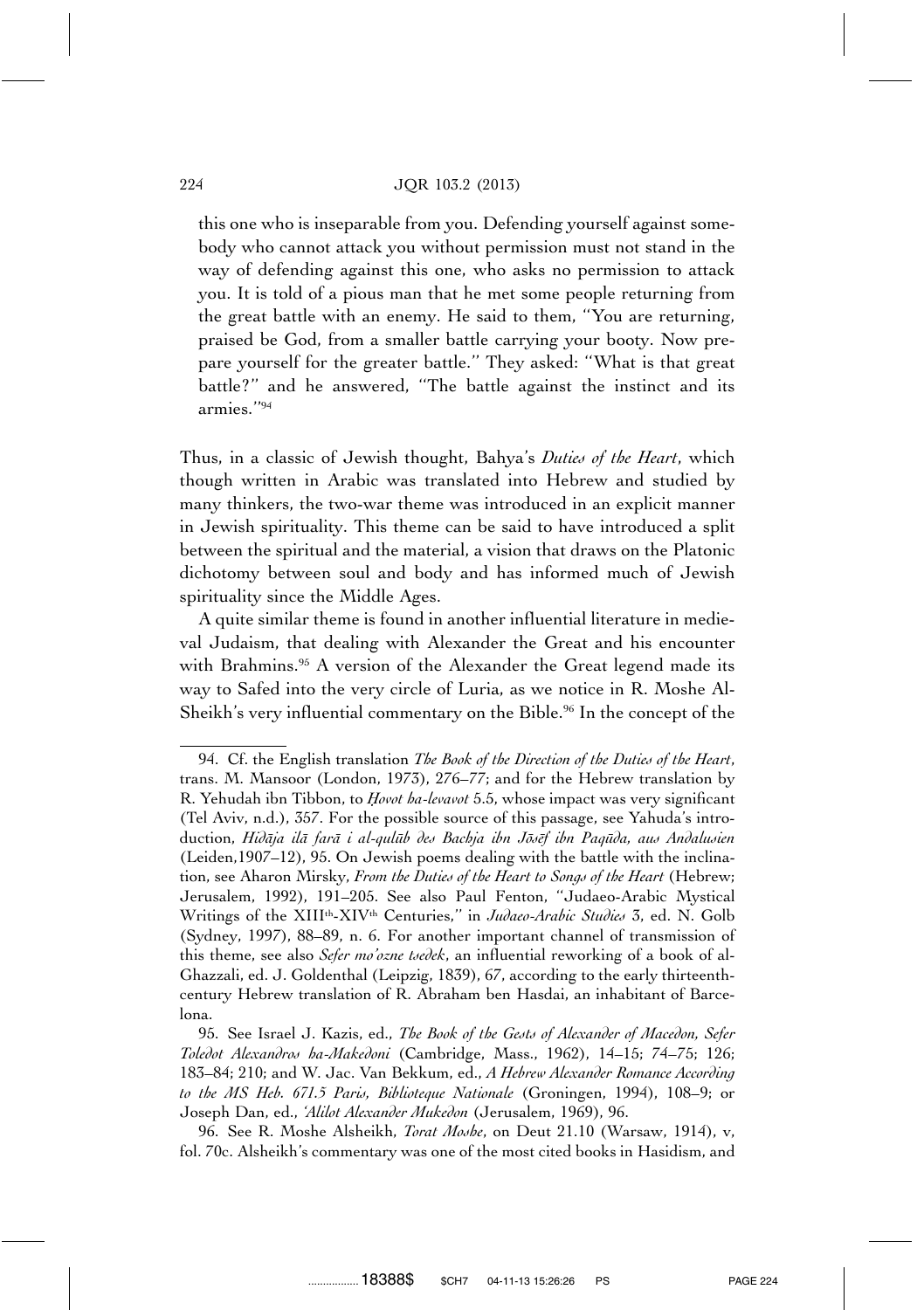this one who is inseparable from you. Defending yourself against somebody who cannot attack you without permission must not stand in the way of defending against this one, who asks no permission to attack you. It is told of a pious man that he met some people returning from the great battle with an enemy. He said to them, "You are returning, praised be God, from a smaller battle carrying your booty. Now prepare yourself for the greater battle." They asked: "What is that great battle?" and he answered, "The battle against the instinct and its armies."[94]

Thus, in a classic of Jewish thought, Bahya's *Duties of the Heart*, which though written in Arabic was translated into Hebrew and studied by many thinkers, the two-war theme was introduced in an explicit manner in Jewish spirituality. This theme can be said to have introduced a split between the spiritual and the material, a vision that draws on the Platonic dichotomy between soul and body and has informed much of Jewish spirituality since the Middle Ages.

A quite similar theme is found in another influential literature in medieval Judaism, that dealing with Alexander the Great and his encounter with Brahmins.[95] A version of the Alexander the Great legend made its way to Safed into the very circle of Luria, as we notice in R. Moshe Al-Sheikh's very influential commentary on the Bible.[96] In the concept of the

---

94. Cf. the English translation *The Book of the Direction of the Duties of the Heart*, trans. M. Mansoor (London, 1973), 276–77; and for the Hebrew translation by R. Yehudah ibn Tibbon, to *Ḥovot ha-levavot* 5.5, whose impact was very significant (Tel Aviv, n.d.), 357. For the possible source of this passage, see Yahuda's introduction, *Hidāja ilā farā i al-qulūb des Bachja ibn Jōsēf ibn Paqūda, aus Andalusien* (Leiden,1907–12), 95. On Jewish poems dealing with the battle with the inclination, see Aharon Mirsky, *From the Duties of the Heart to Songs of the Heart* (Hebrew; Jerusalem, 1992), 191–205. See also Paul Fenton, "Judaeo-Arabic Mystical Writings of the XIII[th]-XIV[th] Centuries," in *Judaeo-Arabic Studies* 3, ed. N. Golb (Sydney, 1997), 88–89, n. 6. For another important channel of transmission of this theme, see also *Sefer mo'ozne tsedek*, an influential reworking of a book of al-Ghazzali, ed. J. Goldenthal (Leipzig, 1839), 67, according to the early thirteenth-century Hebrew translation of R. Abraham ben Hasdai, an inhabitant of Barcelona.

95. See Israel J. Kazis, ed., *The Book of the Gests of Alexander of Macedon, Sefer Toledot Alexandros ha-Makedoni* (Cambridge, Mass., 1962), 14–15; 74–75; 126; 183–84; 210; and W. Jac. Van Bekkum, ed., *A Hebrew Alexander Romance According to the MS Heb. 671.5 Paris, Biblioteque Nationale* (Groningen, 1994), 108–9; or Joseph Dan, ed., *'Alilot Alexander Mukedon* (Jerusalem, 1969), 96.

96. See R. Moshe Alsheikh, *Torat Moshe*, on Deut 21.10 (Warsaw, 1914), v, fol. 70c. Alsheikh's commentary was one of the most cited books in Hasidism, and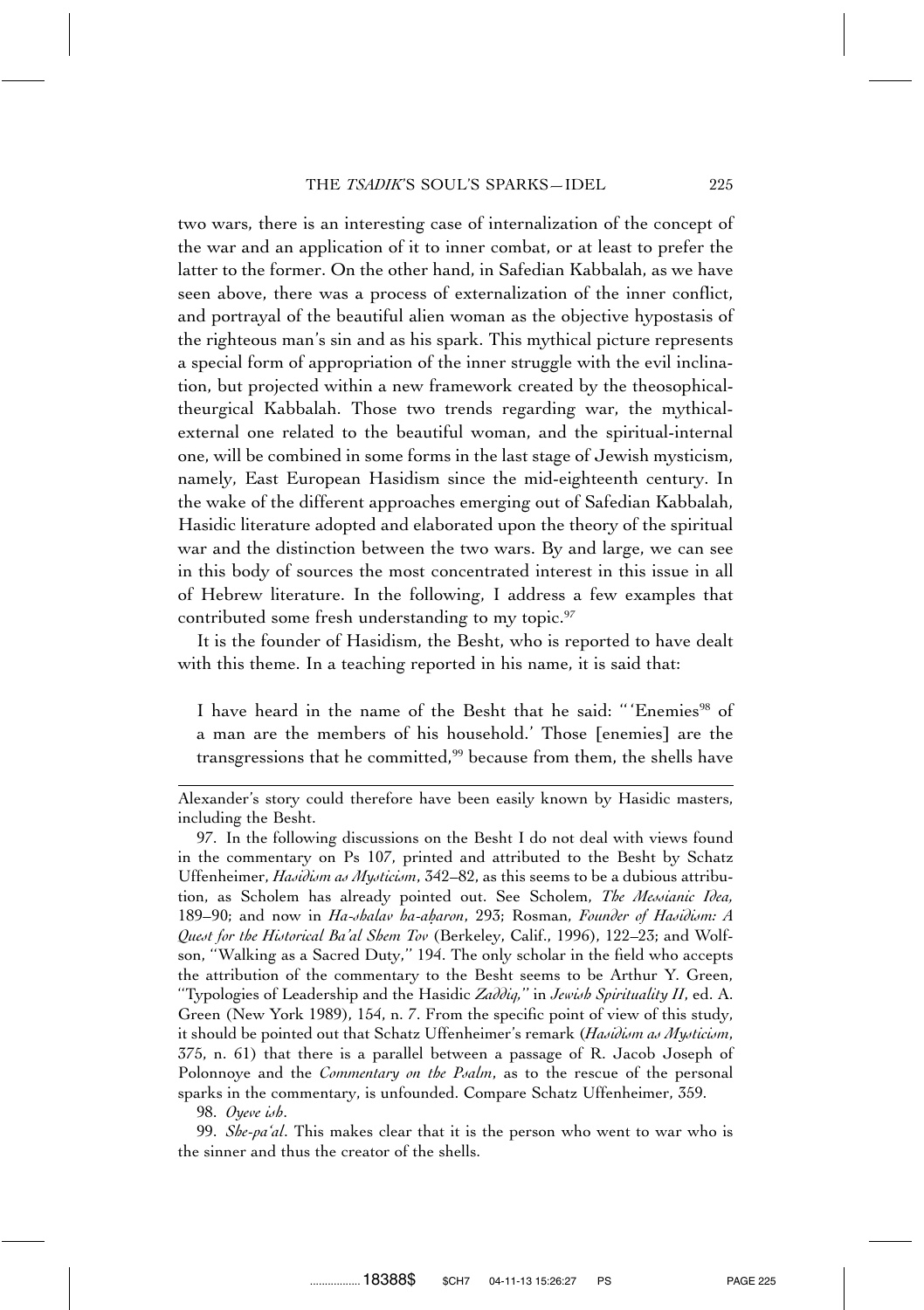two wars, there is an interesting case of internalization of the concept of the war and an application of it to inner combat, or at least to prefer the latter to the former. On the other hand, in Safedian Kabbalah, as we have seen above, there was a process of externalization of the inner conflict, and portrayal of the beautiful alien woman as the objective hypostasis of the righteous man's sin and as his spark. This mythical picture represents a special form of appropriation of the inner struggle with the evil inclination, but projected within a new framework created by the theosophical-theurgical Kabbalah. Those two trends regarding war, the mythical-external one related to the beautiful woman, and the spiritual-internal one, will be combined in some forms in the last stage of Jewish mysticism, namely, East European Hasidism since the mid-eighteenth century. In the wake of the different approaches emerging out of Safedian Kabbalah, Hasidic literature adopted and elaborated upon the theory of the spiritual war and the distinction between the two wars. By and large, we can see in this body of sources the most concentrated interest in this issue in all of Hebrew literature. In the following, I address a few examples that contributed some fresh understanding to my topic.[97]

It is the founder of Hasidism, the Besht, who is reported to have dealt with this theme. In a teaching reported in his name, it is said that:

> I have heard in the name of the Besht that he said: "'Enemies[98] of a man are the members of his household.' Those [enemies] are the transgressions that he committed,[99] because from them, the shells have

Alexander's story could therefore have been easily known by Hasidic masters, including the Besht.

97. In the following discussions on the Besht I do not deal with views found in the commentary on Ps 107, printed and attributed to the Besht by Schatz Uffenheimer, *Hasidism as Mysticism*, 342–82, as this seems to be a dubious attribution, as Scholem has already pointed out. See Scholem, *The Messianic Idea,* 189–90; and now in *Ha-shalav ha-aḥaron*, 293; Rosman, *Founder of Hasidism: A Quest for the Historical Ba'al Shem Tov* (Berkeley, Calif., 1996), 122–23; and Wolfson, "Walking as a Sacred Duty," 194. The only scholar in the field who accepts the attribution of the commentary to the Besht seems to be Arthur Y. Green, "Typologies of Leadership and the Hasidic *Zaddiq*," in *Jewish Spirituality II*, ed. A. Green (New York 1989), 154, n. 7. From the specific point of view of this study, it should be pointed out that Schatz Uffenheimer's remark (*Hasidism as Mysticism*, 375, n. 61) that there is a parallel between a passage of R. Jacob Joseph of Polonnoye and the *Commentary on the Psalm*, as to the rescue of the personal sparks in the commentary, is unfounded. Compare Schatz Uffenheimer, 359.

98. *Oyeve ish*.

99. *She-pa'al*. This makes clear that it is the person who went to war who is the sinner and thus the creator of the shells.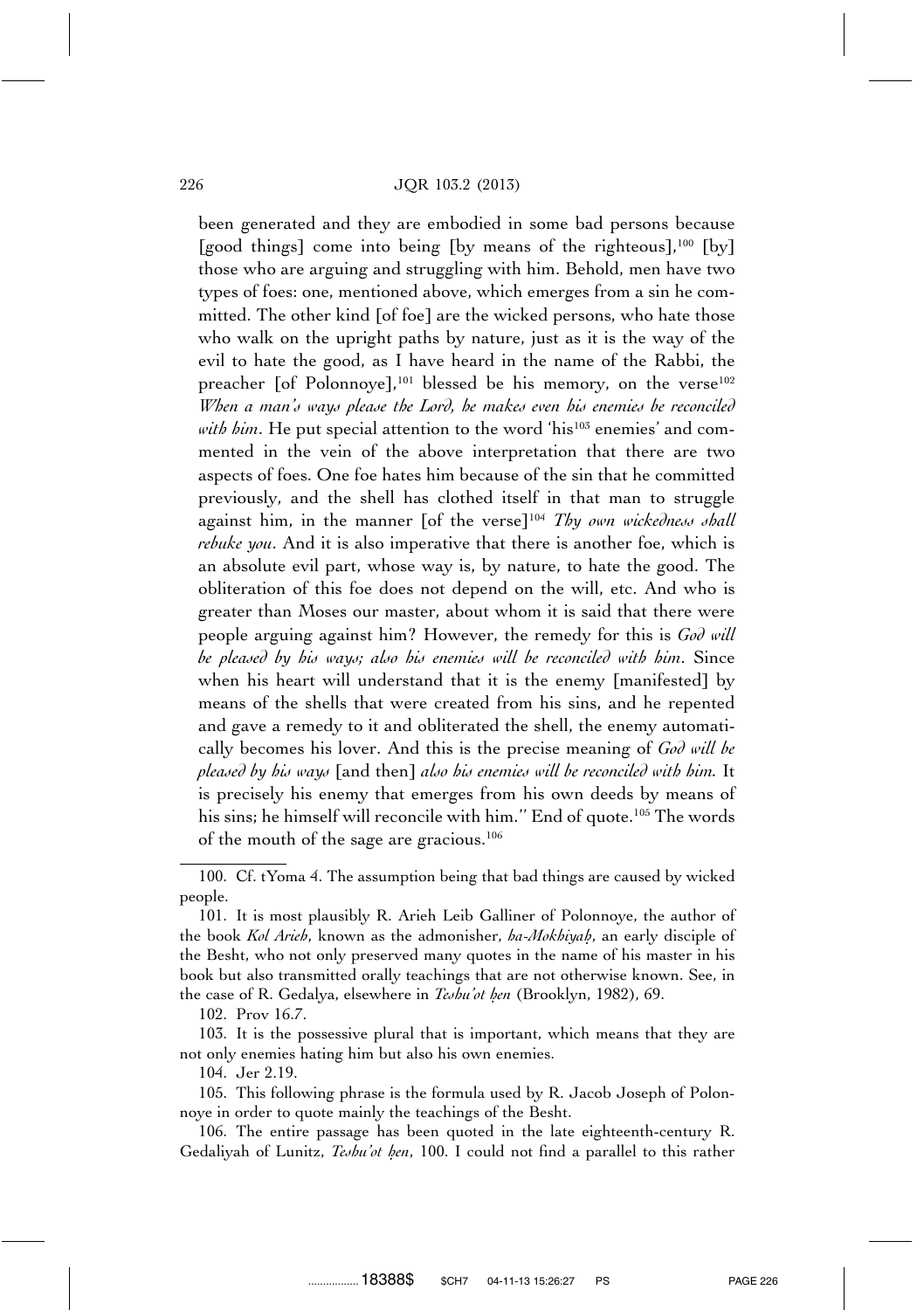been generated and they are embodied in some bad persons because [good things] come into being [by means of the righteous],[100] [by] those who are arguing and struggling with him. Behold, men have two types of foes: one, mentioned above, which emerges from a sin he committed. The other kind [of foe] are the wicked persons, who hate those who walk on the upright paths by nature, just as it is the way of the evil to hate the good, as I have heard in the name of the Rabbi, the preacher [of Polonnoye],[101] blessed be his memory, on the verse[102] *When a man's ways please the Lord, he makes even his enemies be reconciled with him*. He put special attention to the word 'his[103] enemies' and commented in the vein of the above interpretation that there are two aspects of foes. One foe hates him because of the sin that he committed previously, and the shell has clothed itself in that man to struggle against him, in the manner [of the verse][104] *Thy own wickedness shall rebuke you*. And it is also imperative that there is another foe, which is an absolute evil part, whose way is, by nature, to hate the good. The obliteration of this foe does not depend on the will, etc. And who is greater than Moses our master, about whom it is said that there were people arguing against him? However, the remedy for this is *God will be pleased by his ways; also his enemies will be reconciled with him*. Since when his heart will understand that it is the enemy [manifested] by means of the shells that were created from his sins, and he repented and gave a remedy to it and obliterated the shell, the enemy automatically becomes his lover. And this is the precise meaning of *God will be pleased by his ways* [and then] *also his enemies will be reconciled with him.* It is precisely his enemy that emerges from his own deeds by means of his sins; he himself will reconcile with him.'' End of quote.[105] The words of the mouth of the sage are gracious.[106]

---

100. Cf. tYoma 4. The assumption being that bad things are caused by wicked people.

101. It is most plausibly R. Arieh Leib Galliner of Polonnoye, the author of the book *Kol Arieh*, known as the admonisher, *ha-Mokhiyaḥ*, an early disciple of the Besht, who not only preserved many quotes in the name of his master in his book but also transmitted orally teachings that are not otherwise known. See, in the case of R. Gedalya, elsewhere in *Teshu'ot ḥen* (Brooklyn, 1982), 69.

102. Prov 16.7.

103. It is the possessive plural that is important, which means that they are not only enemies hating him but also his own enemies.

104. Jer 2.19.

105. This following phrase is the formula used by R. Jacob Joseph of Polonnoye in order to quote mainly the teachings of the Besht.

106. The entire passage has been quoted in the late eighteenth-century R. Gedaliyah of Lunitz, *Teshu'ot ḥen*, 100. I could not find a parallel to this rather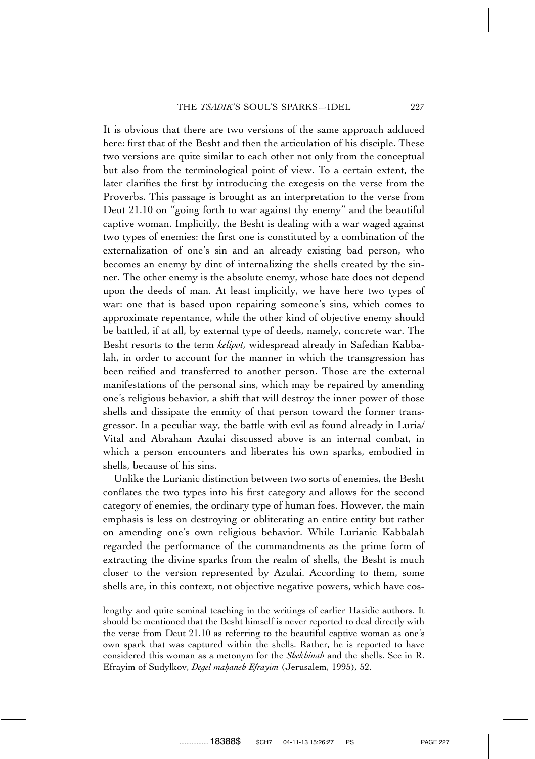It is obvious that there are two versions of the same approach adduced here: first that of the Besht and then the articulation of his disciple. These two versions are quite similar to each other not only from the conceptual but also from the terminological point of view. To a certain extent, the later clarifies the first by introducing the exegesis on the verse from the Proverbs. This passage is brought as an interpretation to the verse from Deut 21.10 on ''going forth to war against thy enemy'' and the beautiful captive woman. Implicitly, the Besht is dealing with a war waged against two types of enemies: the first one is constituted by a combination of the externalization of one's sin and an already existing bad person, who becomes an enemy by dint of internalizing the shells created by the sinner. The other enemy is the absolute enemy, whose hate does not depend upon the deeds of man. At least implicitly, we have here two types of war: one that is based upon repairing someone's sins, which comes to approximate repentance, while the other kind of objective enemy should be battled, if at all, by external type of deeds, namely, concrete war. The Besht resorts to the term *kelipot,* widespread already in Safedian Kabbalah, in order to account for the manner in which the transgression has been reified and transferred to another person. Those are the external manifestations of the personal sins, which may be repaired by amending one's religious behavior, a shift that will destroy the inner power of those shells and dissipate the enmity of that person toward the former transgressor. In a peculiar way, the battle with evil as found already in Luria/Vital and Abraham Azulai discussed above is an internal combat, in which a person encounters and liberates his own sparks, embodied in shells, because of his sins.

Unlike the Lurianic distinction between two sorts of enemies, the Besht conflates the two types into his first category and allows for the second category of enemies, the ordinary type of human foes. However, the main emphasis is less on destroying or obliterating an entire entity but rather on amending one's own religious behavior. While Lurianic Kabbalah regarded the performance of the commandments as the prime form of extracting the divine sparks from the realm of shells, the Besht is much closer to the version represented by Azulai. According to them, some shells are, in this context, not objective negative powers, which have cos-

lengthy and quite seminal teaching in the writings of earlier Hasidic authors. It should be mentioned that the Besht himself is never reported to deal directly with the verse from Deut 21.10 as referring to the beautiful captive woman as one's own spark that was captured within the shells. Rather, he is reported to have considered this woman as a metonym for the *Shekhinah* and the shells. See in R. Efrayim of Sudylkov, *Degel maḥaneh Efrayim* (Jerusalem, 1995), 52.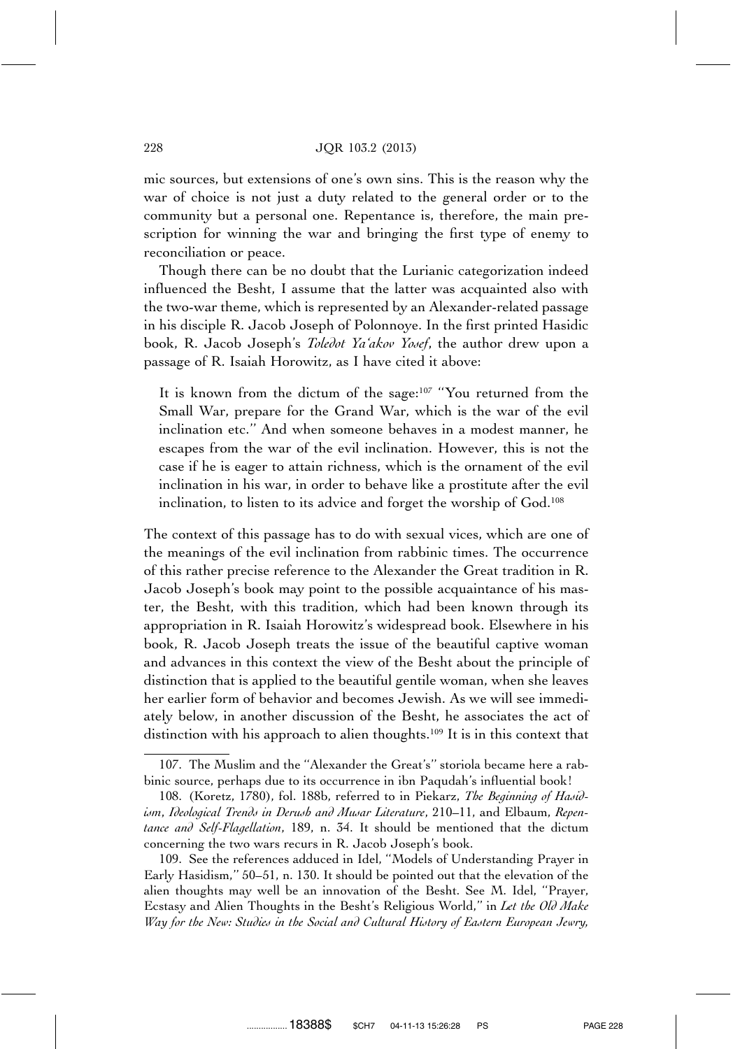mic sources, but extensions of one's own sins. This is the reason why the war of choice is not just a duty related to the general order or to the community but a personal one. Repentance is, therefore, the main prescription for winning the war and bringing the first type of enemy to reconciliation or peace.

Though there can be no doubt that the Lurianic categorization indeed influenced the Besht, I assume that the latter was acquainted also with the two-war theme, which is represented by an Alexander-related passage in his disciple R. Jacob Joseph of Polonnoye. In the first printed Hasidic book, R. Jacob Joseph's *Toledot Ya'akov Yosef*, the author drew upon a passage of R. Isaiah Horowitz, as I have cited it above:

> It is known from the dictum of the sage:[107] "You returned from the Small War, prepare for the Grand War, which is the war of the evil inclination etc." And when someone behaves in a modest manner, he escapes from the war of the evil inclination. However, this is not the case if he is eager to attain richness, which is the ornament of the evil inclination in his war, in order to behave like a prostitute after the evil inclination, to listen to its advice and forget the worship of God.[108]

The context of this passage has to do with sexual vices, which are one of the meanings of the evil inclination from rabbinic times. The occurrence of this rather precise reference to the Alexander the Great tradition in R. Jacob Joseph's book may point to the possible acquaintance of his master, the Besht, with this tradition, which had been known through its appropriation in R. Isaiah Horowitz's widespread book. Elsewhere in his book, R. Jacob Joseph treats the issue of the beautiful captive woman and advances in this context the view of the Besht about the principle of distinction that is applied to the beautiful gentile woman, when she leaves her earlier form of behavior and becomes Jewish. As we will see immediately below, in another discussion of the Besht, he associates the act of distinction with his approach to alien thoughts.[109] It is in this context that

---

107. The Muslim and the "Alexander the Great's" storiola became here a rabbinic source, perhaps due to its occurrence in ibn Paqudah's influential book!

108. (Koretz, 1780), fol. 188b, referred to in Piekarz, *The Beginning of Hasidism, Ideological Trends in Derush and Musar Literature*, 210–11, and Elbaum, *Repentance and Self-Flagellation*, 189, n. 34. It should be mentioned that the dictum concerning the two wars recurs in R. Jacob Joseph's book.

109. See the references adduced in Idel, "Models of Understanding Prayer in Early Hasidism," 50–51, n. 130. It should be pointed out that the elevation of the alien thoughts may well be an innovation of the Besht. See M. Idel, "Prayer, Ecstasy and Alien Thoughts in the Besht's Religious World," in *Let the Old Make Way for the New: Studies in the Social and Cultural History of Eastern European Jewry,*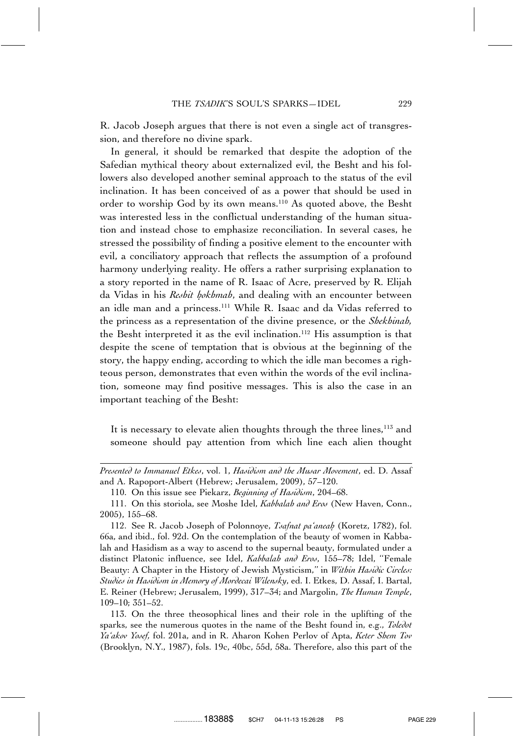R. Jacob Joseph argues that there is not even a single act of transgression, and therefore no divine spark.

In general, it should be remarked that despite the adoption of the Safedian mythical theory about externalized evil, the Besht and his followers also developed another seminal approach to the status of the evil inclination. It has been conceived of as a power that should be used in order to worship God by its own means.[110] As quoted above, the Besht was interested less in the conflictual understanding of the human situation and instead chose to emphasize reconciliation. In several cases, he stressed the possibility of finding a positive element to the encounter with evil, a conciliatory approach that reflects the assumption of a profound harmony underlying reality. He offers a rather surprising explanation to a story reported in the name of R. Isaac of Acre, preserved by R. Elijah da Vidas in his *Reshit ḥokhmah*, and dealing with an encounter between an idle man and a princess.[111] While R. Isaac and da Vidas referred to the princess as a representation of the divine presence, or the *Shekhinah,* the Besht interpreted it as the evil inclination.[112] His assumption is that despite the scene of temptation that is obvious at the beginning of the story, the happy ending, according to which the idle man becomes a righteous person, demonstrates that even within the words of the evil inclination, someone may find positive messages. This is also the case in an important teaching of the Besht:

> It is necessary to elevate alien thoughts through the three lines,[113] and someone should pay attention from which line each alien thought

---

*Presented to Immanuel Etkes*, vol. 1, *Hasidism and the Musar Movement*, ed. D. Assaf and A. Rapoport-Albert (Hebrew; Jerusalem, 2009), 57–120.

110. On this issue see Piekarz, *Beginning of Hasidism*, 204–68.

111. On this storiola, see Moshe Idel, *Kabbalah and Eros* (New Haven, Conn., 2005), 155–68.

112. See R. Jacob Joseph of Polonnoye, *Tsafnat pa'aneaḥ* (Koretz, 1782), fol. 66a, and ibid., fol. 92d. On the contemplation of the beauty of women in Kabbalah and Hasidism as a way to ascend to the supernal beauty, formulated under a distinct Platonic influence, see Idel, *Kabbalah and Eros*, 155–78; Idel, "Female Beauty: A Chapter in the History of Jewish Mysticism," in *Within Hasidic Circles: Studies in Hasidism in Memory of Mordecai Wilensky*, ed. I. Etkes, D. Assaf, I. Bartal, E. Reiner (Hebrew; Jerusalem, 1999), 317–34; and Margolin, *The Human Temple*, 109–10; 351–52.

113. On the three theosophical lines and their role in the uplifting of the sparks, see the numerous quotes in the name of the Besht found in, e.g., *Toledot Ya'akov Yosef*, fol. 201a, and in R. Aharon Kohen Perlov of Apta, *Keter Shem Tov* (Brooklyn, N.Y., 1987), fols. 19c, 40bc, 55d, 58a. Therefore, also this part of the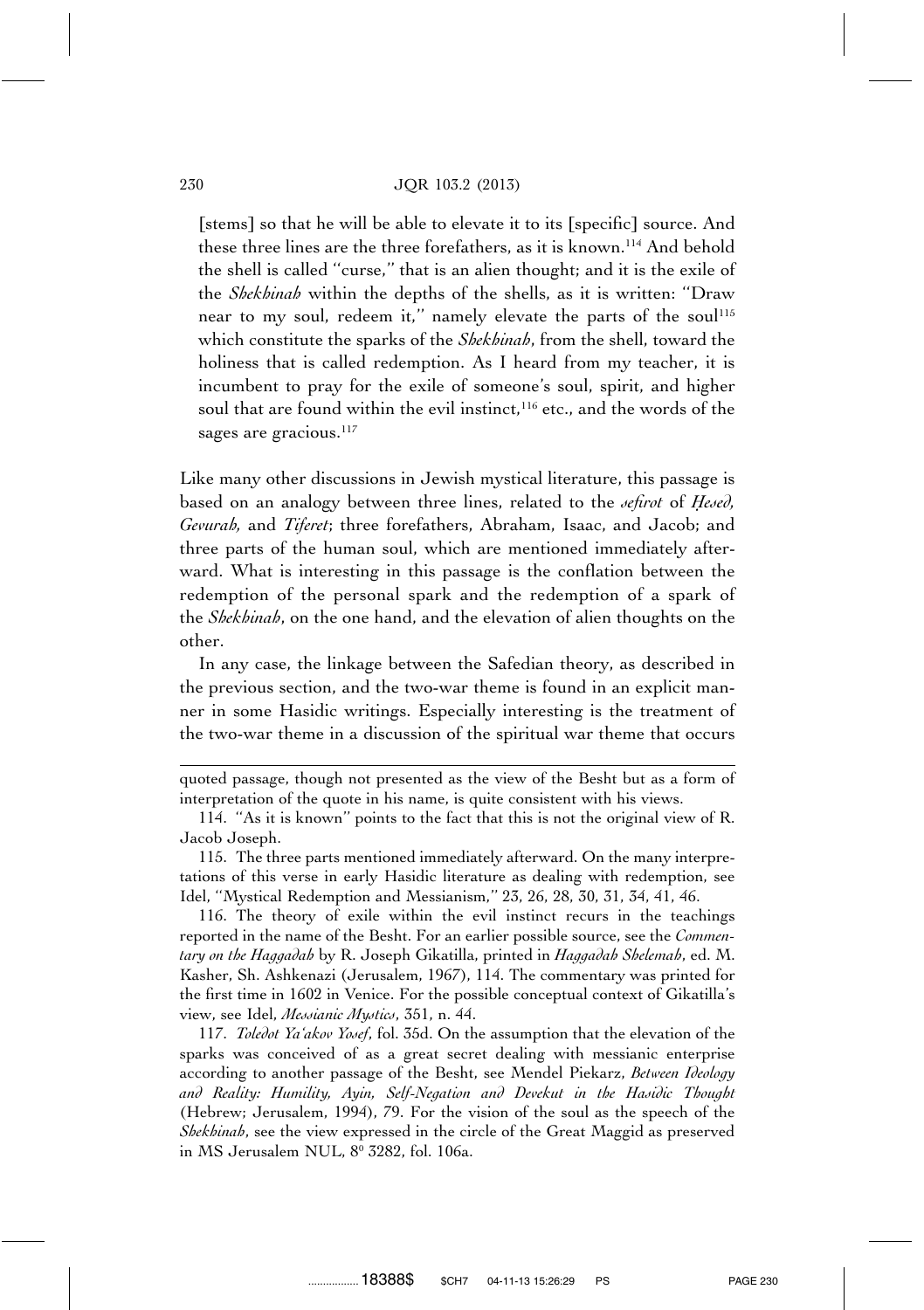[stems] so that he will be able to elevate it to its [specific] source. And these three lines are the three forefathers, as it is known.[114] And behold the shell is called "curse," that is an alien thought; and it is the exile of the *Shekhinah* within the depths of the shells, as it is written: "Draw near to my soul, redeem it," namely elevate the parts of the soul[115] which constitute the sparks of the *Shekhinah*, from the shell, toward the holiness that is called redemption. As I heard from my teacher, it is incumbent to pray for the exile of someone's soul, spirit, and higher soul that are found within the evil instinct,[116] etc., and the words of the sages are gracious.[117]

Like many other discussions in Jewish mystical literature, this passage is based on an analogy between three lines, related to the *sefirot* of *Ḥesed, Gevurah,* and *Tiferet*; three forefathers, Abraham, Isaac, and Jacob; and three parts of the human soul, which are mentioned immediately afterward. What is interesting in this passage is the conflation between the redemption of the personal spark and the redemption of a spark of the *Shekhinah*, on the one hand, and the elevation of alien thoughts on the other.

In any case, the linkage between the Safedian theory, as described in the previous section, and the two-war theme is found in an explicit manner in some Hasidic writings. Especially interesting is the treatment of the two-war theme in a discussion of the spiritual war theme that occurs

---

quoted passage, though not presented as the view of the Besht but as a form of interpretation of the quote in his name, is quite consistent with his views.

114. "As it is known" points to the fact that this is not the original view of R. Jacob Joseph.

115. The three parts mentioned immediately afterward. On the many interpretations of this verse in early Hasidic literature as dealing with redemption, see Idel, "Mystical Redemption and Messianism," 23, 26, 28, 30, 31, 34, 41, 46.

116. The theory of exile within the evil instinct recurs in the teachings reported in the name of the Besht. For an earlier possible source, see the *Commentary on the Haggadah* by R. Joseph Gikatilla, printed in *Haggadah Shelemah*, ed. M. Kasher, Sh. Ashkenazi (Jerusalem, 1967), 114. The commentary was printed for the first time in 1602 in Venice. For the possible conceptual context of Gikatilla's view, see Idel, *Messianic Mystics*, 351, n. 44.

117. *Toledot Ya'akov Yosef*, fol. 35d. On the assumption that the elevation of the sparks was conceived of as a great secret dealing with messianic enterprise according to another passage of the Besht, see Mendel Piekarz, *Between Ideology and Reality: Humility, Ayin, Self-Negation and Devekut in the Hasidic Thought* (Hebrew; Jerusalem, 1994), 79. For the vision of the soul as the speech of the *Shekhinah*, see the view expressed in the circle of the Great Maggid as preserved in MS Jerusalem NUL, 8⁰ 3282, fol. 106a.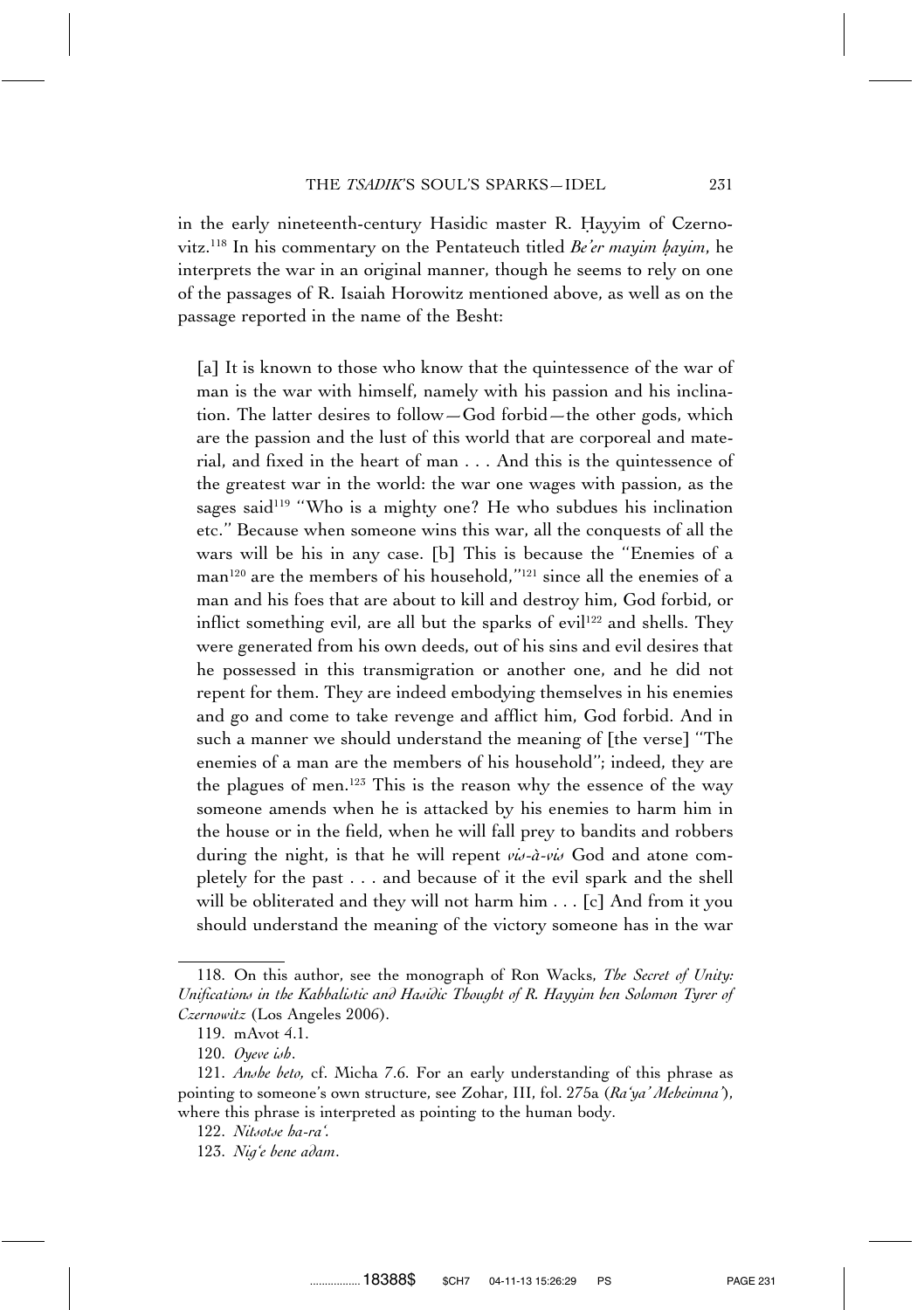in the early nineteenth-century Hasidic master R. Ḥayyim of Czernovitz.[118] In his commentary on the Pentateuch titled *Be'er mayim ḥayim*, he interprets the war in an original manner, though he seems to rely on one of the passages of R. Isaiah Horowitz mentioned above, as well as on the passage reported in the name of the Besht:

> [a] It is known to those who know that the quintessence of the war of man is the war with himself, namely with his passion and his inclination. The latter desires to follow—God forbid—the other gods, which are the passion and the lust of this world that are corporeal and material, and fixed in the heart of man . . . And this is the quintessence of the greatest war in the world: the war one wages with passion, as the sages said[119] "Who is a mighty one? He who subdues his inclination etc." Because when someone wins this war, all the conquests of all the wars will be his in any case. [b] This is because the "Enemies of a man[120] are the members of his household,"[121] since all the enemies of a man and his foes that are about to kill and destroy him, God forbid, or inflict something evil, are all but the sparks of evil[122] and shells. They were generated from his own deeds, out of his sins and evil desires that he possessed in this transmigration or another one, and he did not repent for them. They are indeed embodying themselves in his enemies and go and come to take revenge and afflict him, God forbid. And in such a manner we should understand the meaning of [the verse] "The enemies of a man are the members of his household"; indeed, they are the plagues of men.[123] This is the reason why the essence of the way someone amends when he is attacked by his enemies to harm him in the house or in the field, when he will fall prey to bandits and robbers during the night, is that he will repent *vis-à-vis* God and atone completely for the past . . . and because of it the evil spark and the shell will be obliterated and they will not harm him . . . [c] And from it you should understand the meaning of the victory someone has in the war

118. On this author, see the monograph of Ron Wacks, *The Secret of Unity: Unifications in the Kabbalistic and Hasidic Thought of R. Hayyim ben Solomon Tyrer of Czernowitz* (Los Angeles 2006).

119. mAvot 4.1.

120. *Oyeve ish*.

121. *Anshe beto,* cf. Micha 7.6. For an early understanding of this phrase as pointing to someone's own structure, see Zohar, III, fol. 275a (*Ra'ya' Meheimna'*), where this phrase is interpreted as pointing to the human body.

122. *Nitsotse ha-ra'*.

123. *Nig'e bene adam*.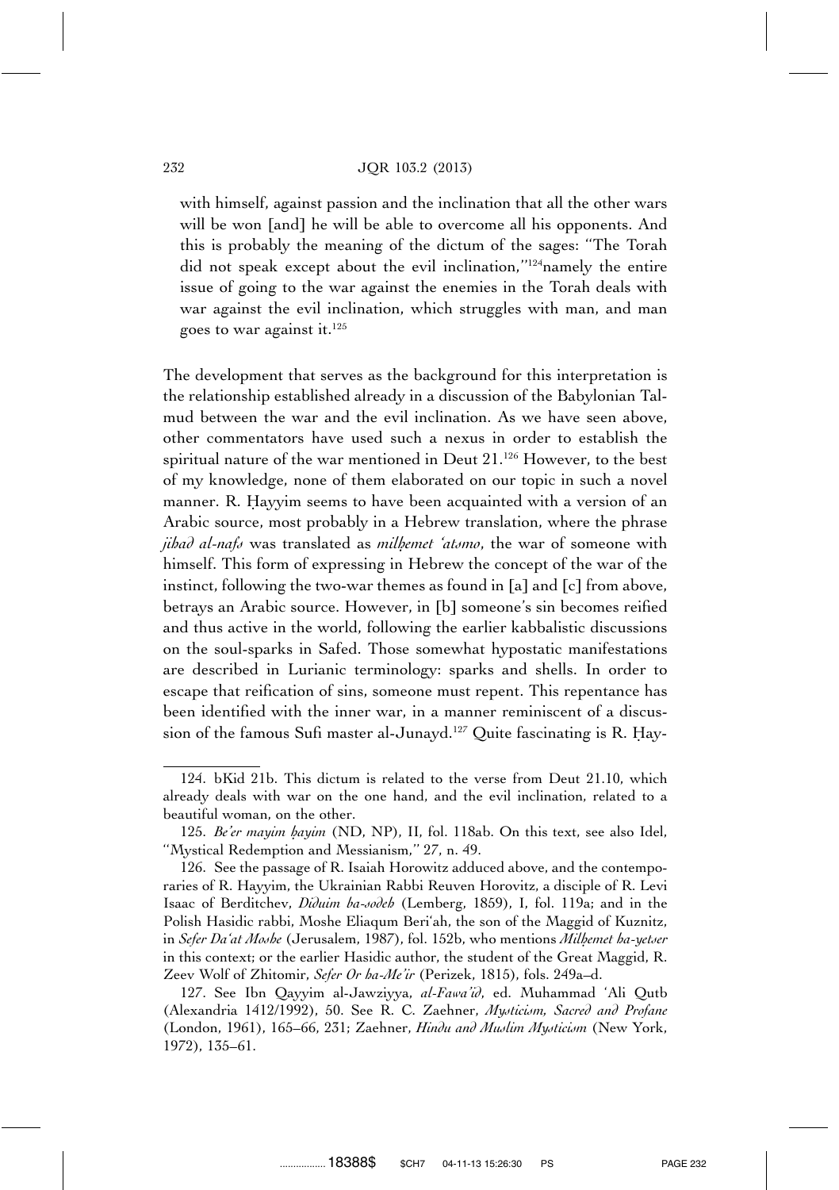with himself, against passion and the inclination that all the other wars will be won [and] he will be able to overcome all his opponents. And this is probably the meaning of the dictum of the sages: "The Torah did not speak except about the evil inclination,"[124] namely the entire issue of going to the war against the enemies in the Torah deals with war against the evil inclination, which struggles with man, and man goes to war against it.[125]

The development that serves as the background for this interpretation is the relationship established already in a discussion of the Babylonian Talmud between the war and the evil inclination. As we have seen above, other commentators have used such a nexus in order to establish the spiritual nature of the war mentioned in Deut 21.[126] However, to the best of my knowledge, none of them elaborated on our topic in such a novel manner. R. Ḥayyim seems to have been acquainted with a version of an Arabic source, most probably in a Hebrew translation, where the phrase *jihad al-nafs* was translated as *milḥemet ʿatsmo*, the war of someone with himself. This form of expressing in Hebrew the concept of the war of the instinct, following the two-war themes as found in [a] and [c] from above, betrays an Arabic source. However, in [b] someone's sin becomes reified and thus active in the world, following the earlier kabbalistic discussions on the soul-sparks in Safed. Those somewhat hypostatic manifestations are described in Lurianic terminology: sparks and shells. In order to escape that reification of sins, someone must repent. This repentance has been identified with the inner war, in a manner reminiscent of a discussion of the famous Sufi master al-Junayd.[127] Quite fascinating is R. Ḥay-

---

124. bKid 21b. This dictum is related to the verse from Deut 21.10, which already deals with war on the one hand, and the evil inclination, related to a beautiful woman, on the other.

125. *Be'er mayim ḥayim* (ND, NP), II, fol. 118ab. On this text, see also Idel, "Mystical Redemption and Messianism," 27, n. 49.

126. See the passage of R. Isaiah Horowitz adduced above, and the contemporaries of R. Hayyim, the Ukrainian Rabbi Reuven Horovitz, a disciple of R. Levi Isaac of Berditchev, *Diduim ha-sodeh* (Lemberg, 1859), I, fol. 119a; and in the Polish Hasidic rabbi, Moshe Eliaqum Beri'ah, the son of the Maggid of Kuznitz, in *Sefer Da'at Moshe* (Jerusalem, 1987), fol. 152b, who mentions *Milḥemet ha-yetser* in this context; or the earlier Hasidic author, the student of the Great Maggid, R. Zeev Wolf of Zhitomir, *Sefer Or ha-Me'ir* (Perizek, 1815), fols. 249a–d.

127. See Ibn Qayyim al-Jawziyya, *al-Fawa'id*, ed. Muhammad 'Ali Qutb (Alexandria 1412/1992), 50. See R. C. Zaehner, *Mysticism, Sacred and Profane* (London, 1961), 165–66, 231; Zaehner, *Hindu and Muslim Mysticism* (New York, 1972), 135–61.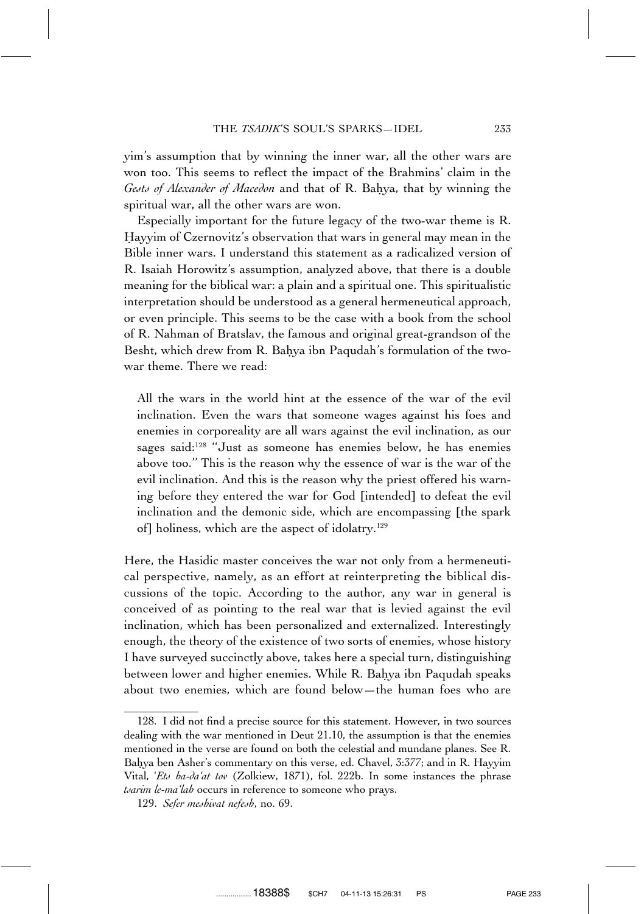yim's assumption that by winning the inner war, all the other wars are won too. This seems to reflect the impact of the Brahmins' claim in the *Gests of Alexander of Macedon* and that of R. Baḥya, that by winning the spiritual war, all the other wars are won.

Especially important for the future legacy of the two-war theme is R. Ḥayyim of Czernovitz's observation that wars in general may mean in the Bible inner wars. I understand this statement as a radicalized version of R. Isaiah Horowitz's assumption, analyzed above, that there is a double meaning for the biblical war: a plain and a spiritual one. This spiritualistic interpretation should be understood as a general hermeneutical approach, or even principle. This seems to be the case with a book from the school of R. Nahman of Bratslav, the famous and original great-grandson of the Besht, which drew from R. Baḥya ibn Paqudah's formulation of the two-war theme. There we read:

> All the wars in the world hint at the essence of the war of the evil inclination. Even the wars that someone wages against his foes and enemies in corporeality are all wars against the evil inclination, as our sages said:[128] "Just as someone has enemies below, he has enemies above too." This is the reason why the essence of war is the war of the evil inclination. And this is the reason why the priest offered his warning before they entered the war for God [intended] to defeat the evil inclination and the demonic side, which are encompassing [the spark of] holiness, which are the aspect of idolatry.[129]

Here, the Hasidic master conceives the war not only from a hermeneutical perspective, namely, as an effort at reinterpreting the biblical discussions of the topic. According to the author, any war in general is conceived of as pointing to the real war that is levied against the evil inclination, which has been personalized and externalized. Interestingly enough, the theory of the existence of two sorts of enemies, whose history I have surveyed succinctly above, takes here a special turn, distinguishing between lower and higher enemies. While R. Baḥya ibn Paqudah speaks about two enemies, which are found below—the human foes who are

---

128. I did not find a precise source for this statement. However, in two sources dealing with the war mentioned in Deut 21.10, the assumption is that the enemies mentioned in the verse are found on both the celestial and mundane planes. See R. Baḥya ben Asher's commentary on this verse, ed. Chavel, 3:377; and in R. Hayyim Vital, *'Ets ha-da'at tov* (Zolkiew, 1871), fol. 222b. In some instances the phrase *tsarim le-ma'lah* occurs in reference to someone who prays.

129. *Sefer meshivat nefesh*, no. 69.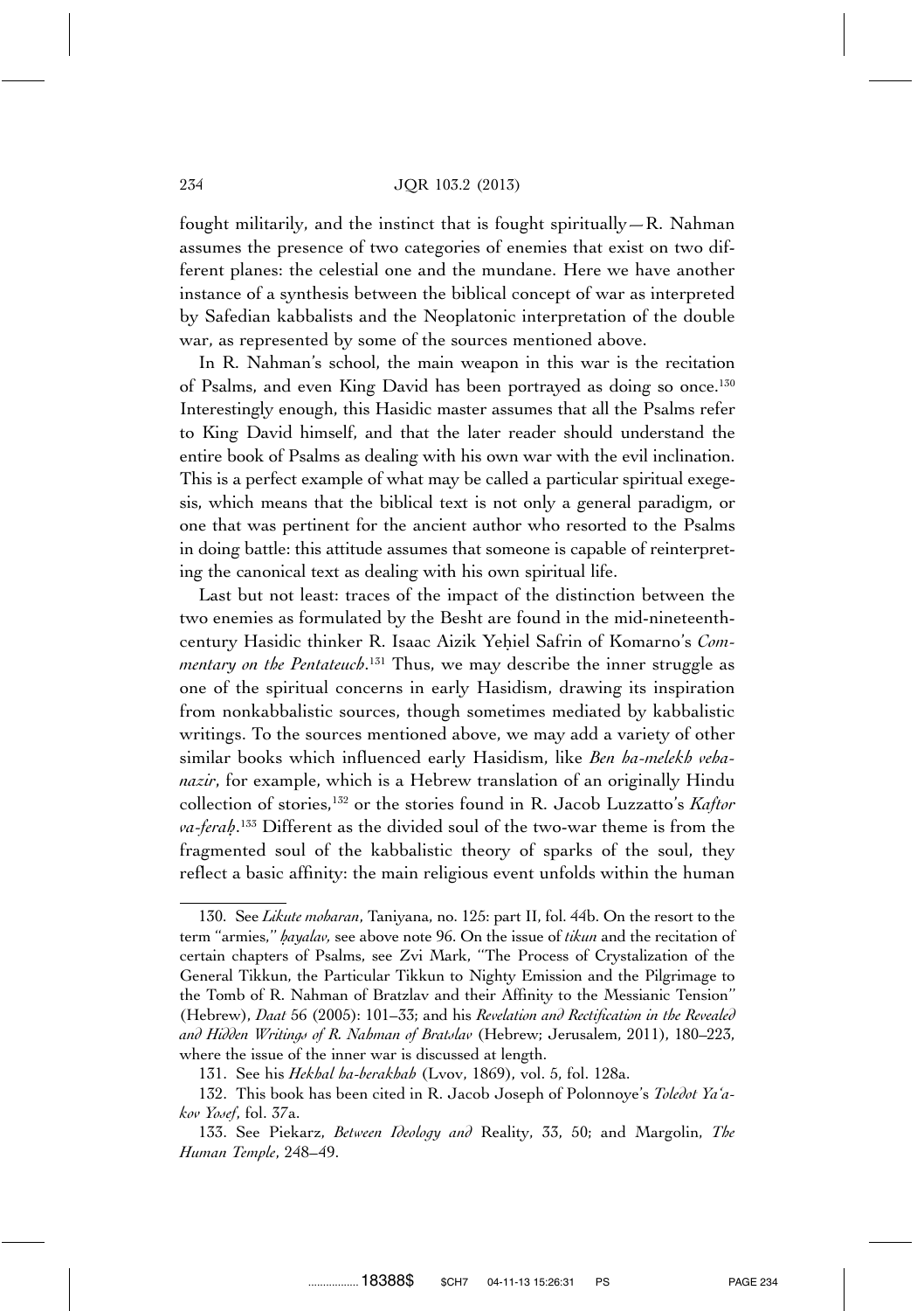fought militarily, and the instinct that is fought spiritually—R. Nahman assumes the presence of two categories of enemies that exist on two different planes: the celestial one and the mundane. Here we have another instance of a synthesis between the biblical concept of war as interpreted by Safedian kabbalists and the Neoplatonic interpretation of the double war, as represented by some of the sources mentioned above.

In R. Nahman's school, the main weapon in this war is the recitation of Psalms, and even King David has been portrayed as doing so once.[130] Interestingly enough, this Hasidic master assumes that all the Psalms refer to King David himself, and that the later reader should understand the entire book of Psalms as dealing with his own war with the evil inclination. This is a perfect example of what may be called a particular spiritual exegesis, which means that the biblical text is not only a general paradigm, or one that was pertinent for the ancient author who resorted to the Psalms in doing battle: this attitude assumes that someone is capable of reinterpreting the canonical text as dealing with his own spiritual life.

Last but not least: traces of the impact of the distinction between the two enemies as formulated by the Besht are found in the mid-nineteenth-century Hasidic thinker R. Isaac Aizik Yeḥiel Safrin of Komarno's *Commentary on the Pentateuch*.[131] Thus, we may describe the inner struggle as one of the spiritual concerns in early Hasidism, drawing its inspiration from nonkabbalistic sources, though sometimes mediated by kabbalistic writings. To the sources mentioned above, we may add a variety of other similar books which influenced early Hasidism, like *Ben ha-melekh veha-nazir*, for example, which is a Hebrew translation of an originally Hindu collection of stories,[132] or the stories found in R. Jacob Luzzatto's *Kaftor va-feraḥ*.[133] Different as the divided soul of the two-war theme is from the fragmented soul of the kabbalistic theory of sparks of the soul, they reflect a basic affinity: the main religious event unfolds within the human

130. See *Likute moharan*, Taniyana, no. 125: part II, fol. 44b. On the resort to the term "armies," *ḥayalav*, see above note 96. On the issue of *tikun* and the recitation of certain chapters of Psalms, see Zvi Mark, "The Process of Crystalization of the General Tikkun, the Particular Tikkun to Nighty Emission and the Pilgrimage to the Tomb of R. Nahman of Bratzlav and their Affinity to the Messianic Tension" (Hebrew), *Daat* 56 (2005): 101–33; and his *Revelation and Rectification in the Revealed and Hidden Writings of R. Nahman of Bratslav* (Hebrew; Jerusalem, 2011), 180–223, where the issue of the inner war is discussed at length.

131. See his *Hekhal ha-berakhah* (Lvov, 1869), vol. 5, fol. 128a.

132. This book has been cited in R. Jacob Joseph of Polonnoye's *Toledot Ya'akov Yosef*, fol. 37a.

133. See Piekarz, *Between Ideology and* Reality, 33, 50; and Margolin, *The Human Temple*, 248–49.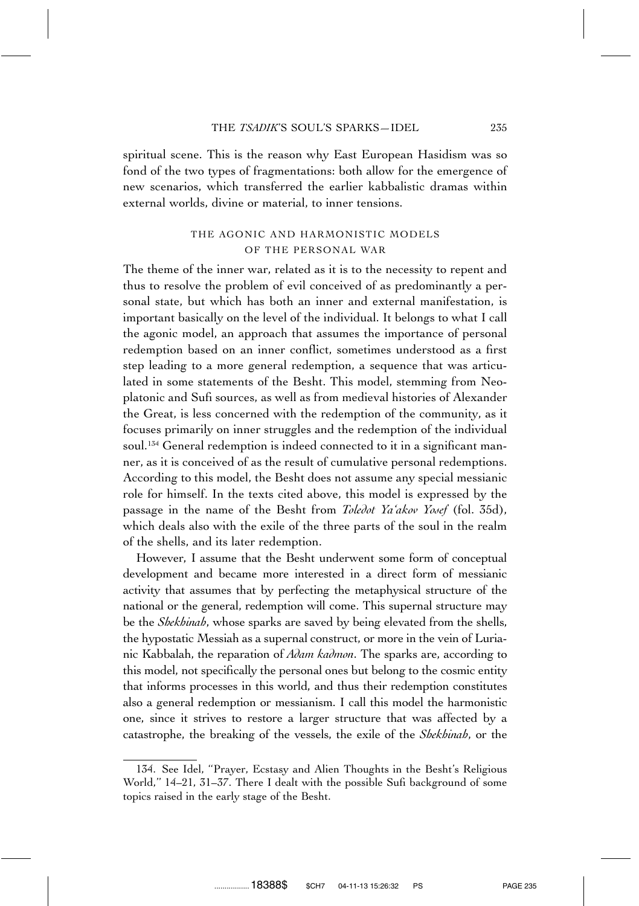spiritual scene. This is the reason why East European Hasidism was so fond of the two types of fragmentations: both allow for the emergence of new scenarios, which transferred the earlier kabbalistic dramas within external worlds, divine or material, to inner tensions.

## THE AGONIC AND HARMONISTIC MODELS OF THE PERSONAL WAR

The theme of the inner war, related as it is to the necessity to repent and thus to resolve the problem of evil conceived of as predominantly a personal state, but which has both an inner and external manifestation, is important basically on the level of the individual. It belongs to what I call the agonic model, an approach that assumes the importance of personal redemption based on an inner conflict, sometimes understood as a first step leading to a more general redemption, a sequence that was articulated in some statements of the Besht. This model, stemming from Neoplatonic and Sufi sources, as well as from medieval histories of Alexander the Great, is less concerned with the redemption of the community, as it focuses primarily on inner struggles and the redemption of the individual soul.[134] General redemption is indeed connected to it in a significant manner, as it is conceived of as the result of cumulative personal redemptions. According to this model, the Besht does not assume any special messianic role for himself. In the texts cited above, this model is expressed by the passage in the name of the Besht from *Toledot Ya'akov Yosef* (fol. 35d), which deals also with the exile of the three parts of the soul in the realm of the shells, and its later redemption.

However, I assume that the Besht underwent some form of conceptual development and became more interested in a direct form of messianic activity that assumes that by perfecting the metaphysical structure of the national or the general, redemption will come. This supernal structure may be the *Shekhinah*, whose sparks are saved by being elevated from the shells, the hypostatic Messiah as a supernal construct, or more in the vein of Lurianic Kabbalah, the reparation of *Adam kadmon*. The sparks are, according to this model, not specifically the personal ones but belong to the cosmic entity that informs processes in this world, and thus their redemption constitutes also a general redemption or messianism. I call this model the harmonistic one, since it strives to restore a larger structure that was affected by a catastrophe, the breaking of the vessels, the exile of the *Shekhinah*, or the

---

134. See Idel, "Prayer, Ecstasy and Alien Thoughts in the Besht's Religious World," 14–21, 31–37. There I dealt with the possible Sufi background of some topics raised in the early stage of the Besht.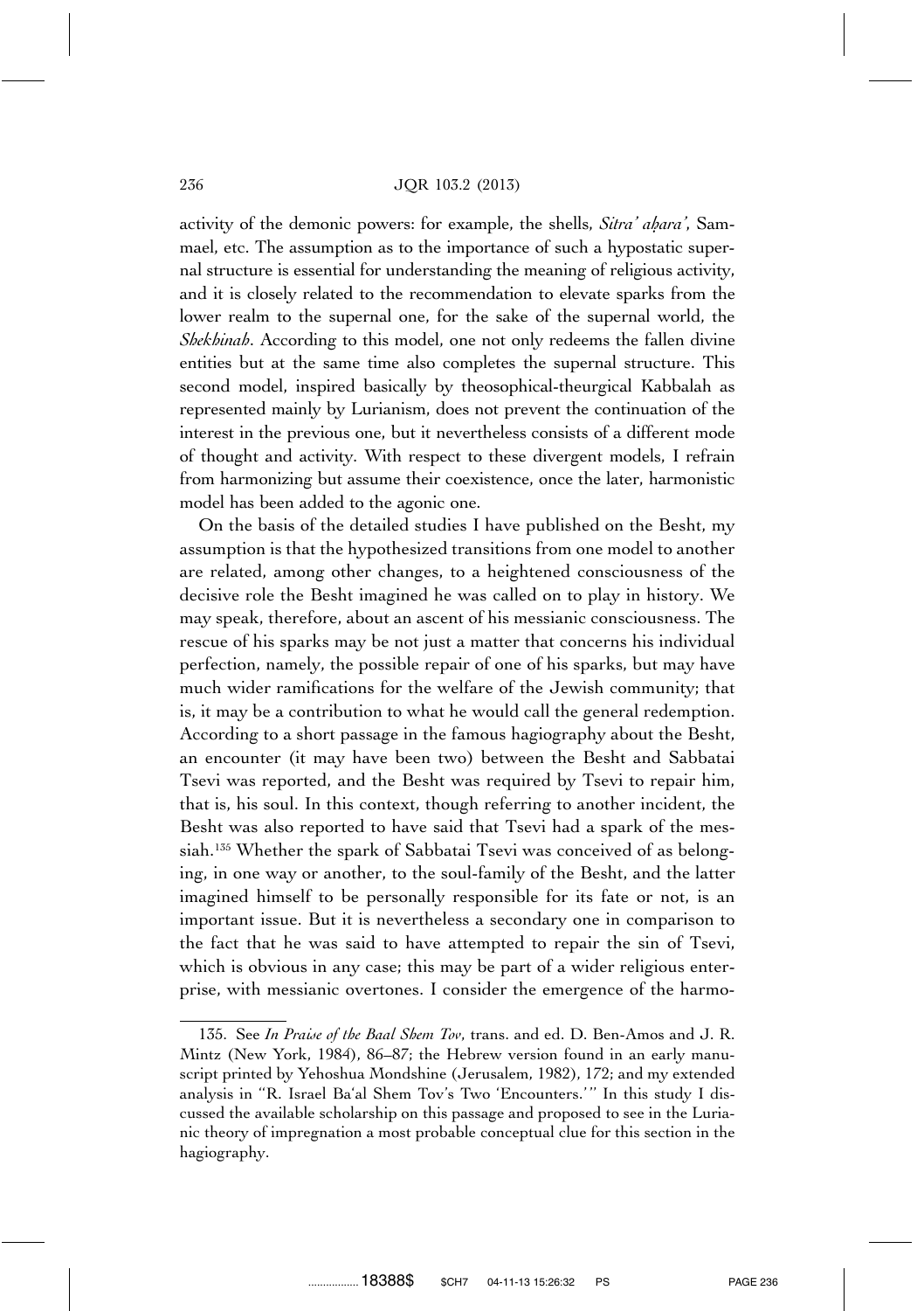activity of the demonic powers: for example, the shells, *Sitra' aḥara'*, Sammael, etc. The assumption as to the importance of such a hypostatic supernal structure is essential for understanding the meaning of religious activity, and it is closely related to the recommendation to elevate sparks from the lower realm to the supernal one, for the sake of the supernal world, the *Shekhinah*. According to this model, one not only redeems the fallen divine entities but at the same time also completes the supernal structure. This second model, inspired basically by theosophical-theurgical Kabbalah as represented mainly by Lurianism, does not prevent the continuation of the interest in the previous one, but it nevertheless consists of a different mode of thought and activity. With respect to these divergent models, I refrain from harmonizing but assume their coexistence, once the later, harmonistic model has been added to the agonic one.

On the basis of the detailed studies I have published on the Besht, my assumption is that the hypothesized transitions from one model to another are related, among other changes, to a heightened consciousness of the decisive role the Besht imagined he was called on to play in history. We may speak, therefore, about an ascent of his messianic consciousness. The rescue of his sparks may be not just a matter that concerns his individual perfection, namely, the possible repair of one of his sparks, but may have much wider ramifications for the welfare of the Jewish community; that is, it may be a contribution to what he would call the general redemption. According to a short passage in the famous hagiography about the Besht, an encounter (it may have been two) between the Besht and Sabbatai Tsevi was reported, and the Besht was required by Tsevi to repair him, that is, his soul. In this context, though referring to another incident, the Besht was also reported to have said that Tsevi had a spark of the messiah.[135] Whether the spark of Sabbatai Tsevi was conceived of as belonging, in one way or another, to the soul-family of the Besht, and the latter imagined himself to be personally responsible for its fate or not, is an important issue. But it is nevertheless a secondary one in comparison to the fact that he was said to have attempted to repair the sin of Tsevi, which is obvious in any case; this may be part of a wider religious enterprise, with messianic overtones. I consider the emergence of the harmo-

---

135. See *In Praise of the Baal Shem Tov*, trans. and ed. D. Ben-Amos and J. R. Mintz (New York, 1984), 86–87; the Hebrew version found in an early manuscript printed by Yehoshua Mondshine (Jerusalem, 1982), 172; and my extended analysis in "R. Israel Ba'al Shem Tov's Two 'Encounters.'" In this study I discussed the available scholarship on this passage and proposed to see in the Lurianic theory of impregnation a most probable conceptual clue for this section in the hagiography.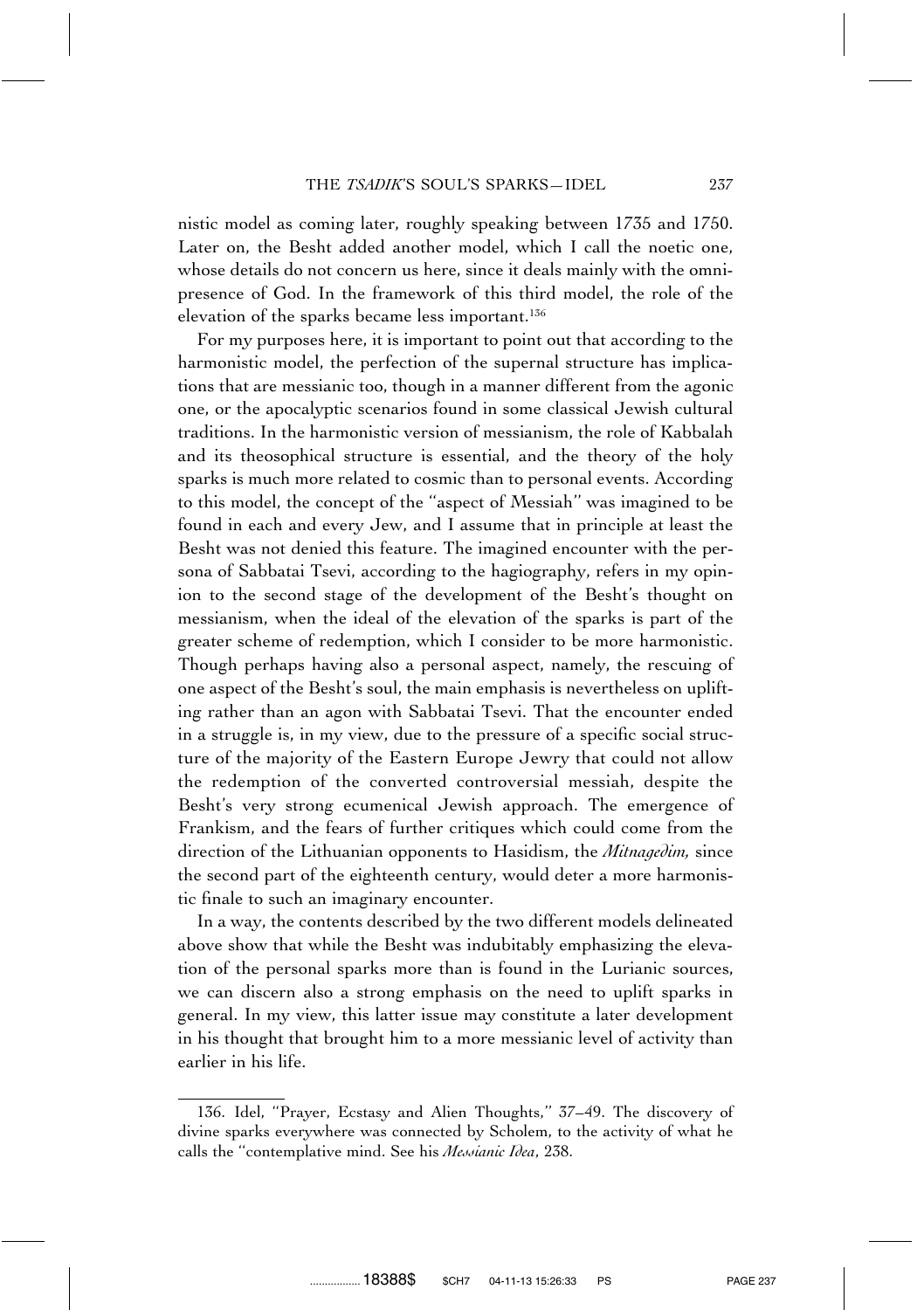nistic model as coming later, roughly speaking between 1735 and 1750. Later on, the Besht added another model, which I call the noetic one, whose details do not concern us here, since it deals mainly with the omnipresence of God. In the framework of this third model, the role of the elevation of the sparks became less important.[136]

For my purposes here, it is important to point out that according to the harmonistic model, the perfection of the supernal structure has implications that are messianic too, though in a manner different from the agonic one, or the apocalyptic scenarios found in some classical Jewish cultural traditions. In the harmonistic version of messianism, the role of Kabbalah and its theosophical structure is essential, and the theory of the holy sparks is much more related to cosmic than to personal events. According to this model, the concept of the "aspect of Messiah" was imagined to be found in each and every Jew, and I assume that in principle at least the Besht was not denied this feature. The imagined encounter with the persona of Sabbatai Tsevi, according to the hagiography, refers in my opinion to the second stage of the development of the Besht's thought on messianism, when the ideal of the elevation of the sparks is part of the greater scheme of redemption, which I consider to be more harmonistic. Though perhaps having also a personal aspect, namely, the rescuing of one aspect of the Besht's soul, the main emphasis is nevertheless on uplifting rather than an agon with Sabbatai Tsevi. That the encounter ended in a struggle is, in my view, due to the pressure of a specific social structure of the majority of the Eastern Europe Jewry that could not allow the redemption of the converted controversial messiah, despite the Besht's very strong ecumenical Jewish approach. The emergence of Frankism, and the fears of further critiques which could come from the direction of the Lithuanian opponents to Hasidism, the *Mitnagedim,* since the second part of the eighteenth century, would deter a more harmonistic finale to such an imaginary encounter.

In a way, the contents described by the two different models delineated above show that while the Besht was indubitably emphasizing the elevation of the personal sparks more than is found in the Lurianic sources, we can discern also a strong emphasis on the need to uplift sparks in general. In my view, this latter issue may constitute a later development in his thought that brought him to a more messianic level of activity than earlier in his life.

136. Idel, "Prayer, Ecstasy and Alien Thoughts," 37–49. The discovery of divine sparks everywhere was connected by Scholem, to the activity of what he calls the "contemplative mind. See his *Messianic Idea*, 238.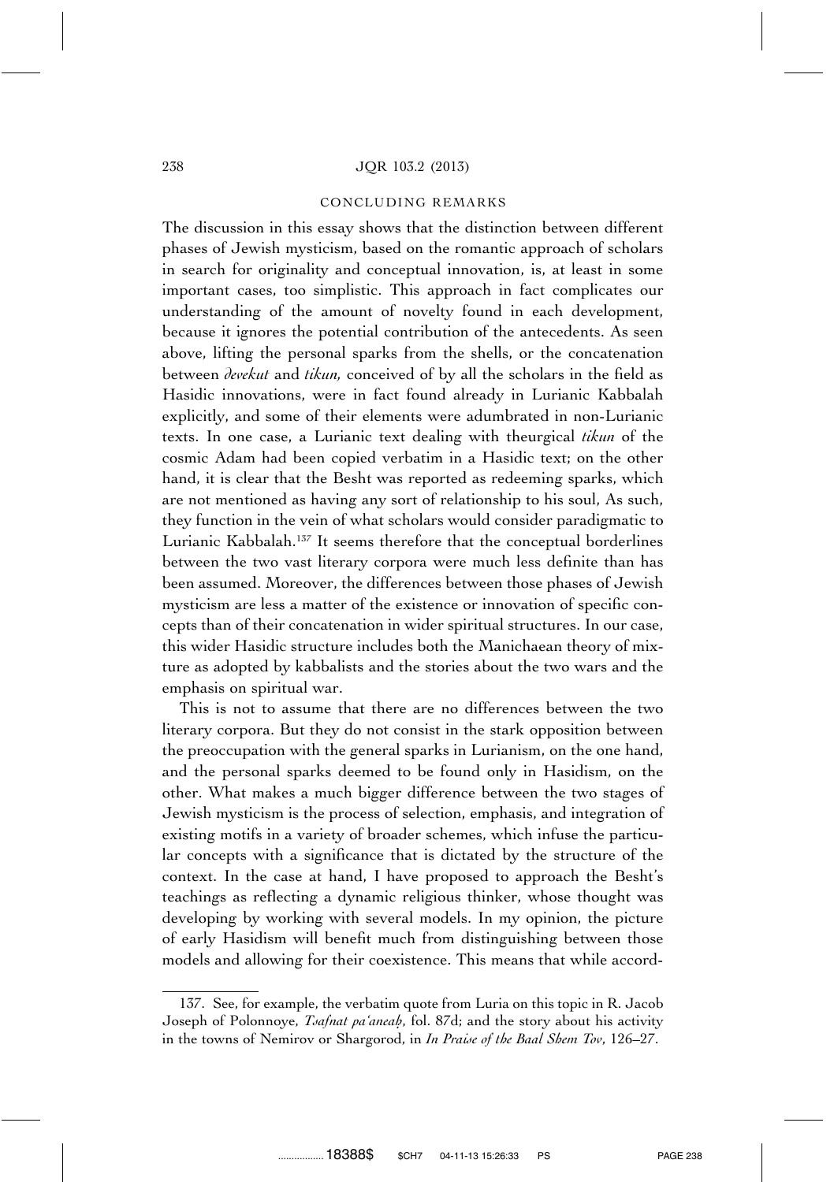## CONCLUDING REMARKS

The discussion in this essay shows that the distinction between different phases of Jewish mysticism, based on the romantic approach of scholars in search for originality and conceptual innovation, is, at least in some important cases, too simplistic. This approach in fact complicates our understanding of the amount of novelty found in each development, because it ignores the potential contribution of the antecedents. As seen above, lifting the personal sparks from the shells, or the concatenation between *devekut* and *tikun,* conceived of by all the scholars in the field as Hasidic innovations, were in fact found already in Lurianic Kabbalah explicitly, and some of their elements were adumbrated in non-Lurianic texts. In one case, a Lurianic text dealing with theurgical *tikun* of the cosmic Adam had been copied verbatim in a Hasidic text; on the other hand, it is clear that the Besht was reported as redeeming sparks, which are not mentioned as having any sort of relationship to his soul, As such, they function in the vein of what scholars would consider paradigmatic to Lurianic Kabbalah.[137] It seems therefore that the conceptual borderlines between the two vast literary corpora were much less definite than has been assumed. Moreover, the differences between those phases of Jewish mysticism are less a matter of the existence or innovation of specific concepts than of their concatenation in wider spiritual structures. In our case, this wider Hasidic structure includes both the Manichaean theory of mixture as adopted by kabbalists and the stories about the two wars and the emphasis on spiritual war.

This is not to assume that there are no differences between the two literary corpora. But they do not consist in the stark opposition between the preoccupation with the general sparks in Lurianism, on the one hand, and the personal sparks deemed to be found only in Hasidism, on the other. What makes a much bigger difference between the two stages of Jewish mysticism is the process of selection, emphasis, and integration of existing motifs in a variety of broader schemes, which infuse the particular concepts with a significance that is dictated by the structure of the context. In the case at hand, I have proposed to approach the Besht's teachings as reflecting a dynamic religious thinker, whose thought was developing by working with several models. In my opinion, the picture of early Hasidism will benefit much from distinguishing between those models and allowing for their coexistence. This means that while accord-

---

137. See, for example, the verbatim quote from Luria on this topic in R. Jacob Joseph of Polonnoye, *Tsafnat pa'aneaḥ*, fol. 87d; and the story about his activity in the towns of Nemirov or Shargorod, in *In Praise of the Baal Shem Tov*, 126–27.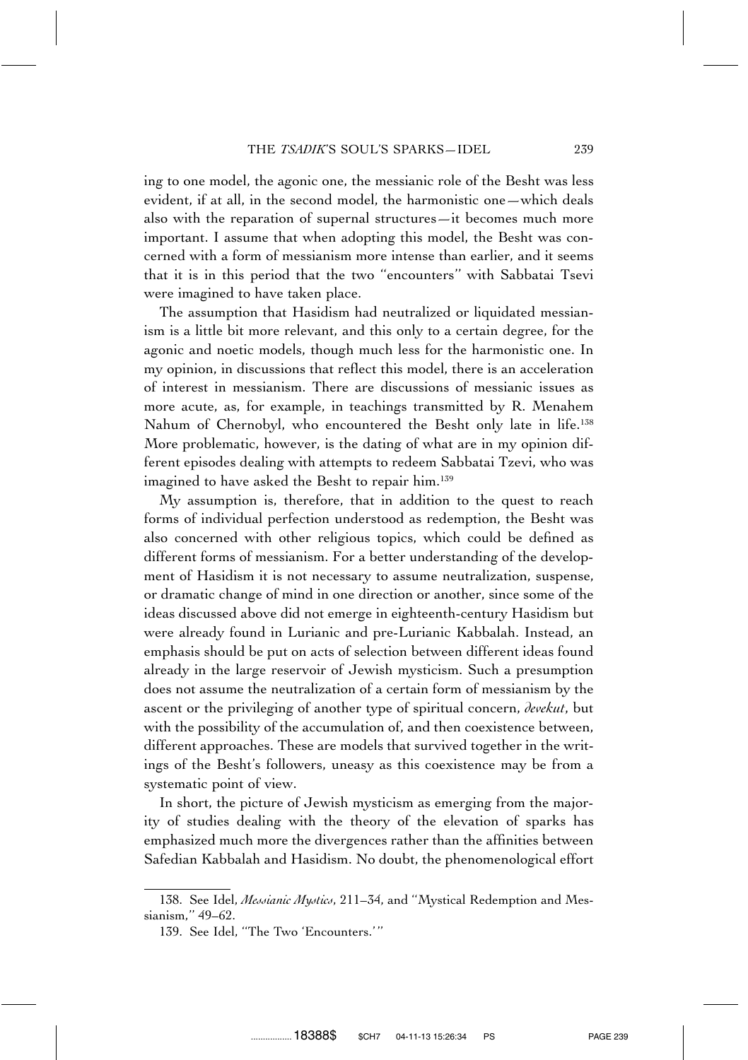ing to one model, the agonic one, the messianic role of the Besht was less evident, if at all, in the second model, the harmonistic one—which deals also with the reparation of supernal structures—it becomes much more important. I assume that when adopting this model, the Besht was concerned with a form of messianism more intense than earlier, and it seems that it is in this period that the two "encounters" with Sabbatai Tsevi were imagined to have taken place.

The assumption that Hasidism had neutralized or liquidated messianism is a little bit more relevant, and this only to a certain degree, for the agonic and noetic models, though much less for the harmonistic one. In my opinion, in discussions that reflect this model, there is an acceleration of interest in messianism. There are discussions of messianic issues as more acute, as, for example, in teachings transmitted by R. Menahem Nahum of Chernobyl, who encountered the Besht only late in life.[138] More problematic, however, is the dating of what are in my opinion different episodes dealing with attempts to redeem Sabbatai Tzevi, who was imagined to have asked the Besht to repair him.[139]

My assumption is, therefore, that in addition to the quest to reach forms of individual perfection understood as redemption, the Besht was also concerned with other religious topics, which could be defined as different forms of messianism. For a better understanding of the development of Hasidism it is not necessary to assume neutralization, suspense, or dramatic change of mind in one direction or another, since some of the ideas discussed above did not emerge in eighteenth-century Hasidism but were already found in Lurianic and pre-Lurianic Kabbalah. Instead, an emphasis should be put on acts of selection between different ideas found already in the large reservoir of Jewish mysticism. Such a presumption does not assume the neutralization of a certain form of messianism by the ascent or the privileging of another type of spiritual concern, *devekut*, but with the possibility of the accumulation of, and then coexistence between, different approaches. These are models that survived together in the writings of the Besht's followers, uneasy as this coexistence may be from a systematic point of view.

In short, the picture of Jewish mysticism as emerging from the majority of studies dealing with the theory of the elevation of sparks has emphasized much more the divergences rather than the affinities between Safedian Kabbalah and Hasidism. No doubt, the phenomenological effort

138. See Idel, *Messianic Mystics*, 211–34, and "Mystical Redemption and Messianism," 49–62.

139. See Idel, "The Two 'Encounters.'"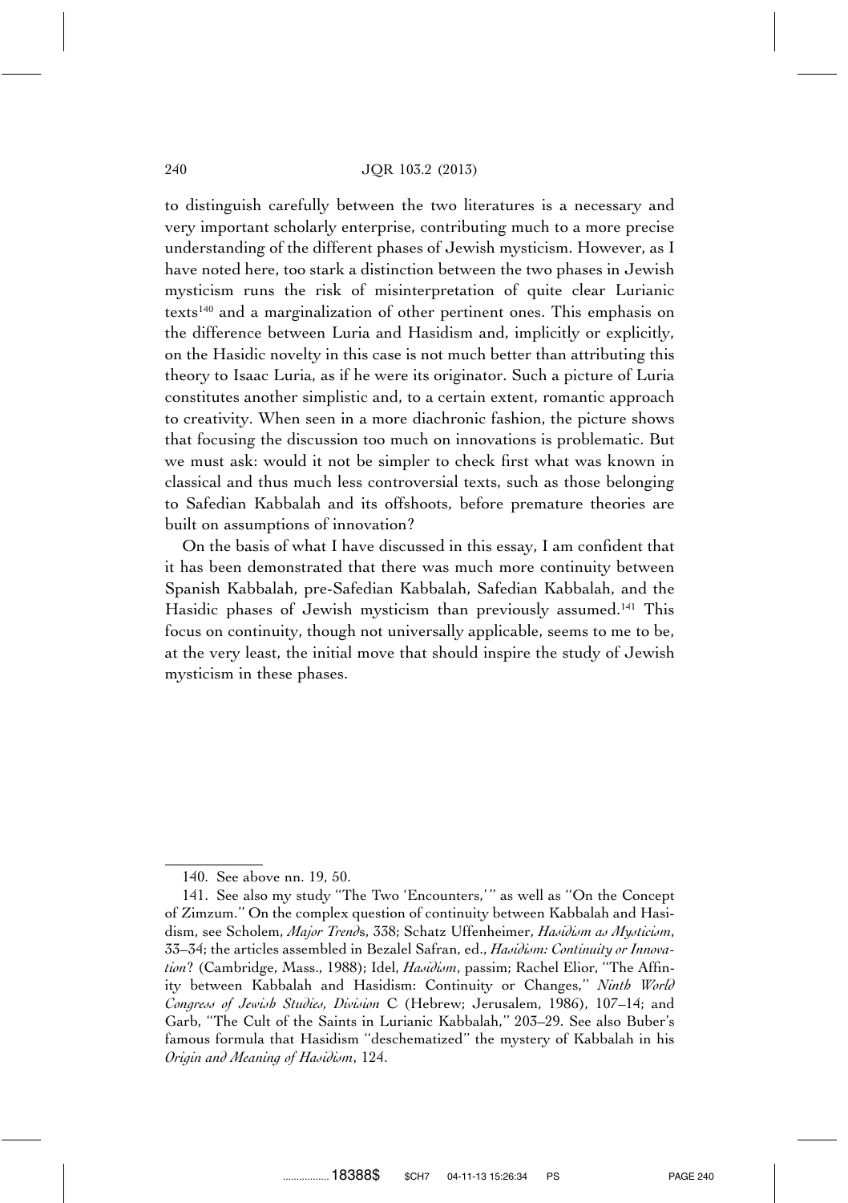to distinguish carefully between the two literatures is a necessary and very important scholarly enterprise, contributing much to a more precise understanding of the different phases of Jewish mysticism. However, as I have noted here, too stark a distinction between the two phases in Jewish mysticism runs the risk of misinterpretation of quite clear Lurianic texts[140] and a marginalization of other pertinent ones. This emphasis on the difference between Luria and Hasidism and, implicitly or explicitly, on the Hasidic novelty in this case is not much better than attributing this theory to Isaac Luria, as if he were its originator. Such a picture of Luria constitutes another simplistic and, to a certain extent, romantic approach to creativity. When seen in a more diachronic fashion, the picture shows that focusing the discussion too much on innovations is problematic. But we must ask: would it not be simpler to check first what was known in classical and thus much less controversial texts, such as those belonging to Safedian Kabbalah and its offshoots, before premature theories are built on assumptions of innovation?

On the basis of what I have discussed in this essay, I am confident that it has been demonstrated that there was much more continuity between Spanish Kabbalah, pre-Safedian Kabbalah, Safedian Kabbalah, and the Hasidic phases of Jewish mysticism than previously assumed.[141] This focus on continuity, though not universally applicable, seems to me to be, at the very least, the initial move that should inspire the study of Jewish mysticism in these phases.

---

140. See above nn. 19, 50.

141. See also my study "The Two 'Encounters,'" as well as "On the Concept of Zimzum." On the complex question of continuity between Kabbalah and Hasidism, see Scholem, *Major Trends*, 338; Schatz Uffenheimer, *Hasidism as Mysticism*, 33–34; the articles assembled in Bezalel Safran, ed., *Hasidism: Continuity or Innovation?* (Cambridge, Mass., 1988); Idel, *Hasidism*, passim; Rachel Elior, "The Affinity between Kabbalah and Hasidism: Continuity or Changes," *Ninth World Congress of Jewish Studies, Division* C (Hebrew; Jerusalem, 1986), 107–14; and Garb, "The Cult of the Saints in Lurianic Kabbalah," 203–29. See also Buber's famous formula that Hasidism "deschematized" the mystery of Kabbalah in his *Origin and Meaning of Hasidism*, 124.